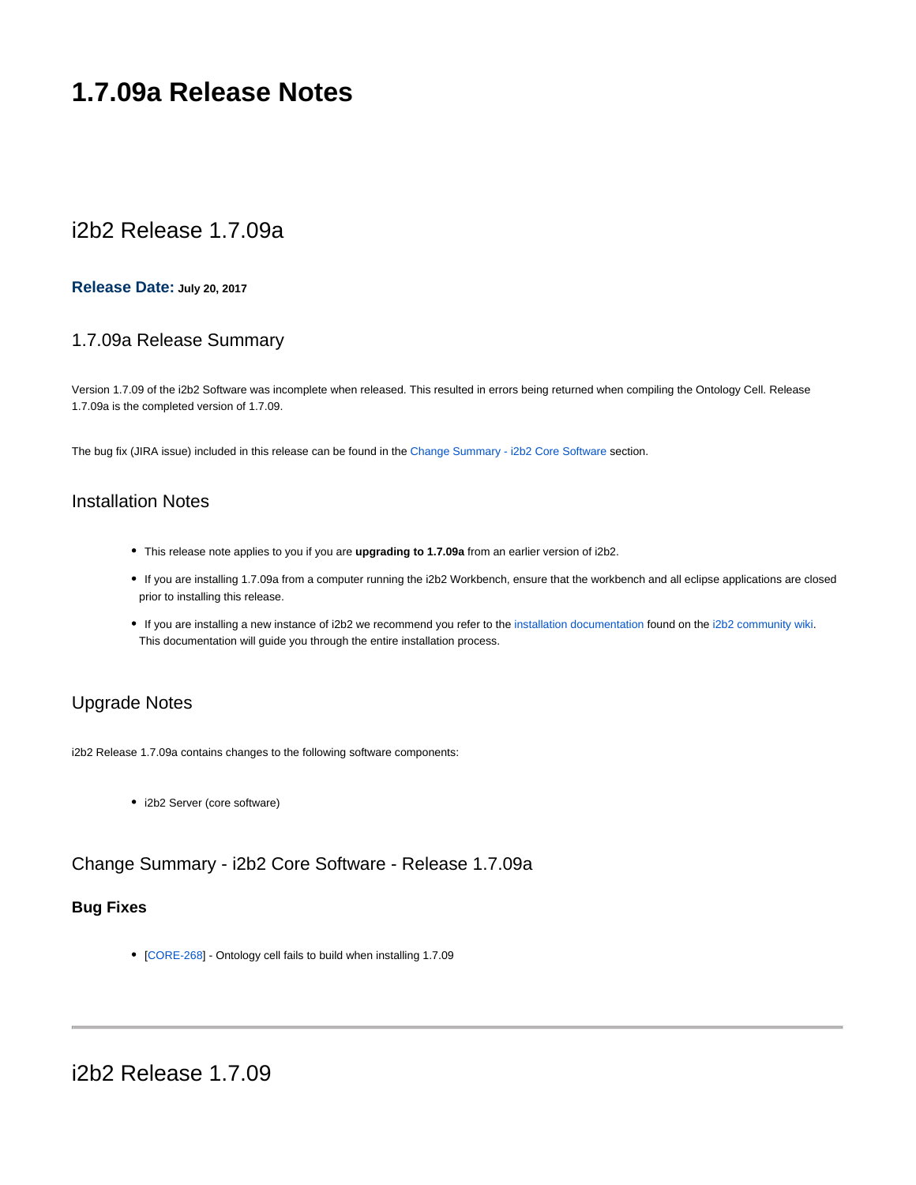# 1.7.09a Release Notes

## i2b2 Release 1.7.09a

**Release Date:** **July 20, 2017**

### 1.7.09a Release Summary

Version 1.7.09 of the i2b2 Software was incomplete when released. This resulted in errors being returned when compiling the Ontology Cell. Release 1.7.09a is the completed version of 1.7.09.

The bug fix (JIRA issue) included in this release can be found in the Change Summary - i2b2 Core Software section.

### Installation Notes

- This release note applies to you if you are **upgrading to 1.7.09a** from an earlier version of i2b2.
- If you are installing 1.7.09a from a computer running the i2b2 Workbench, ensure that the workbench and all eclipse applications are closed prior to installing this release.
- If you are installing a new instance of i2b2 we recommend you refer to the installation documentation found on the i2b2 community wiki. This documentation will guide you through the entire installation process.

### Upgrade Notes

i2b2 Release 1.7.09a contains changes to the following software components:

- i2b2 Server (core software)

### Change Summary - i2b2 Core Software - Release 1.7.09a

#### Bug Fixes

- [CORE-268] - Ontology cell fails to build when installing 1.7.09

---

## i2b2 Release 1.7.09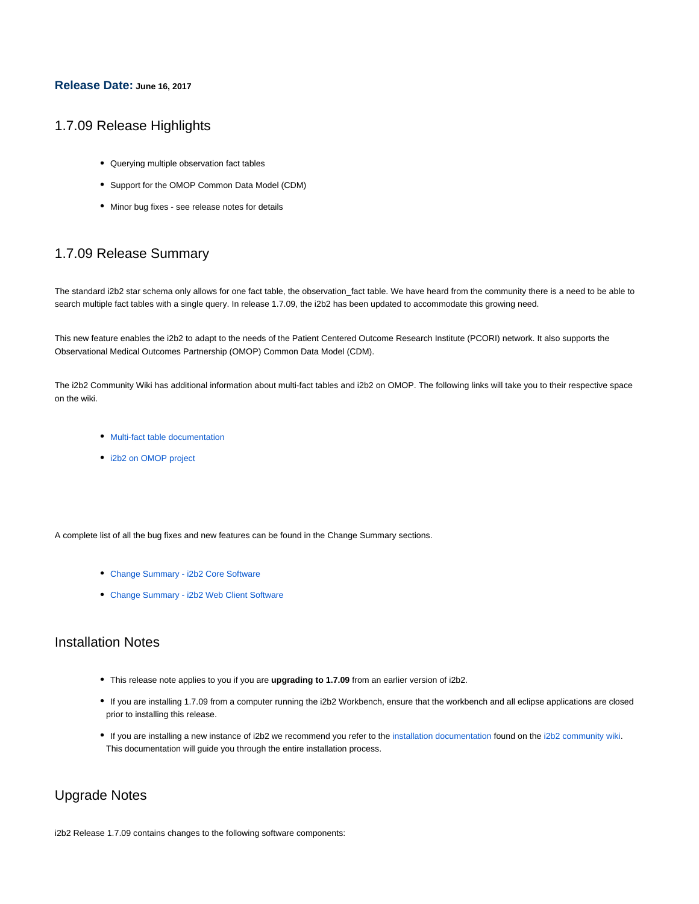**Release Date:** **June 16, 2017**

## 1.7.09 Release Highlights

- Querying multiple observation fact tables
- Support for the OMOP Common Data Model (CDM)
- Minor bug fixes - see release notes for details

## 1.7.09 Release Summary

The standard i2b2 star schema only allows for one fact table, the observation_fact table. We have heard from the community there is a need to be able to search multiple fact tables with a single query. In release 1.7.09, the i2b2 has been updated to accommodate this growing need.

This new feature enables the i2b2 to adapt to the needs of the Patient Centered Outcome Research Institute (PCORI) network. It also supports the Observational Medical Outcomes Partnership (OMOP) Common Data Model (CDM).

The i2b2 Community Wiki has additional information about multi-fact tables and i2b2 on OMOP. The following links will take you to their respective space on the wiki.

- Multi-fact table documentation
- i2b2 on OMOP project

A complete list of all the bug fixes and new features can be found in the Change Summary sections.

- Change Summary - i2b2 Core Software
- Change Summary - i2b2 Web Client Software

## Installation Notes

- This release note applies to you if you are **upgrading to 1.7.09** from an earlier version of i2b2.
- If you are installing 1.7.09 from a computer running the i2b2 Workbench, ensure that the workbench and all eclipse applications are closed prior to installing this release.
- If you are installing a new instance of i2b2 we recommend you refer to the installation documentation found on the i2b2 community wiki. This documentation will guide you through the entire installation process.

## Upgrade Notes

i2b2 Release 1.7.09 contains changes to the following software components: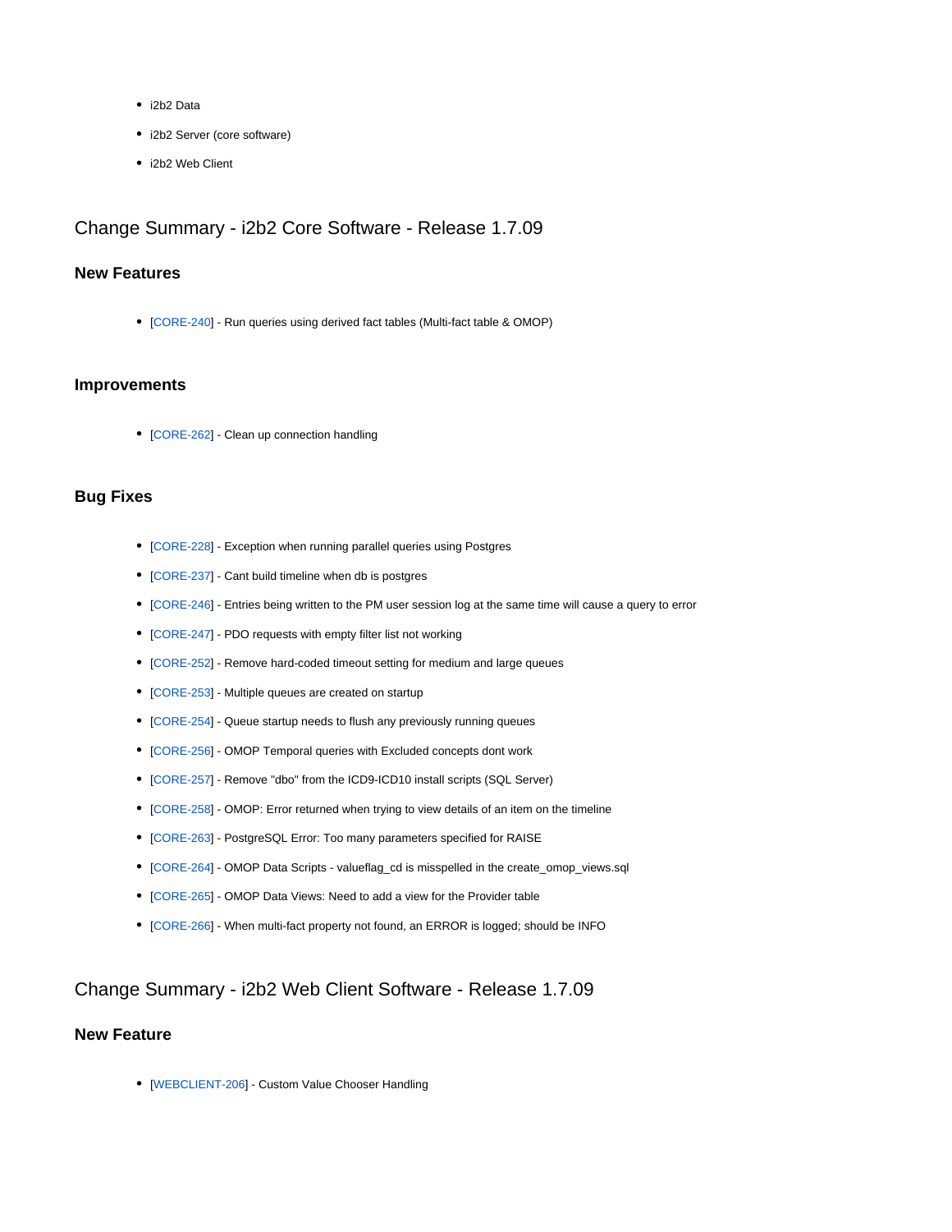- i2b2 Data
- i2b2 Server (core software)
- i2b2 Web Client

## Change Summary - i2b2 Core Software - Release 1.7.09

### New Features

- [CORE-240] - Run queries using derived fact tables (Multi-fact table & OMOP)

### Improvements

- [CORE-262] - Clean up connection handling

### Bug Fixes

- [CORE-228] - Exception when running parallel queries using Postgres
- [CORE-237] - Cant build timeline when db is postgres
- [CORE-246] - Entries being written to the PM user session log at the same time will cause a query to error
- [CORE-247] - PDO requests with empty filter list not working
- [CORE-252] - Remove hard-coded timeout setting for medium and large queues
- [CORE-253] - Multiple queues are created on startup
- [CORE-254] - Queue startup needs to flush any previously running queues
- [CORE-256] - OMOP Temporal queries with Excluded concepts dont work
- [CORE-257] - Remove "dbo" from the ICD9-ICD10 install scripts (SQL Server)
- [CORE-258] - OMOP: Error returned when trying to view details of an item on the timeline
- [CORE-263] - PostgreSQL Error: Too many parameters specified for RAISE
- [CORE-264] - OMOP Data Scripts - valueflag_cd is misspelled in the create_omop_views.sql
- [CORE-265] - OMOP Data Views: Need to add a view for the Provider table
- [CORE-266] - When multi-fact property not found, an ERROR is logged; should be INFO

## Change Summary - i2b2 Web Client Software - Release 1.7.09

### New Feature

- [WEBCLIENT-206] - Custom Value Chooser Handling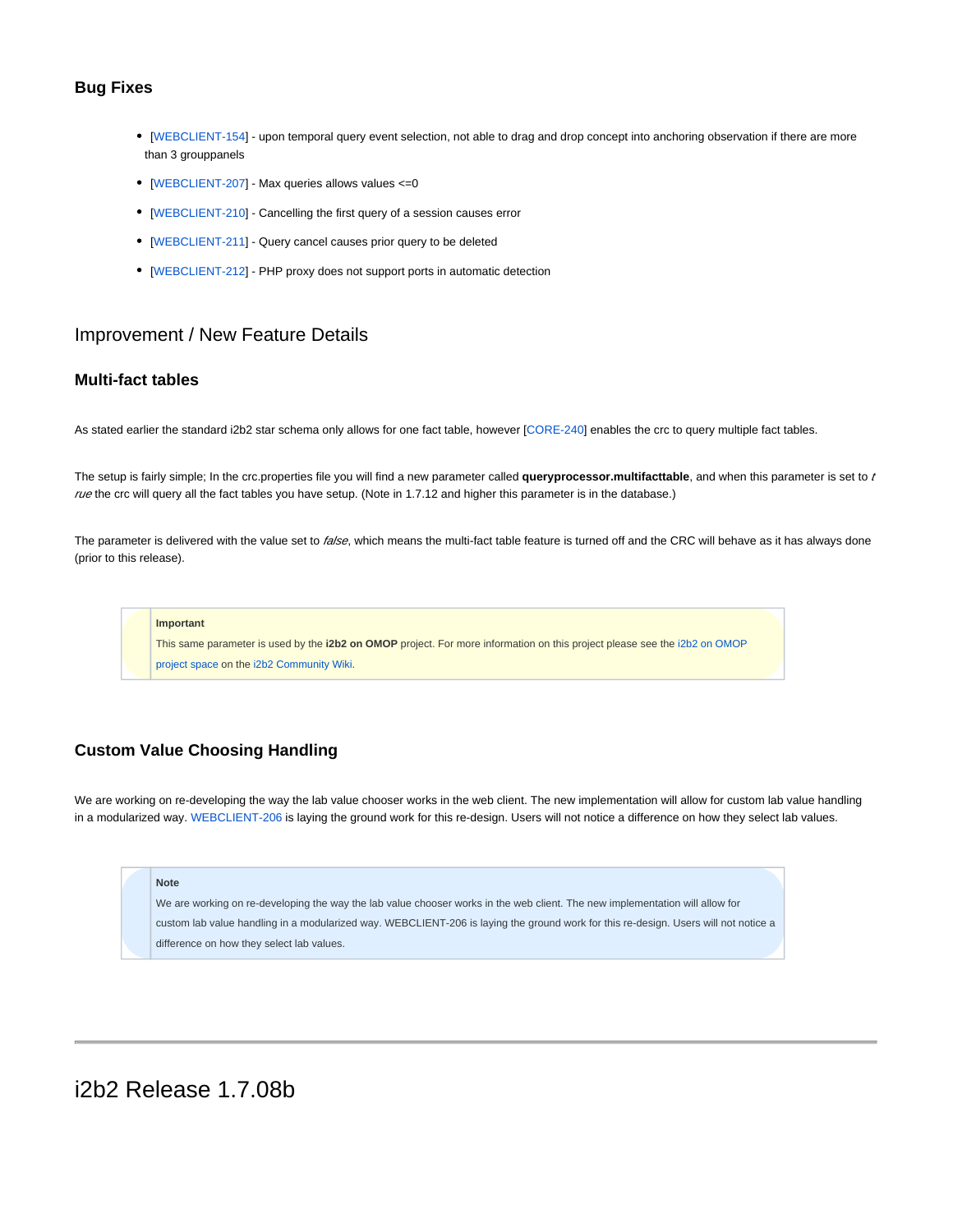### Bug Fixes

- [WEBCLIENT-154] - upon temporal query event selection, not able to drag and drop concept into anchoring observation if there are more than 3 grouppanels
- [WEBCLIENT-207] - Max queries allows values <=0
- [WEBCLIENT-210] - Cancelling the first query of a session causes error
- [WEBCLIENT-211] - Query cancel causes prior query to be deleted
- [WEBCLIENT-212] - PHP proxy does not support ports in automatic detection

## Improvement / New Feature Details

### Multi-fact tables

As stated earlier the standard i2b2 star schema only allows for one fact table, however [CORE-240] enables the crc to query multiple fact tables.

The setup is fairly simple; In the crc.properties file you will find a new parameter called **queryprocessor.multifacttable**, and when this parameter is set to *true* the crc will query all the fact tables you have setup. (Note in 1.7.12 and higher this parameter is in the database.)

The parameter is delivered with the value set to *false*, which means the multi-fact table feature is turned off and the CRC will behave as it has always done (prior to this release).

> **Important**
>
> This same parameter is used by the **i2b2 on OMOP** project. For more information on this project please see the i2b2 on OMOP project space on the i2b2 Community Wiki.

### Custom Value Choosing Handling

We are working on re-developing the way the lab value chooser works in the web client. The new implementation will allow for custom lab value handling in a modularized way. WEBCLIENT-206 is laying the ground work for this re-design. Users will not notice a difference on how they select lab values.

> **Note**
>
> We are working on re-developing the way the lab value chooser works in the web client. The new implementation will allow for custom lab value handling in a modularized way. WEBCLIENT-206 is laying the ground work for this re-design. Users will not notice a difference on how they select lab values.

---

# i2b2 Release 1.7.08b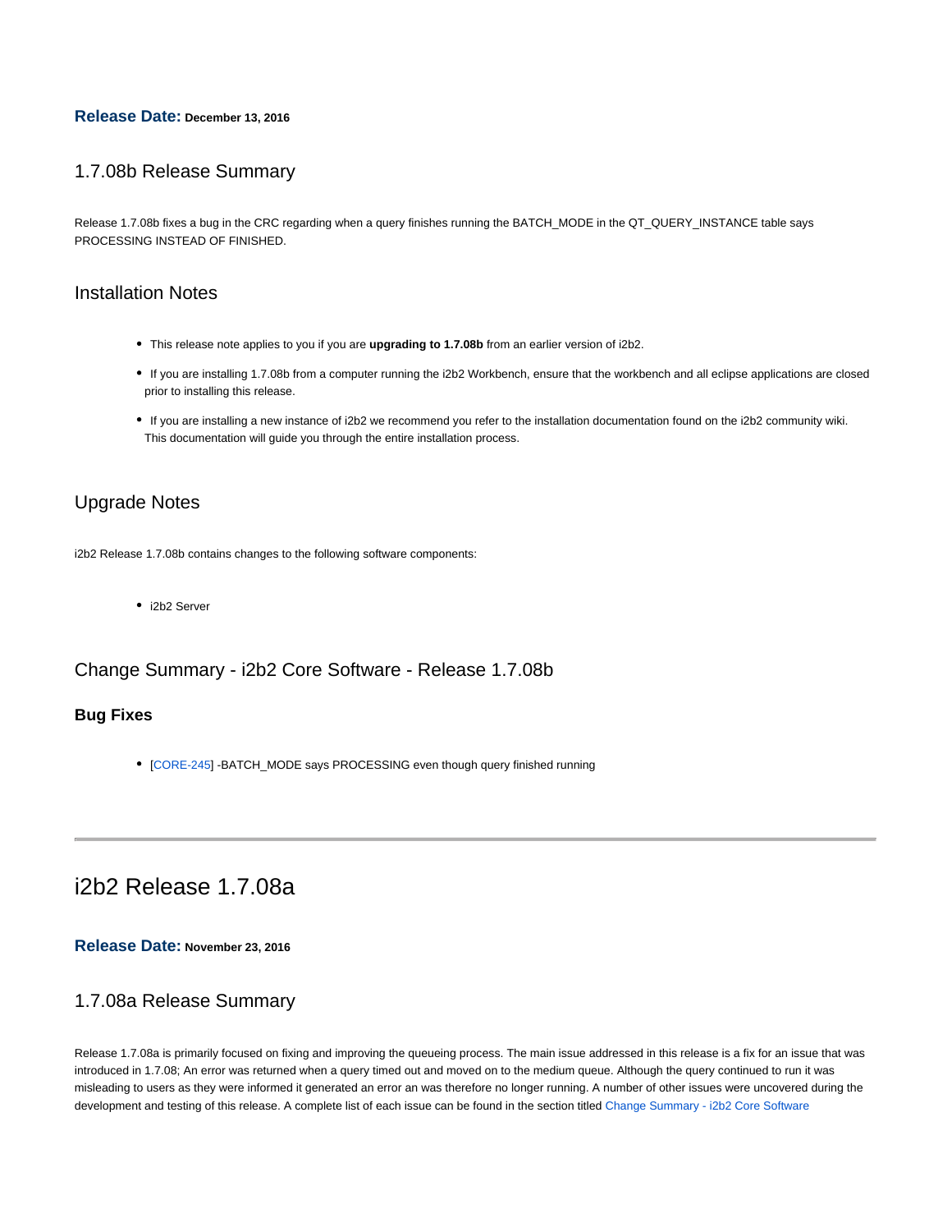**Release Date:** December 13, 2016

## 1.7.08b Release Summary

Release 1.7.08b fixes a bug in the CRC regarding when a query finishes running the BATCH_MODE in the QT_QUERY_INSTANCE table says PROCESSING INSTEAD OF FINISHED.

## Installation Notes

- This release note applies to you if you are **upgrading to 1.7.08b** from an earlier version of i2b2.
- If you are installing 1.7.08b from a computer running the i2b2 Workbench, ensure that the workbench and all eclipse applications are closed prior to installing this release.
- If you are installing a new instance of i2b2 we recommend you refer to the installation documentation found on the i2b2 community wiki. This documentation will guide you through the entire installation process.

## Upgrade Notes

i2b2 Release 1.7.08b contains changes to the following software components:

- i2b2 Server

## Change Summary - i2b2 Core Software - Release 1.7.08b

### Bug Fixes

- [CORE-245] -BATCH_MODE says PROCESSING even though query finished running

---

# i2b2 Release 1.7.08a

**Release Date:** November 23, 2016

## 1.7.08a Release Summary

Release 1.7.08a is primarily focused on fixing and improving the queueing process. The main issue addressed in this release is a fix for an issue that was introduced in 1.7.08; An error was returned when a query timed out and moved on to the medium queue. Although the query continued to run it was misleading to users as they were informed it generated an error an was therefore no longer running. A number of other issues were uncovered during the development and testing of this release. A complete list of each issue can be found in the section titled Change Summary - i2b2 Core Software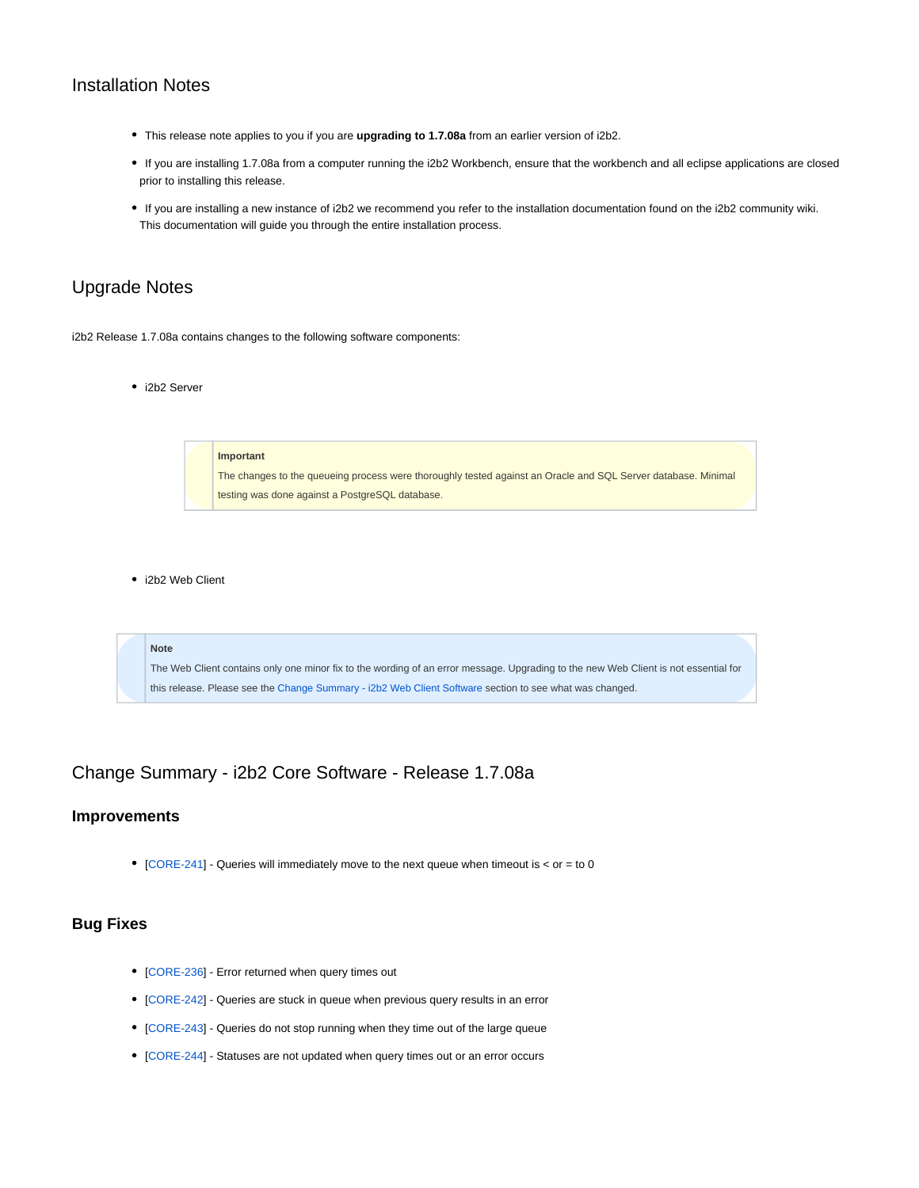## Installation Notes

- This release note applies to you if you are **upgrading to 1.7.08a** from an earlier version of i2b2.
- If you are installing 1.7.08a from a computer running the i2b2 Workbench, ensure that the workbench and all eclipse applications are closed prior to installing this release.
- If you are installing a new instance of i2b2 we recommend you refer to the installation documentation found on the i2b2 community wiki. This documentation will guide you through the entire installation process.

## Upgrade Notes

i2b2 Release 1.7.08a contains changes to the following software components:

- i2b2 Server

> **Important**
> The changes to the queueing process were thoroughly tested against an Oracle and SQL Server database. Minimal testing was done against a PostgreSQL database.

- i2b2 Web Client

> **Note**
> The Web Client contains only one minor fix to the wording of an error message. Upgrading to the new Web Client is not essential for this release. Please see the Change Summary - i2b2 Web Client Software section to see what was changed.

## Change Summary - i2b2 Core Software - Release 1.7.08a

### Improvements

- [CORE-241] - Queries will immediately move to the next queue when timeout is < or = to 0

### Bug Fixes

- [CORE-236] - Error returned when query times out
- [CORE-242] - Queries are stuck in queue when previous query results in an error
- [CORE-243] - Queries do not stop running when they time out of the large queue
- [CORE-244] - Statuses are not updated when query times out or an error occurs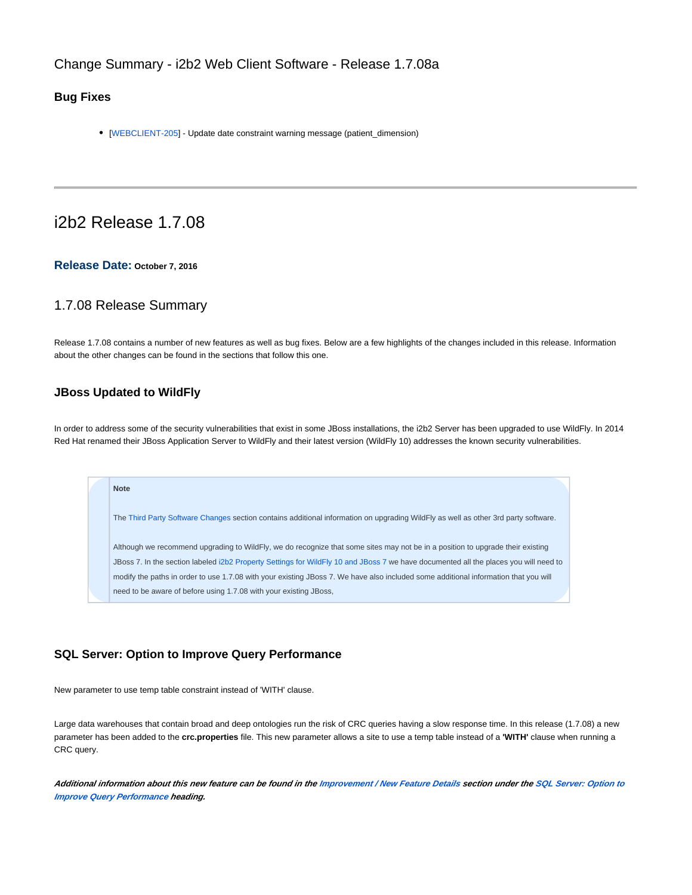## Change Summary - i2b2 Web Client Software - Release 1.7.08a

### Bug Fixes

- [WEBCLIENT-205] - Update date constraint warning message (patient_dimension)

---

# i2b2 Release 1.7.08

### Release Date: October 7, 2016

## 1.7.08 Release Summary

Release 1.7.08 contains a number of new features as well as bug fixes. Below are a few highlights of the changes included in this release. Information about the other changes can be found in the sections that follow this one.

### JBoss Updated to WildFly

In order to address some of the security vulnerabilities that exist in some JBoss installations, the i2b2 Server has been upgraded to use WildFly. In 2014 Red Hat renamed their JBoss Application Server to WildFly and their latest version (WildFly 10) addresses the known security vulnerabilities.

> **Note**
>
> The Third Party Software Changes section contains additional information on upgrading WildFly as well as other 3rd party software.
>
> Although we recommend upgrading to WildFly, we do recognize that some sites may not be in a position to upgrade their existing JBoss 7. In the section labeled i2b2 Property Settings for WildFly 10 and JBoss 7 we have documented all the places you will need to modify the paths in order to use 1.7.08 with your existing JBoss 7. We have also included some additional information that you will need to be aware of before using 1.7.08 with your existing JBoss,

### SQL Server: Option to Improve Query Performance

New parameter to use temp table constraint instead of 'WITH' clause.

Large data warehouses that contain broad and deep ontologies run the risk of CRC queries having a slow response time. In this release (1.7.08) a new parameter has been added to the **crc.properties** file. This new parameter allows a site to use a temp table instead of a **'WITH'** clause when running a CRC query.

***Additional information about this new feature can be found in the Improvement / New Feature Details section under the SQL Server: Option to Improve Query Performance heading.***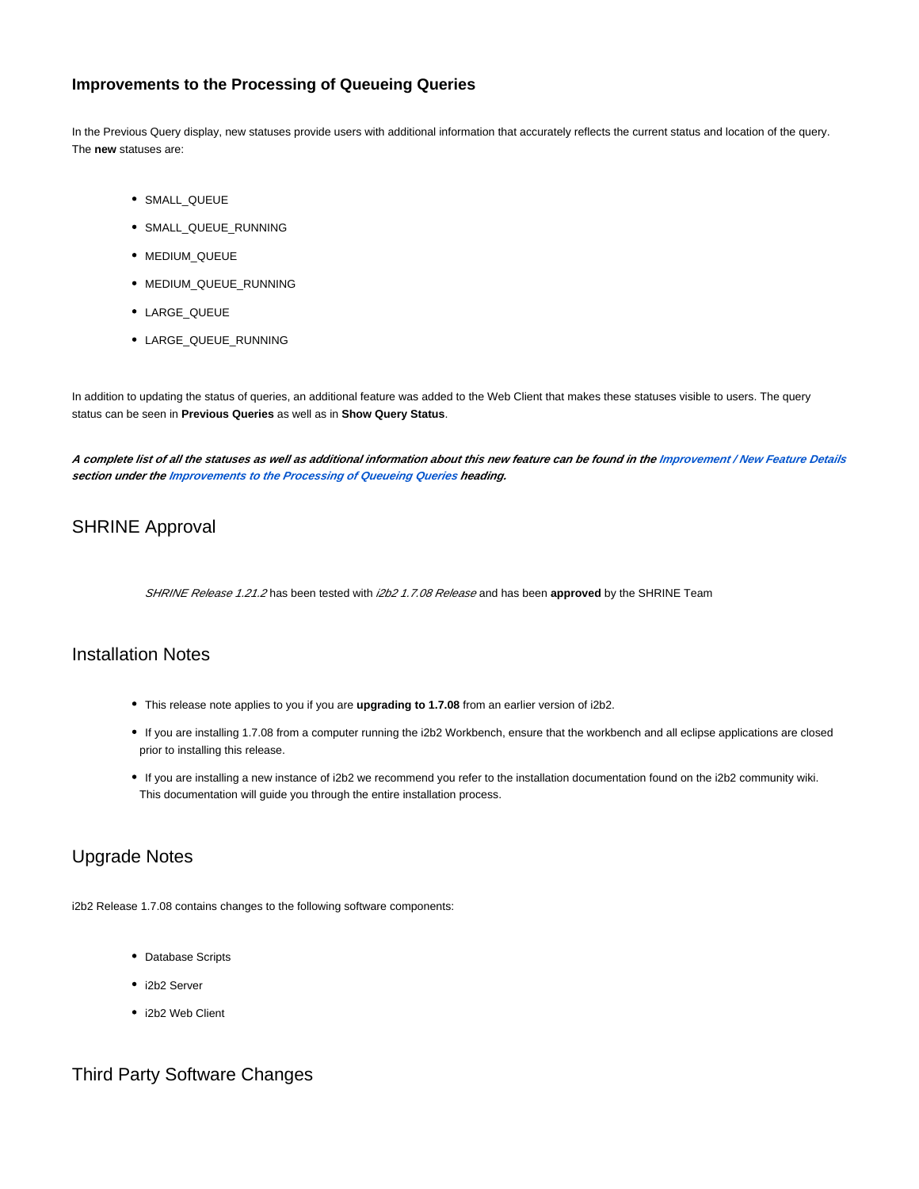### Improvements to the Processing of Queueing Queries

In the Previous Query display, new statuses provide users with additional information that accurately reflects the current status and location of the query. The **new** statuses are:

- SMALL_QUEUE
- SMALL_QUEUE_RUNNING
- MEDIUM_QUEUE
- MEDIUM_QUEUE_RUNNING
- LARGE_QUEUE
- LARGE_QUEUE_RUNNING

In addition to updating the status of queries, an additional feature was added to the Web Client that makes these statuses visible to users. The query status can be seen in **Previous Queries** as well as in **Show Query Status**.

***A complete list of all the statuses as well as additional information about this new feature can be found in the Improvement / New Feature Details section under the Improvements to the Processing of Queueing Queries heading.***

## SHRINE Approval

*SHRINE Release 1.21.2* has been tested with *i2b2 1.7.08 Release* and has been **approved** by the SHRINE Team

## Installation Notes

- This release note applies to you if you are **upgrading to 1.7.08** from an earlier version of i2b2.
- If you are installing 1.7.08 from a computer running the i2b2 Workbench, ensure that the workbench and all eclipse applications are closed prior to installing this release.
- If you are installing a new instance of i2b2 we recommend you refer to the installation documentation found on the i2b2 community wiki. This documentation will guide you through the entire installation process.

## Upgrade Notes

i2b2 Release 1.7.08 contains changes to the following software components:

- Database Scripts
- i2b2 Server
- i2b2 Web Client

## Third Party Software Changes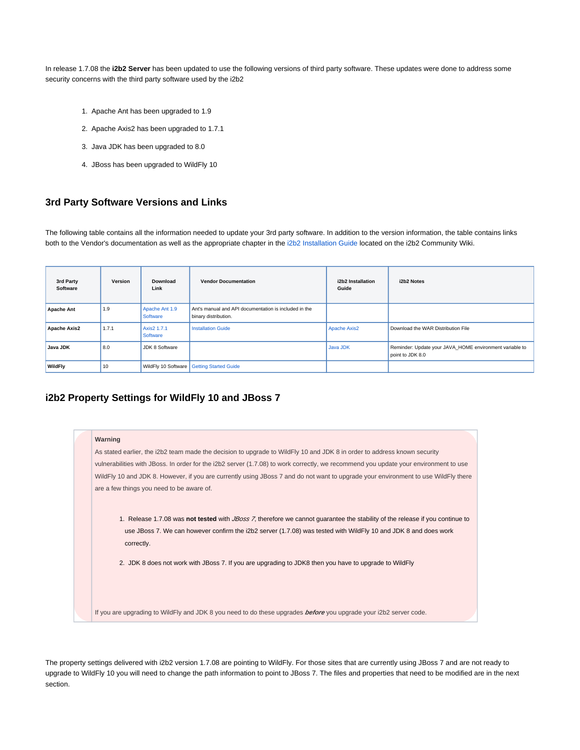In release 1.7.08 the **i2b2 Server** has been updated to use the following versions of third party software. These updates were done to address some security concerns with the third party software used by the i2b2

1. Apache Ant has been upgraded to 1.9
2. Apache Axis2 has been upgraded to 1.7.1
3. Java JDK has been upgraded to 8.0
4. JBoss has been upgraded to WildFly 10

## 3rd Party Software Versions and Links

The following table contains all the information needed to update your 3rd party software. In addition to the version information, the table contains links both to the Vendor's documentation as well as the appropriate chapter in the i2b2 Installation Guide located on the i2b2 Community Wiki.

| 3rd Party Software | Version | Download Link | Vendor Documentation | i2b2 Installation Guide | i2b2 Notes |
|---|---|---|---|---|---|
| **Apache Ant** | 1.9 | Apache Ant 1.9 Software | Ant's manual and API documentation is included in the binary distribution. | | |
| **Apache Axis2** | 1.7.1 | Axis2 1.7.1 Software | Installation Guide | Apache Axis2 | Download the WAR Distribution File |
| **Java JDK** | 8.0 | JDK 8 Software | | Java JDK | Reminder: Update your JAVA_HOME environment variable to point to JDK 8.0 |
| **WildFly** | 10 | WildFly 10 Software | Getting Started Guide | | |

## i2b2 Property Settings for WildFly 10 and JBoss 7

**Warning**

As stated earlier, the i2b2 team made the decision to upgrade to WildFly 10 and JDK 8 in order to address known security vulnerabilities with JBoss. In order for the i2b2 server (1.7.08) to work correctly, we recommend you update your environment to use WildFly 10 and JDK 8. However, if you are currently using JBoss 7 and do not want to upgrade your environment to use WildFly there are a few things you need to be aware of.

1. Release 1.7.08 was **not tested** with *JBoss 7*, therefore we cannot guarantee the stability of the release if you continue to use JBoss 7. We can however confirm the i2b2 server (1.7.08) was tested with WildFly 10 and JDK 8 and does work correctly.
2. JDK 8 does not work with JBoss 7. If you are upgrading to JDK8 then you have to upgrade to WildFly

If you are upgrading to WildFly and JDK 8 you need to do these upgrades ***before*** you upgrade your i2b2 server code.

The property settings delivered with i2b2 version 1.7.08 are pointing to WildFly. For those sites that are currently using JBoss 7 and are not ready to upgrade to WildFly 10 you will need to change the path information to point to JBoss 7. The files and properties that need to be modified are in the next section.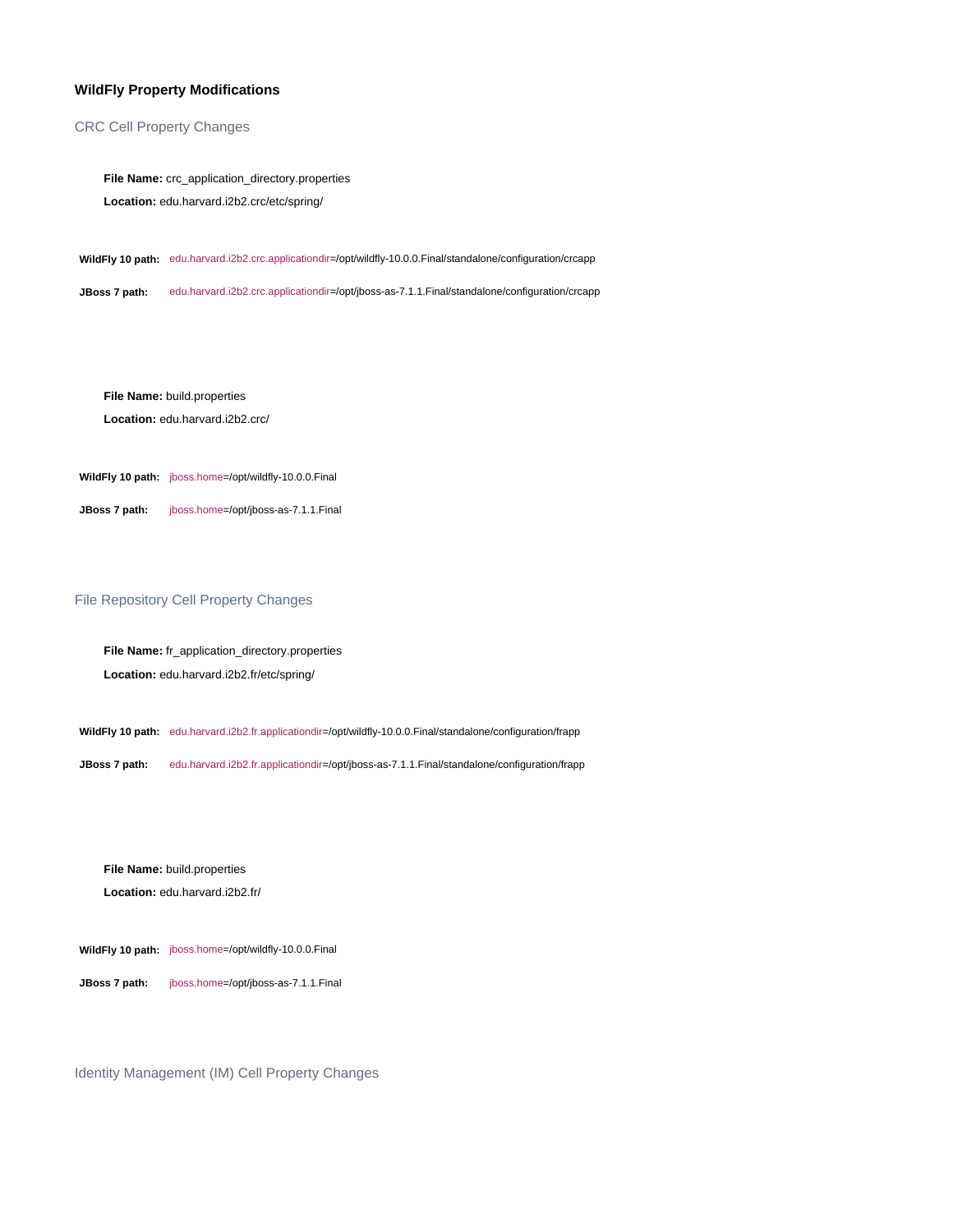### WildFly Property Modifications

#### CRC Cell Property Changes

**File Name:** crc_application_directory.properties

**Location:** edu.harvard.i2b2.crc/etc/spring/

**WildFly 10 path:** edu.harvard.i2b2.crc.applicationdir=/opt/wildfly-10.0.0.Final/standalone/configuration/crcapp

**JBoss 7 path:** edu.harvard.i2b2.crc.applicationdir=/opt/jboss-as-7.1.1.Final/standalone/configuration/crcapp

**File Name:** build.properties

**Location:** edu.harvard.i2b2.crc/

**WildFly 10 path:** jboss.home=/opt/wildfly-10.0.0.Final

**JBoss 7 path:** jboss.home=/opt/jboss-as-7.1.1.Final

#### File Repository Cell Property Changes

**File Name:** fr_application_directory.properties

**Location:** edu.harvard.i2b2.fr/etc/spring/

**WildFly 10 path:** edu.harvard.i2b2.fr.applicationdir=/opt/wildfly-10.0.0.Final/standalone/configuration/frapp

**JBoss 7 path:** edu.harvard.i2b2.fr.applicationdir=/opt/jboss-as-7.1.1.Final/standalone/configuration/frapp

**File Name:** build.properties

**Location:** edu.harvard.i2b2.fr/

**WildFly 10 path:** jboss.home=/opt/wildfly-10.0.0.Final

**JBoss 7 path:** jboss.home=/opt/jboss-as-7.1.1.Final

#### Identity Management (IM) Cell Property Changes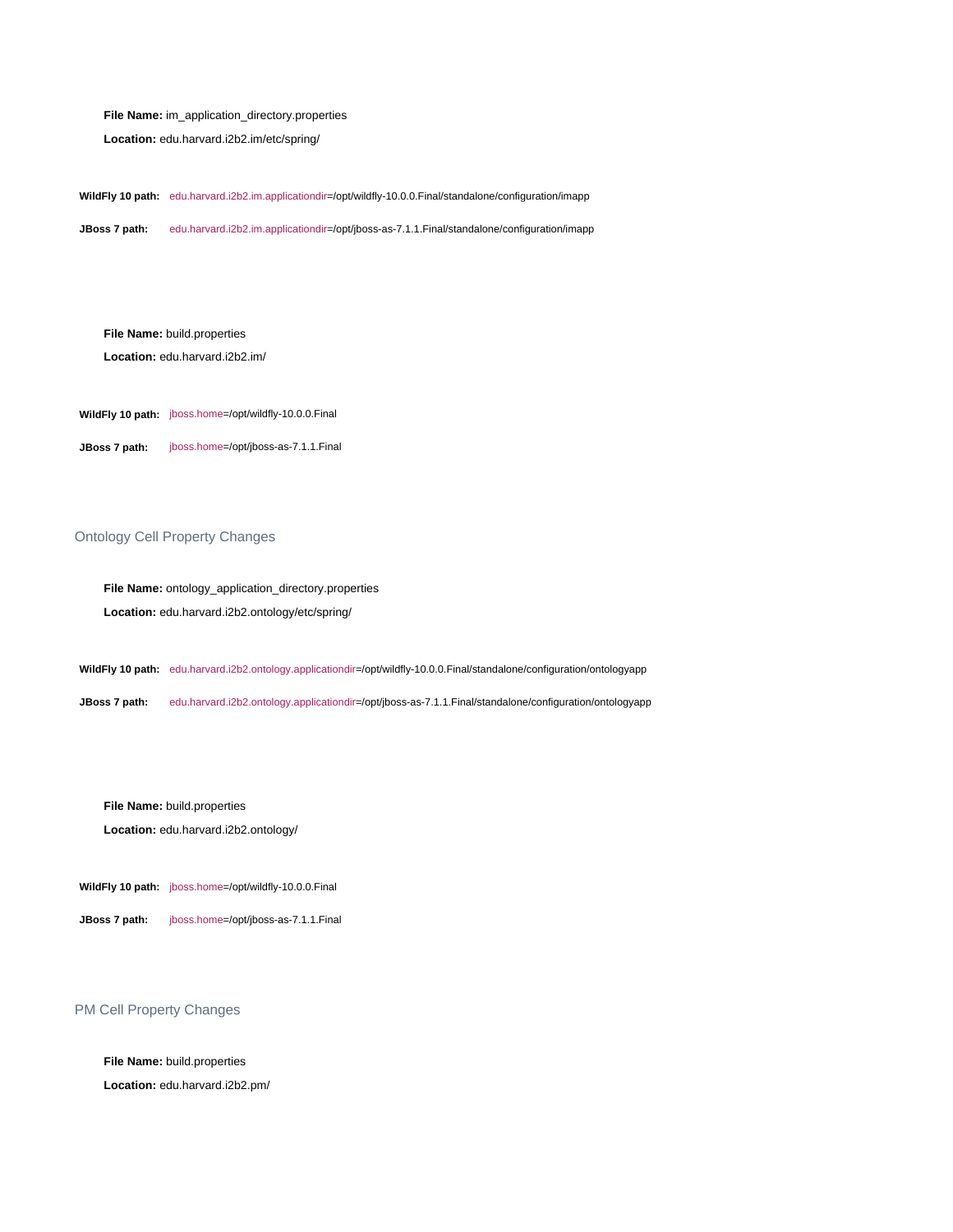**File Name:** im_application_directory.properties

**Location:** edu.harvard.i2b2.im/etc/spring/

**WildFly 10 path:** edu.harvard.i2b2.im.applicationdir=/opt/wildfly-10.0.0.Final/standalone/configuration/imapp

**JBoss 7 path:** edu.harvard.i2b2.im.applicationdir=/opt/jboss-as-7.1.1.Final/standalone/configuration/imapp

**File Name:** build.properties

**Location:** edu.harvard.i2b2.im/

**WildFly 10 path:** jboss.home=/opt/wildfly-10.0.0.Final

**JBoss 7 path:** jboss.home=/opt/jboss-as-7.1.1.Final

## Ontology Cell Property Changes

**File Name:** ontology_application_directory.properties

**Location:** edu.harvard.i2b2.ontology/etc/spring/

**WildFly 10 path:** edu.harvard.i2b2.ontology.applicationdir=/opt/wildfly-10.0.0.Final/standalone/configuration/ontologyapp

**JBoss 7 path:** edu.harvard.i2b2.ontology.applicationdir=/opt/jboss-as-7.1.1.Final/standalone/configuration/ontologyapp

**File Name:** build.properties

**Location:** edu.harvard.i2b2.ontology/

**WildFly 10 path:** jboss.home=/opt/wildfly-10.0.0.Final

**JBoss 7 path:** jboss.home=/opt/jboss-as-7.1.1.Final

## PM Cell Property Changes

**File Name:** build.properties

**Location:** edu.harvard.i2b2.pm/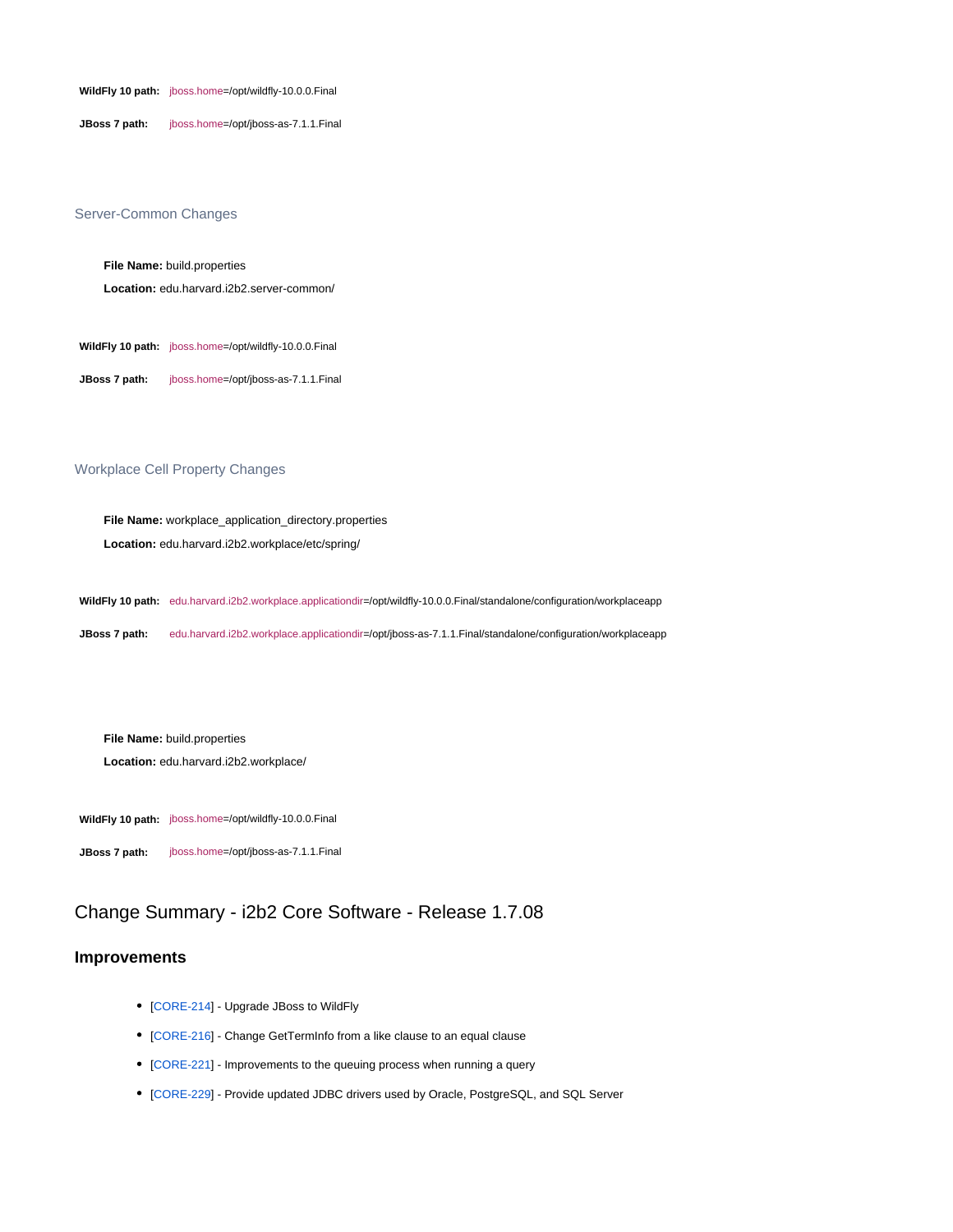**WildFly 10 path:** jboss.home=/opt/wildfly-10.0.0.Final

**JBoss 7 path:** jboss.home=/opt/jboss-as-7.1.1.Final

### Server-Common Changes

**File Name:** build.properties

**Location:** edu.harvard.i2b2.server-common/

**WildFly 10 path:** jboss.home=/opt/wildfly-10.0.0.Final

**JBoss 7 path:** jboss.home=/opt/jboss-as-7.1.1.Final

### Workplace Cell Property Changes

**File Name:** workplace_application_directory.properties

**Location:** edu.harvard.i2b2.workplace/etc/spring/

**WildFly 10 path:** edu.harvard.i2b2.workplace.applicationdir=/opt/wildfly-10.0.0.Final/standalone/configuration/workplaceapp

**JBoss 7 path:** edu.harvard.i2b2.workplace.applicationdir=/opt/jboss-as-7.1.1.Final/standalone/configuration/workplaceapp

**File Name:** build.properties

**Location:** edu.harvard.i2b2.workplace/

**WildFly 10 path:** jboss.home=/opt/wildfly-10.0.0.Final

**JBoss 7 path:** jboss.home=/opt/jboss-as-7.1.1.Final

## Change Summary - i2b2 Core Software - Release 1.7.08

### Improvements

- [CORE-214] - Upgrade JBoss to WildFly
- [CORE-216] - Change GetTermInfo from a like clause to an equal clause
- [CORE-221] - Improvements to the queuing process when running a query
- [CORE-229] - Provide updated JDBC drivers used by Oracle, PostgreSQL, and SQL Server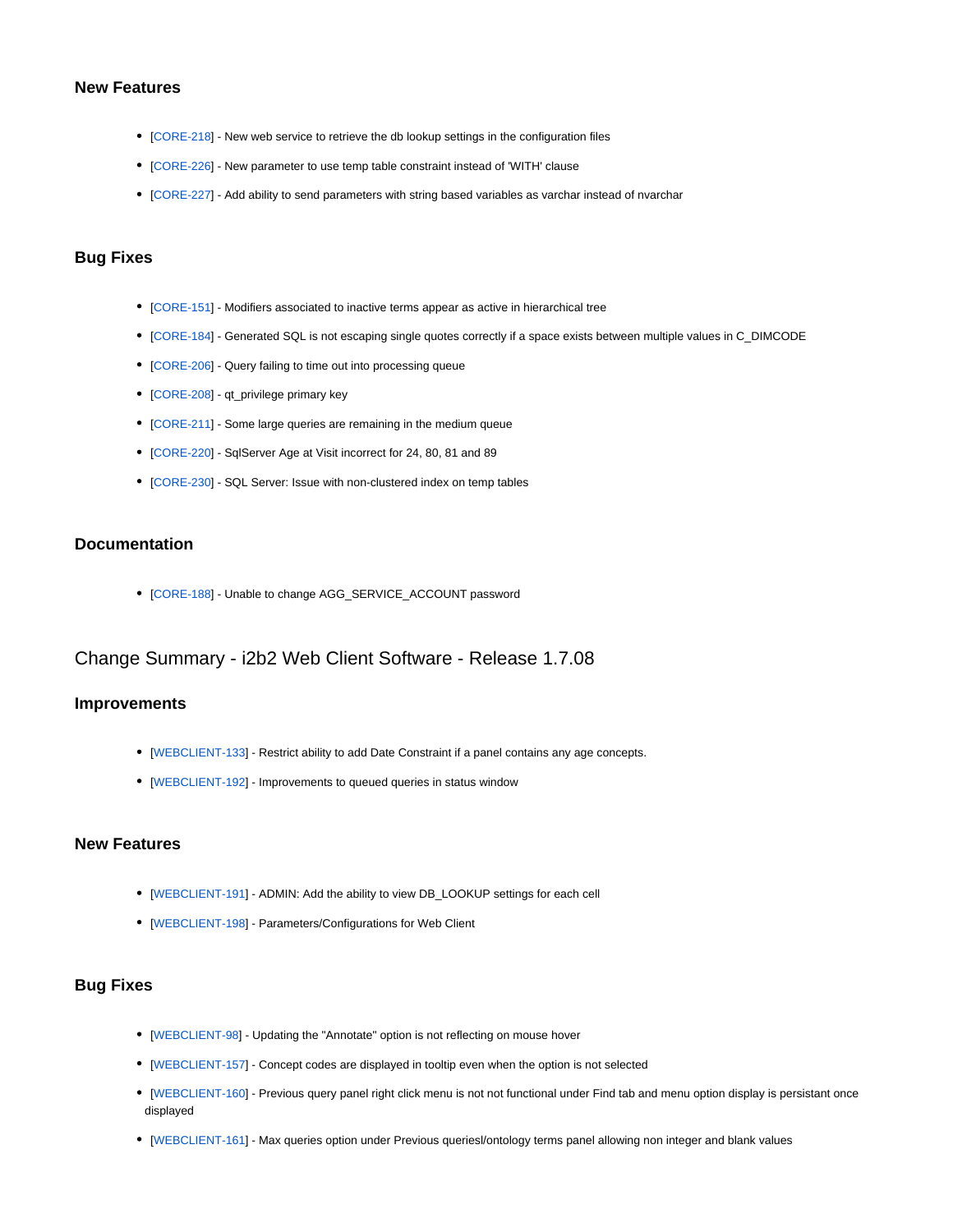### New Features

- [CORE-218] - New web service to retrieve the db lookup settings in the configuration files
- [CORE-226] - New parameter to use temp table constraint instead of 'WITH' clause
- [CORE-227] - Add ability to send parameters with string based variables as varchar instead of nvarchar

### Bug Fixes

- [CORE-151] - Modifiers associated to inactive terms appear as active in hierarchical tree
- [CORE-184] - Generated SQL is not escaping single quotes correctly if a space exists between multiple values in C_DIMCODE
- [CORE-206] - Query failing to time out into processing queue
- [CORE-208] - qt_privilege primary key
- [CORE-211] - Some large queries are remaining in the medium queue
- [CORE-220] - SqlServer Age at Visit incorrect for 24, 80, 81 and 89
- [CORE-230] - SQL Server: Issue with non-clustered index on temp tables

### Documentation

- [CORE-188] - Unable to change AGG_SERVICE_ACCOUNT password

## Change Summary - i2b2 Web Client Software - Release 1.7.08

### Improvements

- [WEBCLIENT-133] - Restrict ability to add Date Constraint if a panel contains any age concepts.
- [WEBCLIENT-192] - Improvements to queued queries in status window

### New Features

- [WEBCLIENT-191] - ADMIN: Add the ability to view DB_LOOKUP settings for each cell
- [WEBCLIENT-198] - Parameters/Configurations for Web Client

### Bug Fixes

- [WEBCLIENT-98] - Updating the "Annotate" option is not reflecting on mouse hover
- [WEBCLIENT-157] - Concept codes are displayed in tooltip even when the option is not selected
- [WEBCLIENT-160] - Previous query panel right click menu is not not functional under Find tab and menu option display is persistant once displayed
- [WEBCLIENT-161] - Max queries option under Previous queriesl/ontology terms panel allowing non integer and blank values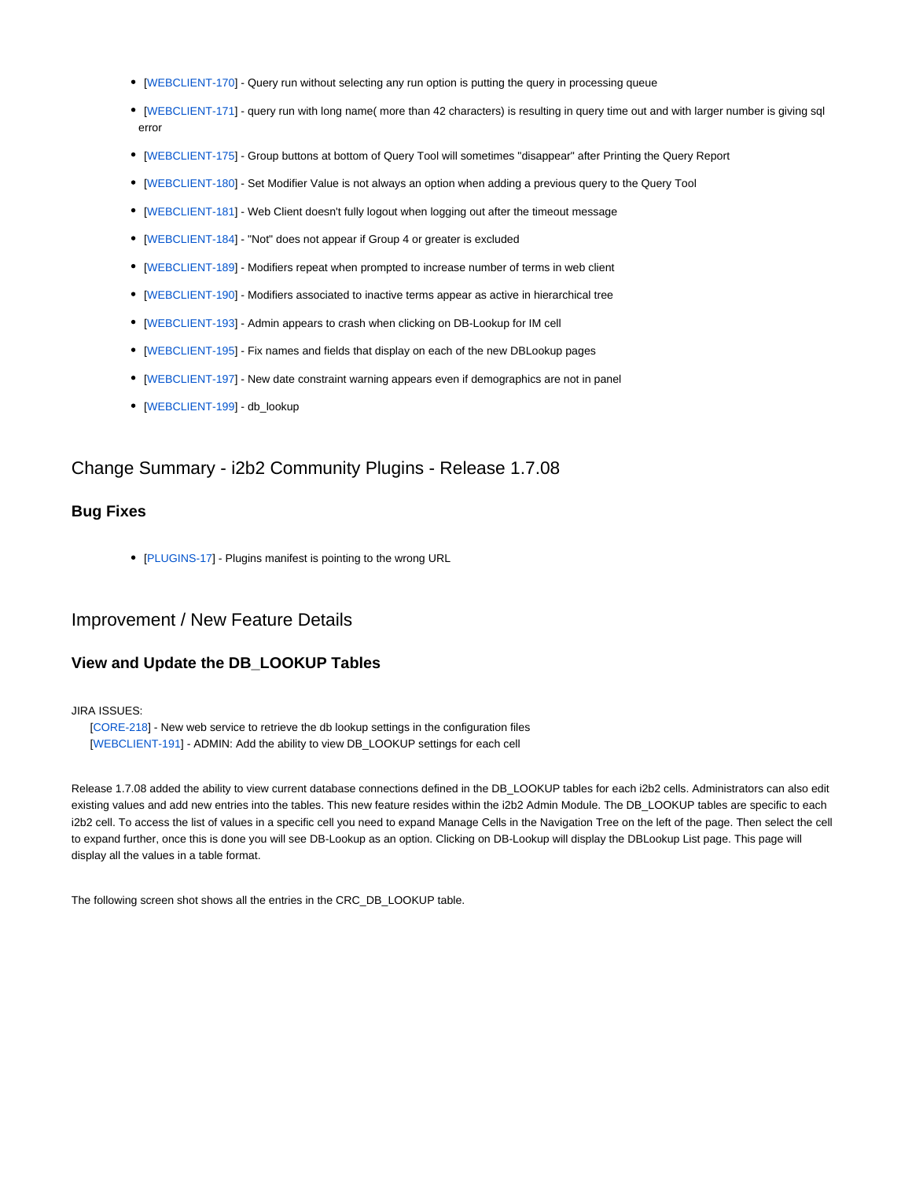- [WEBCLIENT-170] - Query run without selecting any run option is putting the query in processing queue
- [WEBCLIENT-171] - query run with long name( more than 42 characters) is resulting in query time out and with larger number is giving sql error
- [WEBCLIENT-175] - Group buttons at bottom of Query Tool will sometimes "disappear" after Printing the Query Report
- [WEBCLIENT-180] - Set Modifier Value is not always an option when adding a previous query to the Query Tool
- [WEBCLIENT-181] - Web Client doesn't fully logout when logging out after the timeout message
- [WEBCLIENT-184] - "Not" does not appear if Group 4 or greater is excluded
- [WEBCLIENT-189] - Modifiers repeat when prompted to increase number of terms in web client
- [WEBCLIENT-190] - Modifiers associated to inactive terms appear as active in hierarchical tree
- [WEBCLIENT-193] - Admin appears to crash when clicking on DB-Lookup for IM cell
- [WEBCLIENT-195] - Fix names and fields that display on each of the new DBLookup pages
- [WEBCLIENT-197] - New date constraint warning appears even if demographics are not in panel
- [WEBCLIENT-199] - db_lookup

## Change Summary - i2b2 Community Plugins - Release 1.7.08

### Bug Fixes

- [PLUGINS-17] - Plugins manifest is pointing to the wrong URL

## Improvement / New Feature Details

### View and Update the DB_LOOKUP Tables

JIRA ISSUES:
[CORE-218] - New web service to retrieve the db lookup settings in the configuration files
[WEBCLIENT-191] - ADMIN: Add the ability to view DB_LOOKUP settings for each cell

Release 1.7.08 added the ability to view current database connections defined in the DB_LOOKUP tables for each i2b2 cells. Administrators can also edit existing values and add new entries into the tables. This new feature resides within the i2b2 Admin Module. The DB_LOOKUP tables are specific to each i2b2 cell. To access the list of values in a specific cell you need to expand Manage Cells in the Navigation Tree on the left of the page. Then select the cell to expand further, once this is done you will see DB-Lookup as an option. Clicking on DB-Lookup will display the DBLookup List page. This page will display all the values in a table format.

The following screen shot shows all the entries in the CRC_DB_LOOKUP table.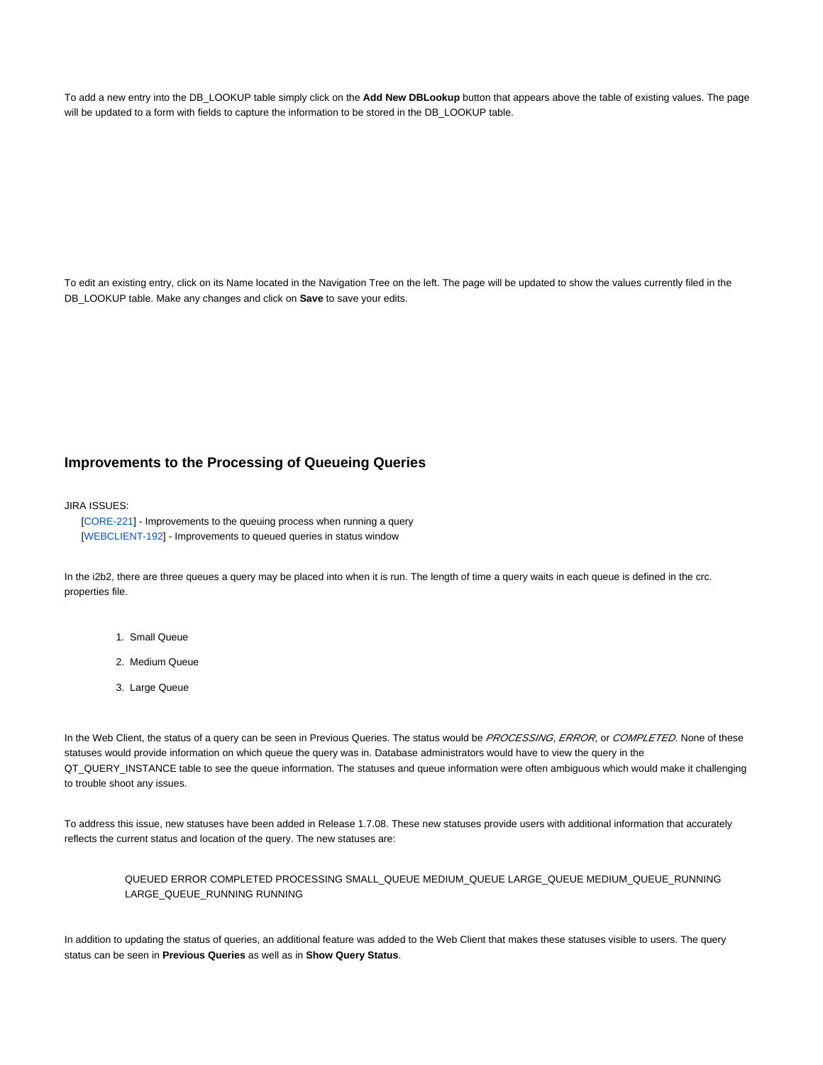To add a new entry into the DB_LOOKUP table simply click on the **Add New DBLookup** button that appears above the table of existing values. The page will be updated to a form with fields to capture the information to be stored in the DB_LOOKUP table.

To edit an existing entry, click on its Name located in the Navigation Tree on the left. The page will be updated to show the values currently filed in the DB_LOOKUP table. Make any changes and click on **Save** to save your edits.

## Improvements to the Processing of Queueing Queries

JIRA ISSUES:

[CORE-221] - Improvements to the queuing process when running a query
[WEBCLIENT-192] - Improvements to queued queries in status window

In the i2b2, there are three queues a query may be placed into when it is run. The length of time a query waits in each queue is defined in the crc. properties file.

1. Small Queue
2. Medium Queue
3. Large Queue

In the Web Client, the status of a query can be seen in Previous Queries. The status would be *PROCESSING*, *ERROR*, or *COMPLETED*. None of these statuses would provide information on which queue the query was in. Database administrators would have to view the query in the QT_QUERY_INSTANCE table to see the queue information. The statuses and queue information were often ambiguous which would make it challenging to trouble shoot any issues.

To address this issue, new statuses have been added in Release 1.7.08. These new statuses provide users with additional information that accurately reflects the current status and location of the query. The new statuses are:

> QUEUED ERROR COMPLETED PROCESSING SMALL_QUEUE MEDIUM_QUEUE LARGE_QUEUE MEDIUM_QUEUE_RUNNING LARGE_QUEUE_RUNNING RUNNING

In addition to updating the status of queries, an additional feature was added to the Web Client that makes these statuses visible to users. The query status can be seen in **Previous Queries** as well as in **Show Query Status**.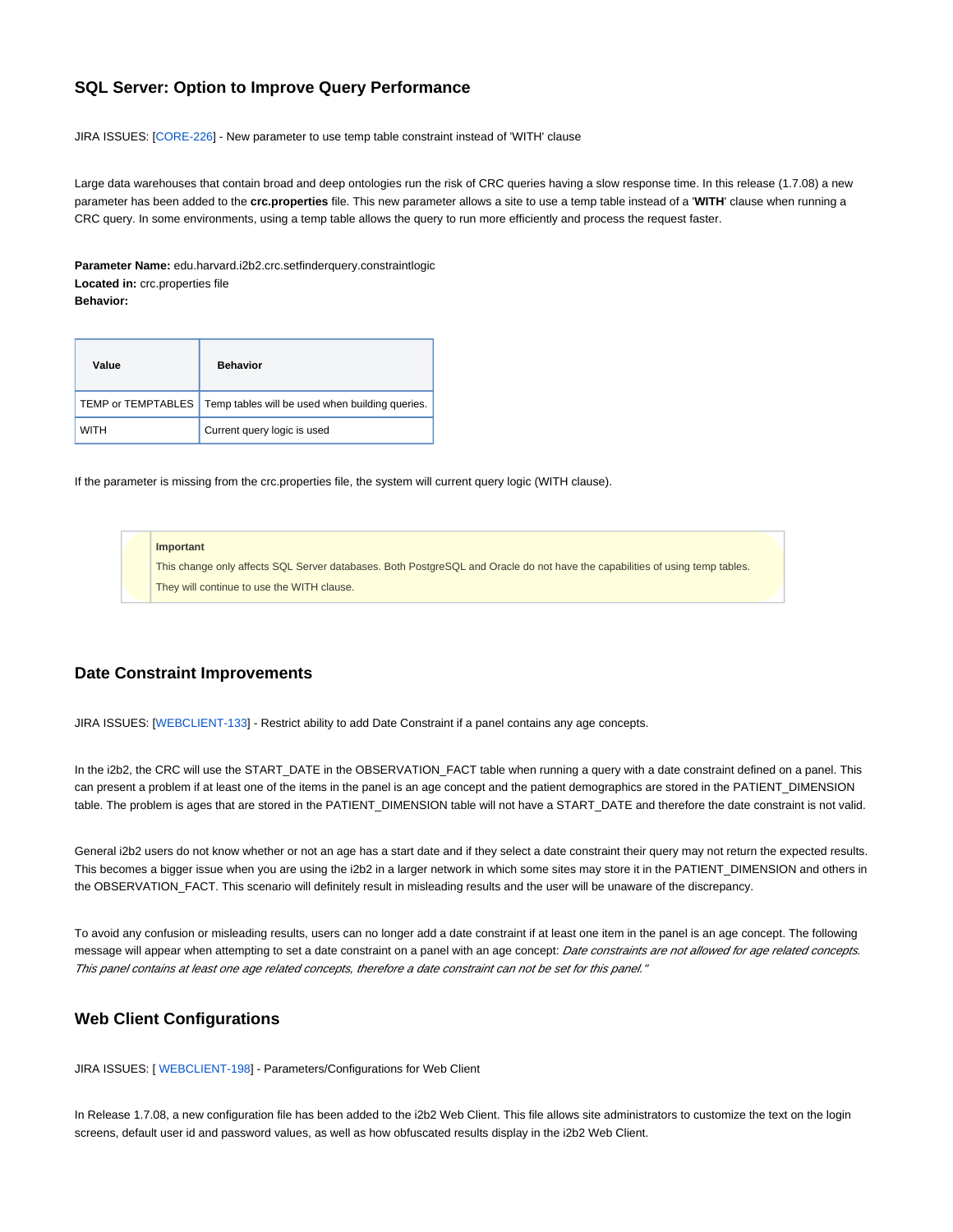## SQL Server: Option to Improve Query Performance

JIRA ISSUES: [CORE-226] - New parameter to use temp table constraint instead of 'WITH' clause

Large data warehouses that contain broad and deep ontologies run the risk of CRC queries having a slow response time. In this release (1.7.08) a new parameter has been added to the **crc.properties** file. This new parameter allows a site to use a temp table instead of a '**WITH**' clause when running a CRC query. In some environments, using a temp table allows the query to run more efficiently and process the request faster.

**Parameter Name:** edu.harvard.i2b2.crc.setfinderquery.constraintlogic
**Located in:** crc.properties file
**Behavior:**

| Value | Behavior |
|---|---|
| TEMP or TEMPTABLES | Temp tables will be used when building queries. |
| WITH | Current query logic is used |

If the parameter is missing from the crc.properties file, the system will current query logic (WITH clause).

> **Important**
> This change only affects SQL Server databases. Both PostgreSQL and Oracle do not have the capabilities of using temp tables. They will continue to use the WITH clause.

## Date Constraint Improvements

JIRA ISSUES: [WEBCLIENT-133] - Restrict ability to add Date Constraint if a panel contains any age concepts.

In the i2b2, the CRC will use the START_DATE in the OBSERVATION_FACT table when running a query with a date constraint defined on a panel. This can present a problem if at least one of the items in the panel is an age concept and the patient demographics are stored in the PATIENT_DIMENSION table. The problem is ages that are stored in the PATIENT_DIMENSION table will not have a START_DATE and therefore the date constraint is not valid.

General i2b2 users do not know whether or not an age has a start date and if they select a date constraint their query may not return the expected results. This becomes a bigger issue when you are using the i2b2 in a larger network in which some sites may store it in the PATIENT_DIMENSION and others in the OBSERVATION_FACT. This scenario will definitely result in misleading results and the user will be unaware of the discrepancy.

To avoid any confusion or misleading results, users can no longer add a date constraint if at least one item in the panel is an age concept. The following message will appear when attempting to set a date constraint on a panel with an age concept: *Date constraints are not allowed for age related concepts. This panel contains at least one age related concepts, therefore a date constraint can not be set for this panel."*

## Web Client Configurations

JIRA ISSUES: [ WEBCLIENT-198] - Parameters/Configurations for Web Client

In Release 1.7.08, a new configuration file has been added to the i2b2 Web Client. This file allows site administrators to customize the text on the login screens, default user id and password values, as well as how obfuscated results display in the i2b2 Web Client.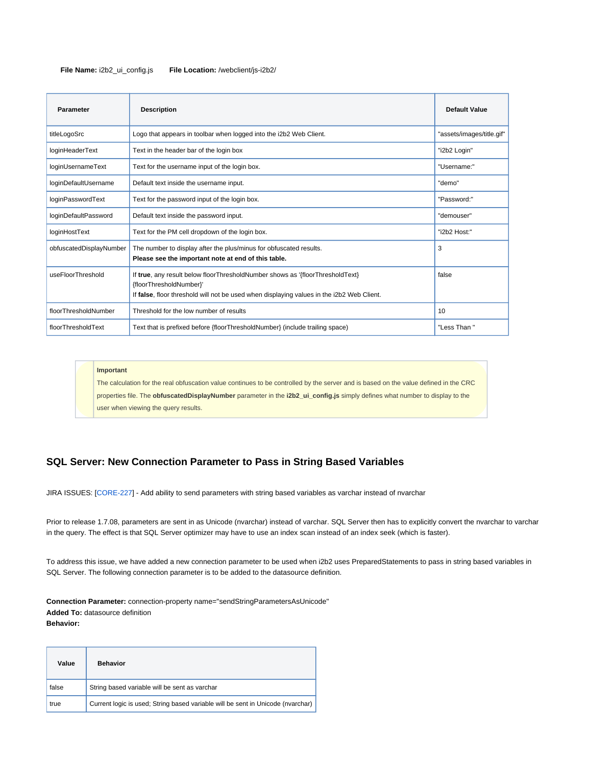**File Name:** i2b2_ui_config.js **File Location:** /webclient/js-i2b2/

| Parameter | Description | Default Value |
| --- | --- | --- |
| titleLogoSrc | Logo that appears in toolbar when logged into the i2b2 Web Client. | "assets/images/title.gif" |
| loginHeaderText | Text in the header bar of the login box | "i2b2 Login" |
| loginUsernameText | Text for the username input of the login box. | "Username:" |
| loginDefaultUsername | Default text inside the username input. | "demo" |
| loginPasswordText | Text for the password input of the login box. | "Password:" |
| loginDefaultPassword | Default text inside the password input. | "demouser" |
| loginHostText | Text for the PM cell dropdown of the login box. | "i2b2 Host:" |
| obfuscatedDisplayNumber | The number to display after the plus/minus for obfuscated results.<br>**Please see the important note at end of this table.** | 3 |
| useFloorThreshold | If **true**, any result below floorThresholdNumber shows as '{floorThresholdText}{floorThresholdNumber}'<br>If **false**, floor threshold will not be used when displaying values in the i2b2 Web Client. | false |
| floorThresholdNumber | Threshold for the low number of results | 10 |
| floorThresholdText | Text that is prefixed before {floorThresholdNumber} (include trailing space) | "Less Than " |

> **Important**
> The calculation for the real obfuscation value continues to be controlled by the server and is based on the value defined in the CRC properties file. The **obfuscatedDisplayNumber** parameter in the **i2b2_ui_config.js** simply defines what number to display to the user when viewing the query results.

## SQL Server: New Connection Parameter to Pass in String Based Variables

JIRA ISSUES: [CORE-227] - Add ability to send parameters with string based variables as varchar instead of nvarchar

Prior to release 1.7.08, parameters are sent in as Unicode (nvarchar) instead of varchar. SQL Server then has to explicitly convert the nvarchar to varchar in the query. The effect is that SQL Server optimizer may have to use an index scan instead of an index seek (which is faster).

To address this issue, we have added a new connection parameter to be used when i2b2 uses PreparedStatements to pass in string based variables in SQL Server. The following connection parameter is to be added to the datasource definition.

**Connection Parameter:** connection-property name="sendStringParametersAsUnicode"
**Added To:** datasource definition
**Behavior:**

| Value | Behavior |
| --- | --- |
| false | String based variable will be sent as varchar |
| true | Current logic is used; String based variable will be sent in Unicode (nvarchar) |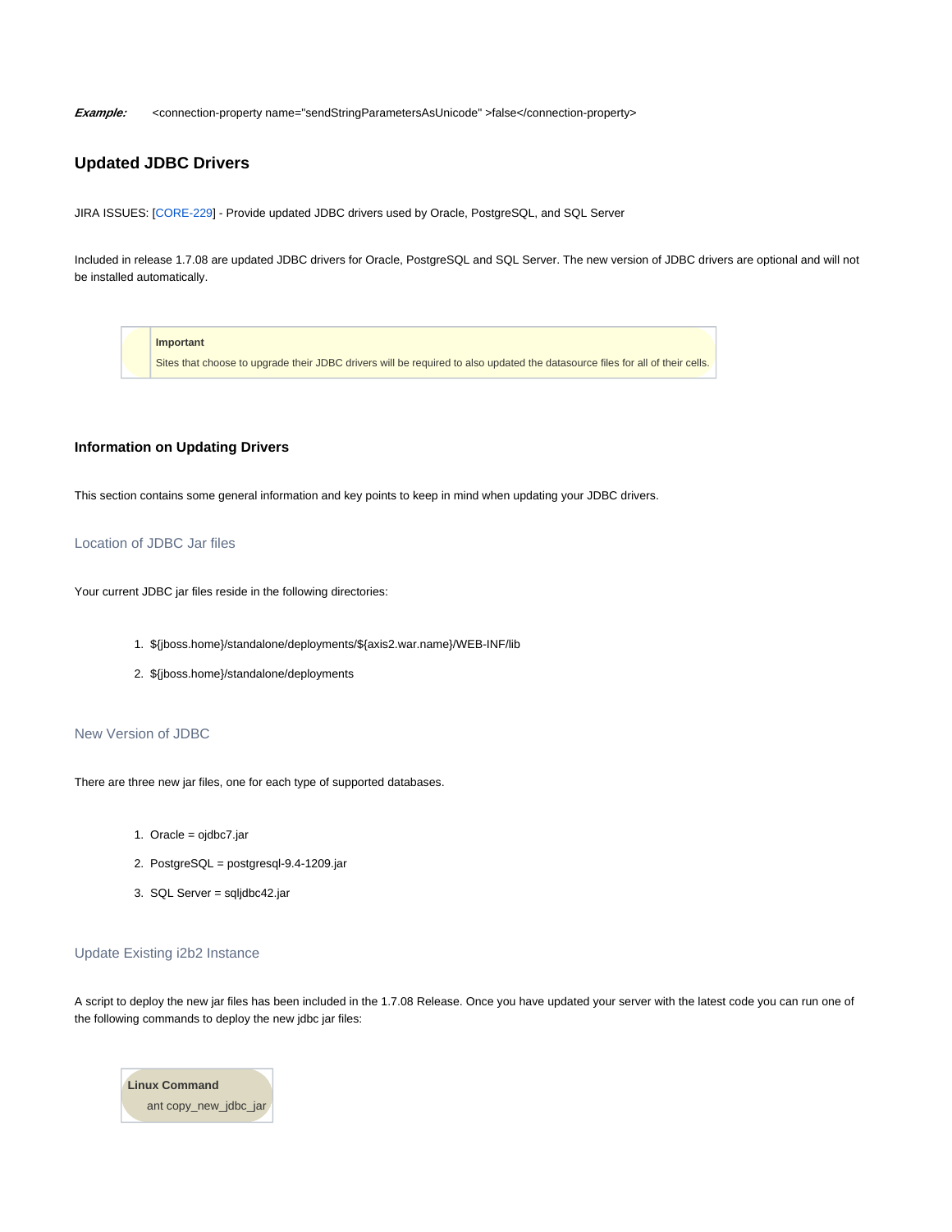***Example:*** <connection-property name="sendStringParametersAsUnicode" >false</connection-property>

## Updated JDBC Drivers

JIRA ISSUES: [CORE-229] - Provide updated JDBC drivers used by Oracle, PostgreSQL, and SQL Server

Included in release 1.7.08 are updated JDBC drivers for Oracle, PostgreSQL and SQL Server. The new version of JDBC drivers are optional and will not be installed automatically.

> **Important**
>
> Sites that choose to upgrade their JDBC drivers will be required to also updated the datasource files for all of their cells.

### Information on Updating Drivers

This section contains some general information and key points to keep in mind when updating your JDBC drivers.

#### Location of JDBC Jar files

Your current JDBC jar files reside in the following directories:

1. ${jboss.home}/standalone/deployments/${axis2.war.name}/WEB-INF/lib
2. ${jboss.home}/standalone/deployments

#### New Version of JDBC

There are three new jar files, one for each type of supported databases.

1. Oracle = ojdbc7.jar
2. PostgreSQL = postgresql-9.4-1209.jar
3. SQL Server = sqljdbc42.jar

#### Update Existing i2b2 Instance

A script to deploy the new jar files has been included in the 1.7.08 Release. Once you have updated your server with the latest code you can run one of the following commands to deploy the new jdbc jar files:

**Linux Command**

```
ant copy_new_jdbc_jar
```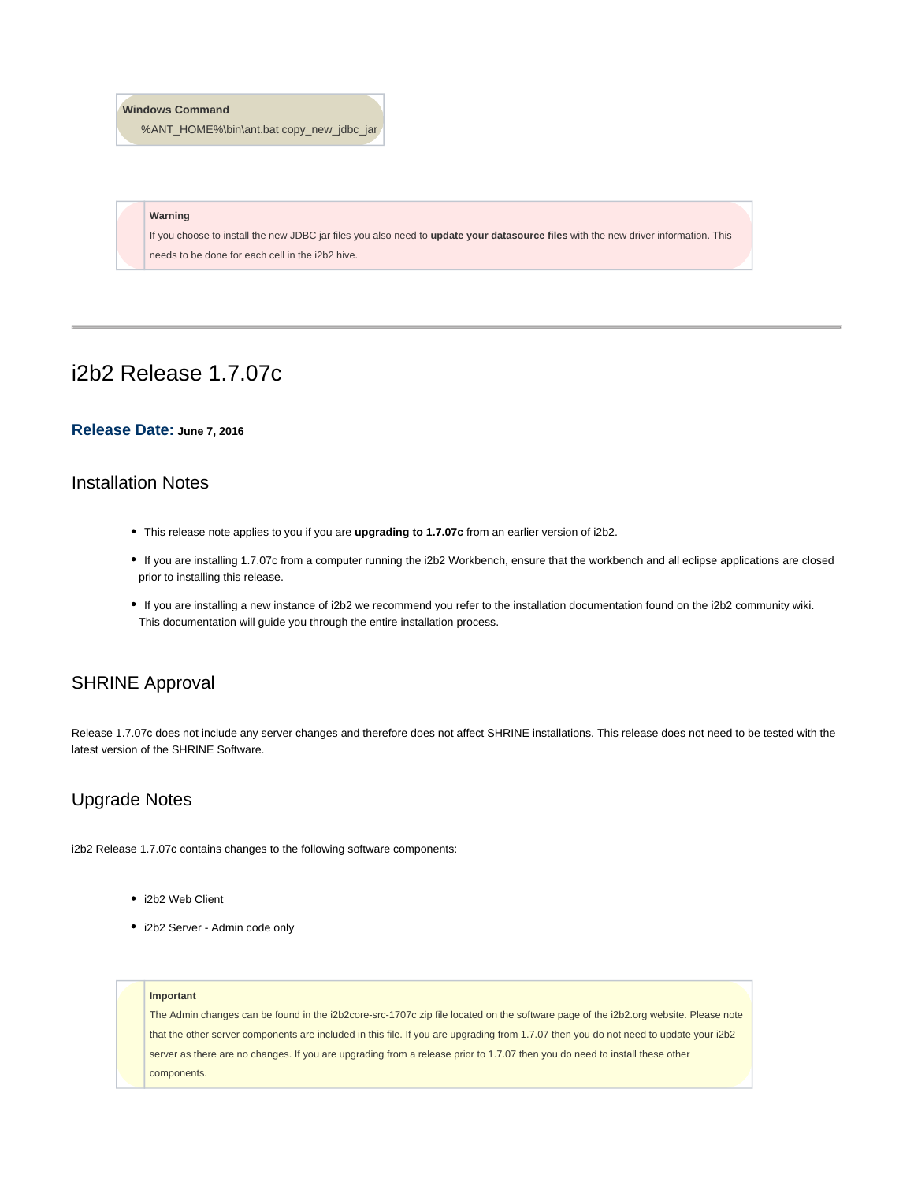**Windows Command**

```
%ANT_HOME%\bin\ant.bat copy_new_jdbc_jar
```

> **Warning**
>
> If you choose to install the new JDBC jar files you also need to **update your datasource files** with the new driver information. This needs to be done for each cell in the i2b2 hive.

---

# i2b2 Release 1.7.07c

### Release Date: June 7, 2016

## Installation Notes

- This release note applies to you if you are **upgrading to 1.7.07c** from an earlier version of i2b2.
- If you are installing 1.7.07c from a computer running the i2b2 Workbench, ensure that the workbench and all eclipse applications are closed prior to installing this release.
- If you are installing a new instance of i2b2 we recommend you refer to the installation documentation found on the i2b2 community wiki. This documentation will guide you through the entire installation process.

## SHRINE Approval

Release 1.7.07c does not include any server changes and therefore does not affect SHRINE installations. This release does not need to be tested with the latest version of the SHRINE Software.

## Upgrade Notes

i2b2 Release 1.7.07c contains changes to the following software components:

- i2b2 Web Client
- i2b2 Server - Admin code only

> **Important**
>
> The Admin changes can be found in the i2b2core-src-1707c zip file located on the software page of the i2b2.org website. Please note that the other server components are included in this file. If you are upgrading from 1.7.07 then you do not need to update your i2b2 server as there are no changes. If you are upgrading from a release prior to 1.7.07 then you do need to install these other components.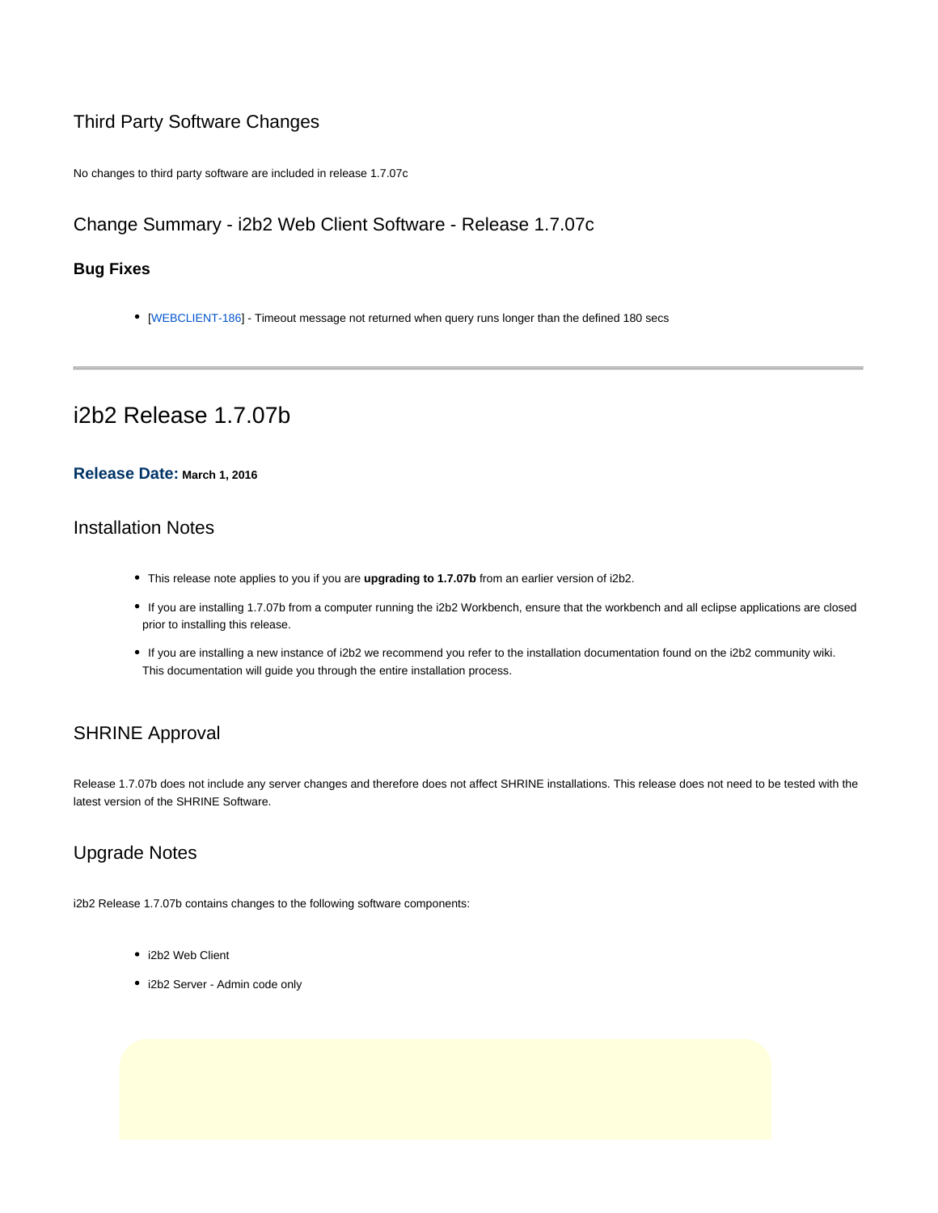## Third Party Software Changes

No changes to third party software are included in release 1.7.07c

## Change Summary - i2b2 Web Client Software - Release 1.7.07c

### Bug Fixes

- [WEBCLIENT-186] - Timeout message not returned when query runs longer than the defined 180 secs

---

# i2b2 Release 1.7.07b

**Release Date:** **March 1, 2016**

## Installation Notes

- This release note applies to you if you are **upgrading to 1.7.07b** from an earlier version of i2b2.
- If you are installing 1.7.07b from a computer running the i2b2 Workbench, ensure that the workbench and all eclipse applications are closed prior to installing this release.
- If you are installing a new instance of i2b2 we recommend you refer to the installation documentation found on the i2b2 community wiki. This documentation will guide you through the entire installation process.

## SHRINE Approval

Release 1.7.07b does not include any server changes and therefore does not affect SHRINE installations. This release does not need to be tested with the latest version of the SHRINE Software.

## Upgrade Notes

i2b2 Release 1.7.07b contains changes to the following software components:

- i2b2 Web Client
- i2b2 Server - Admin code only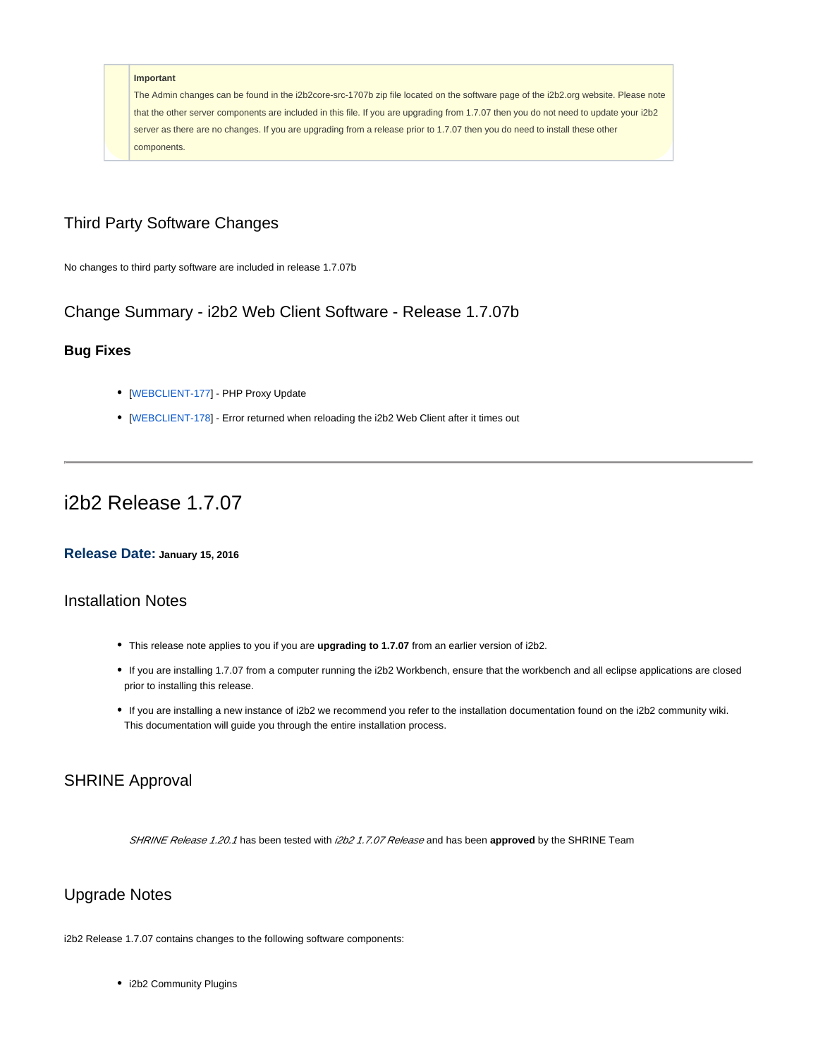> **Important**
>
> The Admin changes can be found in the i2b2core-src-1707b zip file located on the software page of the i2b2.org website. Please note that the other server components are included in this file. If you are upgrading from 1.7.07 then you do not need to update your i2b2 server as there are no changes. If you are upgrading from a release prior to 1.7.07 then you do need to install these other components.

## Third Party Software Changes

No changes to third party software are included in release 1.7.07b

## Change Summary - i2b2 Web Client Software - Release 1.7.07b

### Bug Fixes

- [WEBCLIENT-177] - PHP Proxy Update
- [WEBCLIENT-178] - Error returned when reloading the i2b2 Web Client after it times out

---

# i2b2 Release 1.7.07

### Release Date: January 15, 2016

## Installation Notes

- This release note applies to you if you are **upgrading to 1.7.07** from an earlier version of i2b2.
- If you are installing 1.7.07 from a computer running the i2b2 Workbench, ensure that the workbench and all eclipse applications are closed prior to installing this release.
- If you are installing a new instance of i2b2 we recommend you refer to the installation documentation found on the i2b2 community wiki. This documentation will guide you through the entire installation process.

## SHRINE Approval

*SHRINE Release 1.20.1* has been tested with *i2b2 1.7.07 Release* and has been **approved** by the SHRINE Team

## Upgrade Notes

i2b2 Release 1.7.07 contains changes to the following software components:

- i2b2 Community Plugins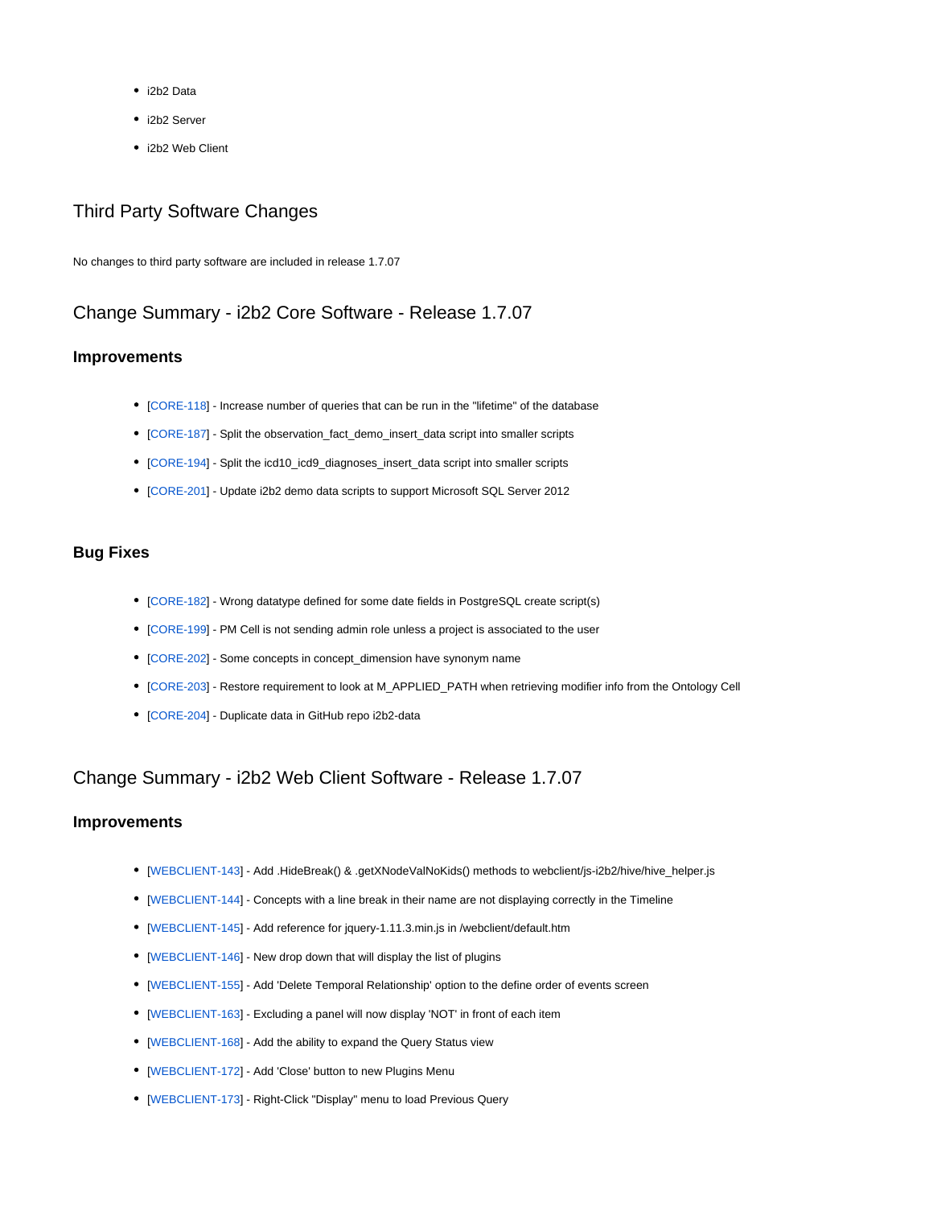- i2b2 Data
- i2b2 Server
- i2b2 Web Client

## Third Party Software Changes

No changes to third party software are included in release 1.7.07

## Change Summary - i2b2 Core Software - Release 1.7.07

### Improvements

- [CORE-118] - Increase number of queries that can be run in the "lifetime" of the database
- [CORE-187] - Split the observation_fact_demo_insert_data script into smaller scripts
- [CORE-194] - Split the icd10_icd9_diagnoses_insert_data script into smaller scripts
- [CORE-201] - Update i2b2 demo data scripts to support Microsoft SQL Server 2012

### Bug Fixes

- [CORE-182] - Wrong datatype defined for some date fields in PostgreSQL create script(s)
- [CORE-199] - PM Cell is not sending admin role unless a project is associated to the user
- [CORE-202] - Some concepts in concept_dimension have synonym name
- [CORE-203] - Restore requirement to look at M_APPLIED_PATH when retrieving modifier info from the Ontology Cell
- [CORE-204] - Duplicate data in GitHub repo i2b2-data

## Change Summary - i2b2 Web Client Software - Release 1.7.07

### Improvements

- [WEBCLIENT-143] - Add .HideBreak() & .getXNodeValNoKids() methods to webclient/js-i2b2/hive/hive_helper.js
- [WEBCLIENT-144] - Concepts with a line break in their name are not displaying correctly in the Timeline
- [WEBCLIENT-145] - Add reference for jquery-1.11.3.min.js in /webclient/default.htm
- [WEBCLIENT-146] - New drop down that will display the list of plugins
- [WEBCLIENT-155] - Add 'Delete Temporal Relationship' option to the define order of events screen
- [WEBCLIENT-163] - Excluding a panel will now display 'NOT' in front of each item
- [WEBCLIENT-168] - Add the ability to expand the Query Status view
- [WEBCLIENT-172] - Add 'Close' button to new Plugins Menu
- [WEBCLIENT-173] - Right-Click "Display" menu to load Previous Query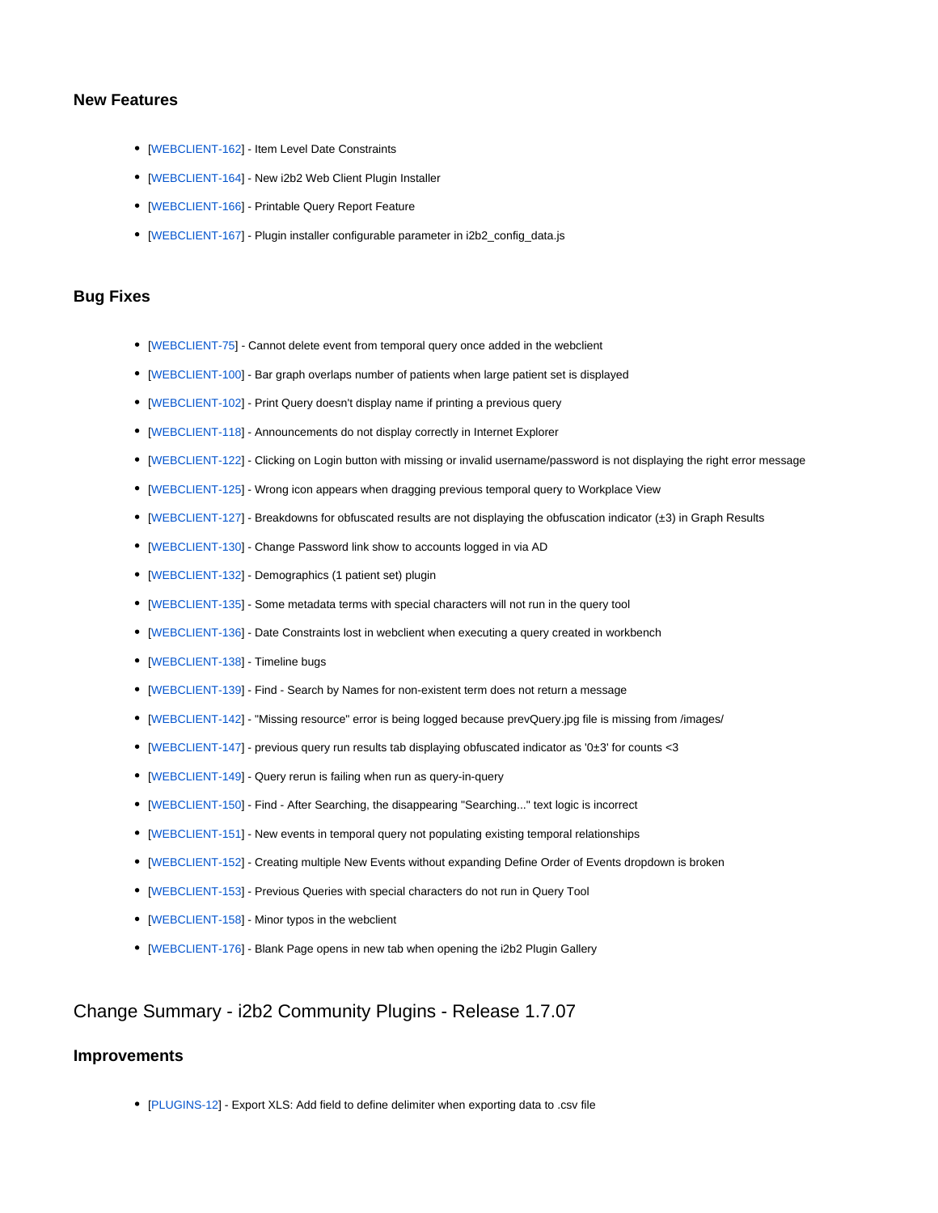### New Features

- [WEBCLIENT-162] - Item Level Date Constraints
- [WEBCLIENT-164] - New i2b2 Web Client Plugin Installer
- [WEBCLIENT-166] - Printable Query Report Feature
- [WEBCLIENT-167] - Plugin installer configurable parameter in i2b2_config_data.js

### Bug Fixes

- [WEBCLIENT-75] - Cannot delete event from temporal query once added in the webclient
- [WEBCLIENT-100] - Bar graph overlaps number of patients when large patient set is displayed
- [WEBCLIENT-102] - Print Query doesn't display name if printing a previous query
- [WEBCLIENT-118] - Announcements do not display correctly in Internet Explorer
- [WEBCLIENT-122] - Clicking on Login button with missing or invalid username/password is not displaying the right error message
- [WEBCLIENT-125] - Wrong icon appears when dragging previous temporal query to Workplace View
- [WEBCLIENT-127] - Breakdowns for obfuscated results are not displaying the obfuscation indicator (±3) in Graph Results
- [WEBCLIENT-130] - Change Password link show to accounts logged in via AD
- [WEBCLIENT-132] - Demographics (1 patient set) plugin
- [WEBCLIENT-135] - Some metadata terms with special characters will not run in the query tool
- [WEBCLIENT-136] - Date Constraints lost in webclient when executing a query created in workbench
- [WEBCLIENT-138] - Timeline bugs
- [WEBCLIENT-139] - Find - Search by Names for non-existent term does not return a message
- [WEBCLIENT-142] - "Missing resource" error is being logged because prevQuery.jpg file is missing from /images/
- [WEBCLIENT-147] - previous query run results tab displaying obfuscated indicator as '0±3' for counts <3
- [WEBCLIENT-149] - Query rerun is failing when run as query-in-query
- [WEBCLIENT-150] - Find - After Searching, the disappearing "Searching..." text logic is incorrect
- [WEBCLIENT-151] - New events in temporal query not populating existing temporal relationships
- [WEBCLIENT-152] - Creating multiple New Events without expanding Define Order of Events dropdown is broken
- [WEBCLIENT-153] - Previous Queries with special characters do not run in Query Tool
- [WEBCLIENT-158] - Minor typos in the webclient
- [WEBCLIENT-176] - Blank Page opens in new tab when opening the i2b2 Plugin Gallery

## Change Summary - i2b2 Community Plugins - Release 1.7.07

### Improvements

- [PLUGINS-12] - Export XLS: Add field to define delimiter when exporting data to .csv file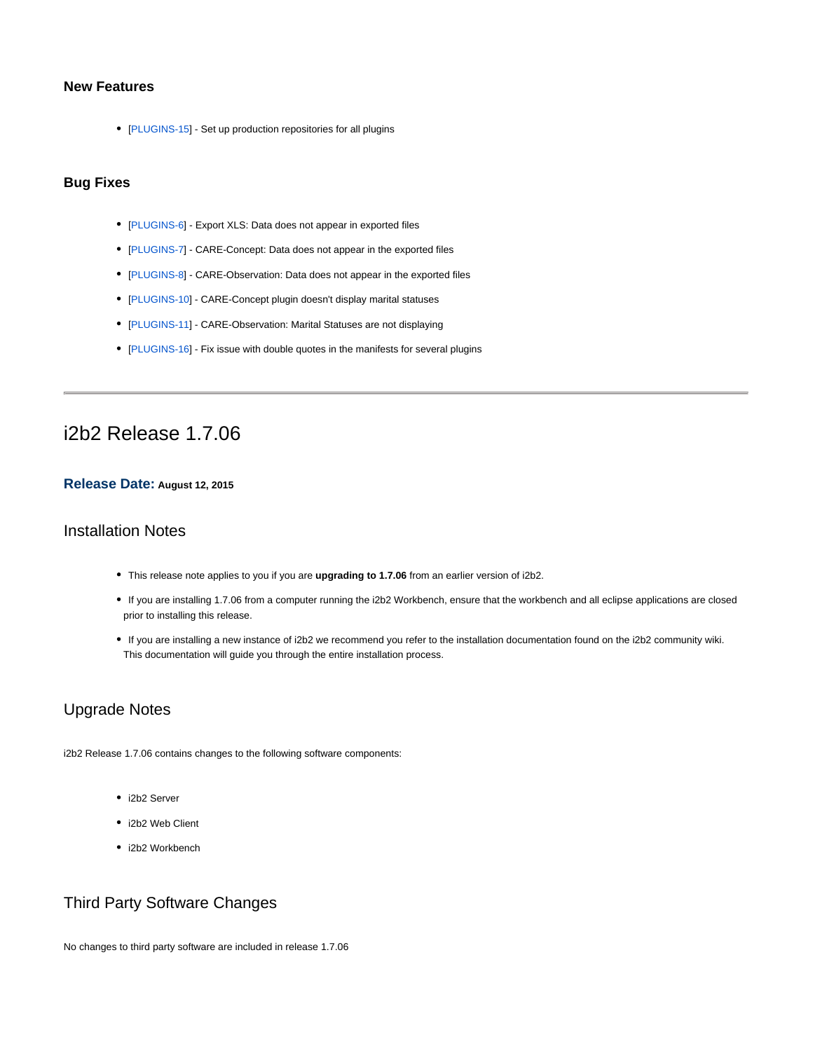### New Features

- [PLUGINS-15] - Set up production repositories for all plugins

### Bug Fixes

- [PLUGINS-6] - Export XLS: Data does not appear in exported files
- [PLUGINS-7] - CARE-Concept: Data does not appear in the exported files
- [PLUGINS-8] - CARE-Observation: Data does not appear in the exported files
- [PLUGINS-10] - CARE-Concept plugin doesn't display marital statuses
- [PLUGINS-11] - CARE-Observation: Marital Statuses are not displaying
- [PLUGINS-16] - Fix issue with double quotes in the manifests for several plugins

---

# i2b2 Release 1.7.06

### Release Date: August 12, 2015

## Installation Notes

- This release note applies to you if you are **upgrading to 1.7.06** from an earlier version of i2b2.
- If you are installing 1.7.06 from a computer running the i2b2 Workbench, ensure that the workbench and all eclipse applications are closed prior to installing this release.
- If you are installing a new instance of i2b2 we recommend you refer to the installation documentation found on the i2b2 community wiki. This documentation will guide you through the entire installation process.

## Upgrade Notes

i2b2 Release 1.7.06 contains changes to the following software components:

- i2b2 Server
- i2b2 Web Client
- i2b2 Workbench

## Third Party Software Changes

No changes to third party software are included in release 1.7.06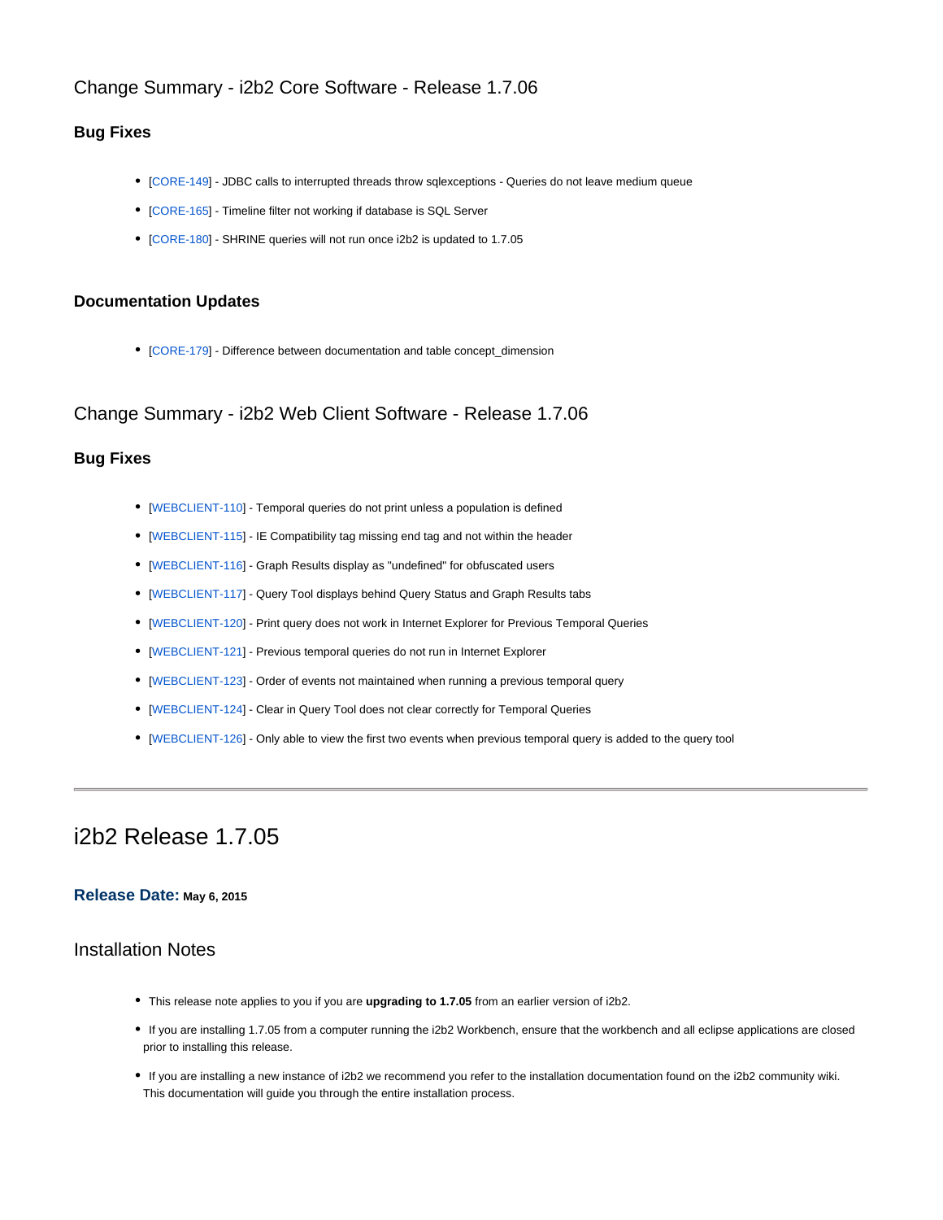## Change Summary - i2b2 Core Software - Release 1.7.06

### Bug Fixes

- [CORE-149] - JDBC calls to interrupted threads throw sqlexceptions - Queries do not leave medium queue
- [CORE-165] - Timeline filter not working if database is SQL Server
- [CORE-180] - SHRINE queries will not run once i2b2 is updated to 1.7.05

### Documentation Updates

- [CORE-179] - Difference between documentation and table concept_dimension

## Change Summary - i2b2 Web Client Software - Release 1.7.06

### Bug Fixes

- [WEBCLIENT-110] - Temporal queries do not print unless a population is defined
- [WEBCLIENT-115] - IE Compatibility tag missing end tag and not within the header
- [WEBCLIENT-116] - Graph Results display as "undefined" for obfuscated users
- [WEBCLIENT-117] - Query Tool displays behind Query Status and Graph Results tabs
- [WEBCLIENT-120] - Print query does not work in Internet Explorer for Previous Temporal Queries
- [WEBCLIENT-121] - Previous temporal queries do not run in Internet Explorer
- [WEBCLIENT-123] - Order of events not maintained when running a previous temporal query
- [WEBCLIENT-124] - Clear in Query Tool does not clear correctly for Temporal Queries
- [WEBCLIENT-126] - Only able to view the first two events when previous temporal query is added to the query tool

---

# i2b2 Release 1.7.05

### Release Date: May 6, 2015

## Installation Notes

- This release note applies to you if you are **upgrading to 1.7.05** from an earlier version of i2b2.
- If you are installing 1.7.05 from a computer running the i2b2 Workbench, ensure that the workbench and all eclipse applications are closed prior to installing this release.
- If you are installing a new instance of i2b2 we recommend you refer to the installation documentation found on the i2b2 community wiki. This documentation will guide you through the entire installation process.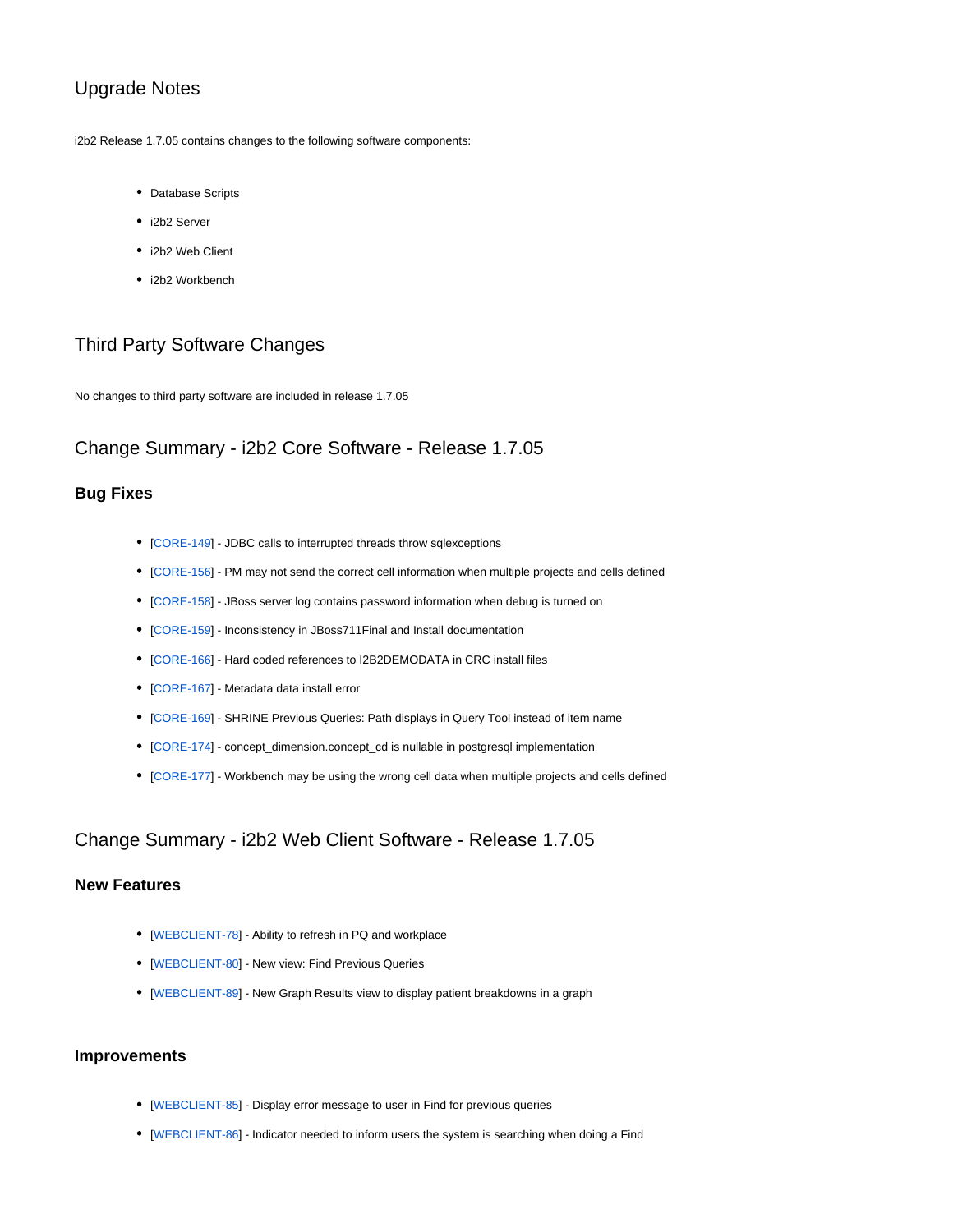## Upgrade Notes

i2b2 Release 1.7.05 contains changes to the following software components:

- Database Scripts
- i2b2 Server
- i2b2 Web Client
- i2b2 Workbench

## Third Party Software Changes

No changes to third party software are included in release 1.7.05

## Change Summary - i2b2 Core Software - Release 1.7.05

### Bug Fixes

- [CORE-149] - JDBC calls to interrupted threads throw sqlexceptions
- [CORE-156] - PM may not send the correct cell information when multiple projects and cells defined
- [CORE-158] - JBoss server log contains password information when debug is turned on
- [CORE-159] - Inconsistency in JBoss711Final and Install documentation
- [CORE-166] - Hard coded references to I2B2DEMODATA in CRC install files
- [CORE-167] - Metadata data install error
- [CORE-169] - SHRINE Previous Queries: Path displays in Query Tool instead of item name
- [CORE-174] - concept_dimension.concept_cd is nullable in postgresql implementation
- [CORE-177] - Workbench may be using the wrong cell data when multiple projects and cells defined

## Change Summary - i2b2 Web Client Software - Release 1.7.05

### New Features

- [WEBCLIENT-78] - Ability to refresh in PQ and workplace
- [WEBCLIENT-80] - New view: Find Previous Queries
- [WEBCLIENT-89] - New Graph Results view to display patient breakdowns in a graph

### Improvements

- [WEBCLIENT-85] - Display error message to user in Find for previous queries
- [WEBCLIENT-86] - Indicator needed to inform users the system is searching when doing a Find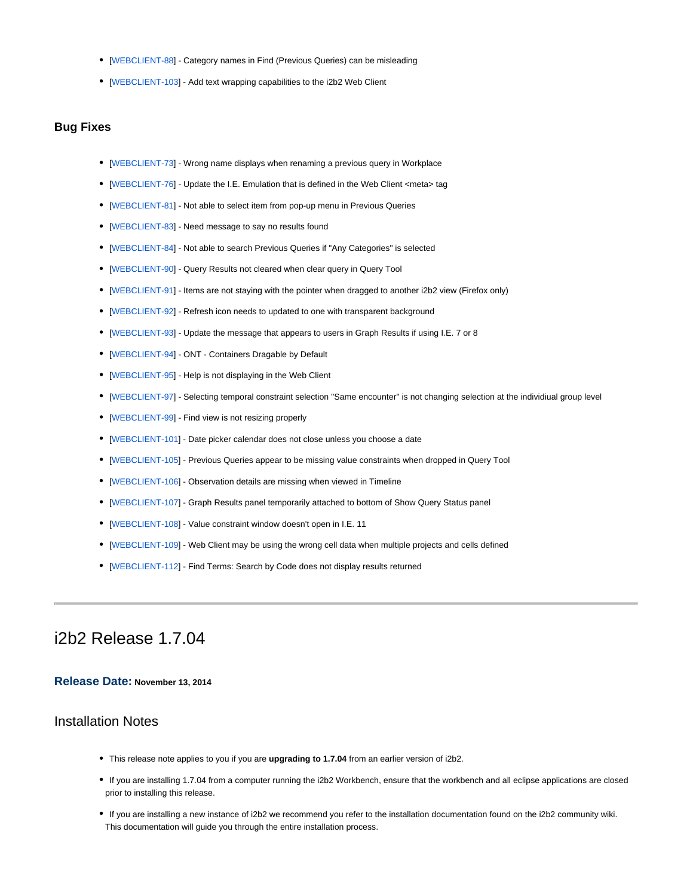- [WEBCLIENT-88] - Category names in Find (Previous Queries) can be misleading
- [WEBCLIENT-103] - Add text wrapping capabilities to the i2b2 Web Client

### Bug Fixes

- [WEBCLIENT-73] - Wrong name displays when renaming a previous query in Workplace
- [WEBCLIENT-76] - Update the I.E. Emulation that is defined in the Web Client <meta> tag
- [WEBCLIENT-81] - Not able to select item from pop-up menu in Previous Queries
- [WEBCLIENT-83] - Need message to say no results found
- [WEBCLIENT-84] - Not able to search Previous Queries if "Any Categories" is selected
- [WEBCLIENT-90] - Query Results not cleared when clear query in Query Tool
- [WEBCLIENT-91] - Items are not staying with the pointer when dragged to another i2b2 view (Firefox only)
- [WEBCLIENT-92] - Refresh icon needs to updated to one with transparent background
- [WEBCLIENT-93] - Update the message that appears to users in Graph Results if using I.E. 7 or 8
- [WEBCLIENT-94] - ONT - Containers Dragable by Default
- [WEBCLIENT-95] - Help is not displaying in the Web Client
- [WEBCLIENT-97] - Selecting temporal constraint selection "Same encounter" is not changing selection at the individiual group level
- [WEBCLIENT-99] - Find view is not resizing properly
- [WEBCLIENT-101] - Date picker calendar does not close unless you choose a date
- [WEBCLIENT-105] - Previous Queries appear to be missing value constraints when dropped in Query Tool
- [WEBCLIENT-106] - Observation details are missing when viewed in Timeline
- [WEBCLIENT-107] - Graph Results panel temporarily attached to bottom of Show Query Status panel
- [WEBCLIENT-108] - Value constraint window doesn't open in I.E. 11
- [WEBCLIENT-109] - Web Client may be using the wrong cell data when multiple projects and cells defined
- [WEBCLIENT-112] - Find Terms: Search by Code does not display results returned

---

# i2b2 Release 1.7.04

### Release Date: November 13, 2014

## Installation Notes

- This release note applies to you if you are **upgrading to 1.7.04** from an earlier version of i2b2.
- If you are installing 1.7.04 from a computer running the i2b2 Workbench, ensure that the workbench and all eclipse applications are closed prior to installing this release.
- If you are installing a new instance of i2b2 we recommend you refer to the installation documentation found on the i2b2 community wiki. This documentation will guide you through the entire installation process.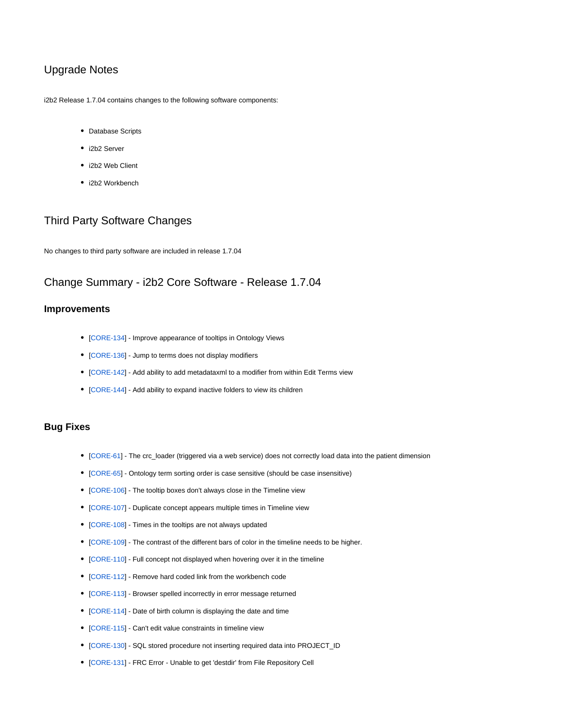## Upgrade Notes

i2b2 Release 1.7.04 contains changes to the following software components:

- Database Scripts
- i2b2 Server
- i2b2 Web Client
- i2b2 Workbench

## Third Party Software Changes

No changes to third party software are included in release 1.7.04

## Change Summary - i2b2 Core Software - Release 1.7.04

### Improvements

- [CORE-134] - Improve appearance of tooltips in Ontology Views
- [CORE-136] - Jump to terms does not display modifiers
- [CORE-142] - Add ability to add metadataxml to a modifier from within Edit Terms view
- [CORE-144] - Add ability to expand inactive folders to view its children

### Bug Fixes

- [CORE-61] - The crc_loader (triggered via a web service) does not correctly load data into the patient dimension
- [CORE-65] - Ontology term sorting order is case sensitive (should be case insensitive)
- [CORE-106] - The tooltip boxes don't always close in the Timeline view
- [CORE-107] - Duplicate concept appears multiple times in Timeline view
- [CORE-108] - Times in the tooltips are not always updated
- [CORE-109] - The contrast of the different bars of color in the timeline needs to be higher.
- [CORE-110] - Full concept not displayed when hovering over it in the timeline
- [CORE-112] - Remove hard coded link from the workbench code
- [CORE-113] - Browser spelled incorrectly in error message returned
- [CORE-114] - Date of birth column is displaying the date and time
- [CORE-115] - Can't edit value constraints in timeline view
- [CORE-130] - SQL stored procedure not inserting required data into PROJECT_ID
- [CORE-131] - FRC Error - Unable to get 'destdir' from File Repository Cell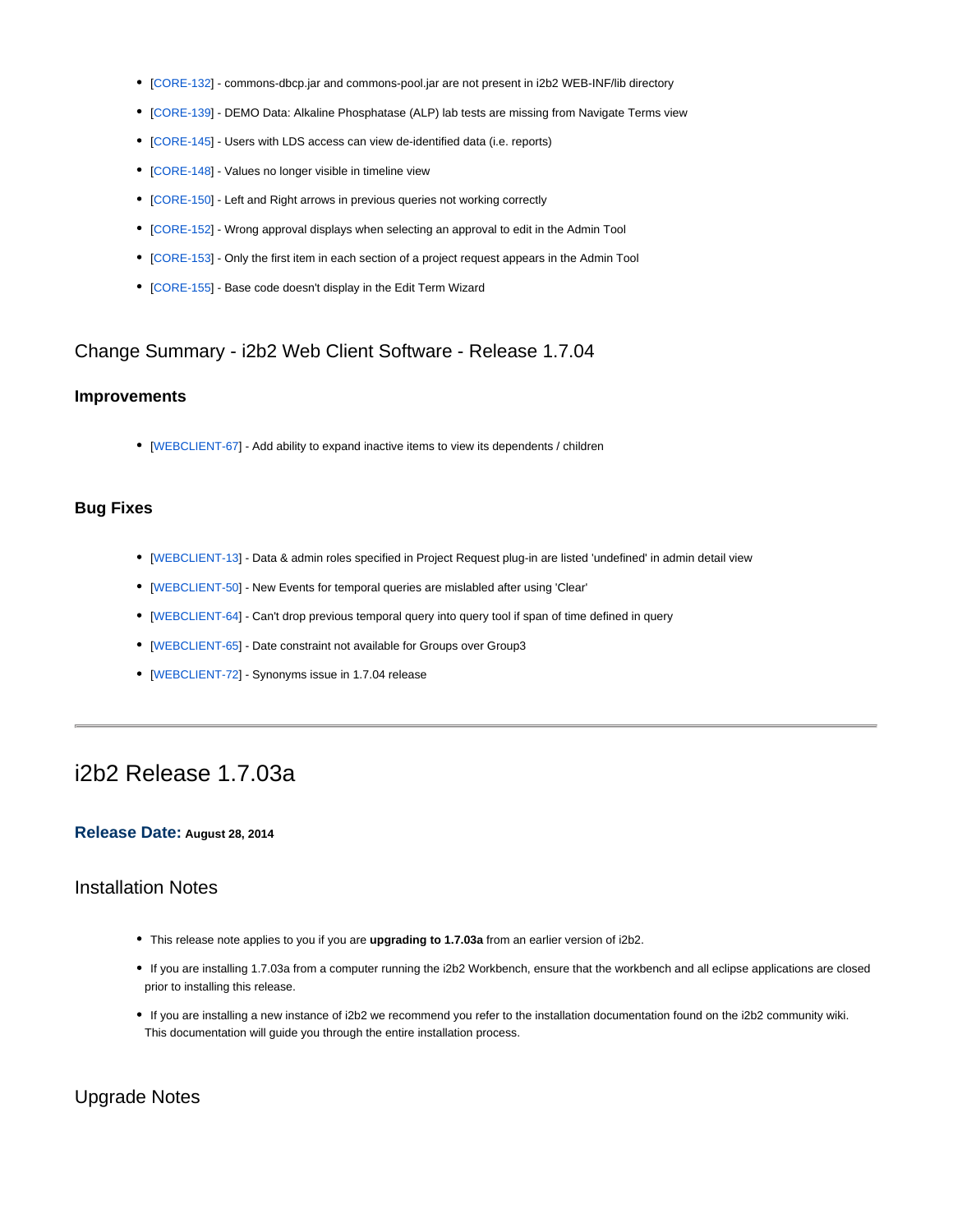- [CORE-132] - commons-dbcp.jar and commons-pool.jar are not present in i2b2 WEB-INF/lib directory
- [CORE-139] - DEMO Data: Alkaline Phosphatase (ALP) lab tests are missing from Navigate Terms view
- [CORE-145] - Users with LDS access can view de-identified data (i.e. reports)
- [CORE-148] - Values no longer visible in timeline view
- [CORE-150] - Left and Right arrows in previous queries not working correctly
- [CORE-152] - Wrong approval displays when selecting an approval to edit in the Admin Tool
- [CORE-153] - Only the first item in each section of a project request appears in the Admin Tool
- [CORE-155] - Base code doesn't display in the Edit Term Wizard

## Change Summary - i2b2 Web Client Software - Release 1.7.04

### Improvements

- [WEBCLIENT-67] - Add ability to expand inactive items to view its dependents / children

### Bug Fixes

- [WEBCLIENT-13] - Data & admin roles specified in Project Request plug-in are listed 'undefined' in admin detail view
- [WEBCLIENT-50] - New Events for temporal queries are mislabled after using 'Clear'
- [WEBCLIENT-64] - Can't drop previous temporal query into query tool if span of time defined in query
- [WEBCLIENT-65] - Date constraint not available for Groups over Group3
- [WEBCLIENT-72] - Synonyms issue in 1.7.04 release

---

# i2b2 Release 1.7.03a

**Release Date:** **August 28, 2014**

## Installation Notes

- This release note applies to you if you are **upgrading to 1.7.03a** from an earlier version of i2b2.
- If you are installing 1.7.03a from a computer running the i2b2 Workbench, ensure that the workbench and all eclipse applications are closed prior to installing this release.
- If you are installing a new instance of i2b2 we recommend you refer to the installation documentation found on the i2b2 community wiki. This documentation will guide you through the entire installation process.

## Upgrade Notes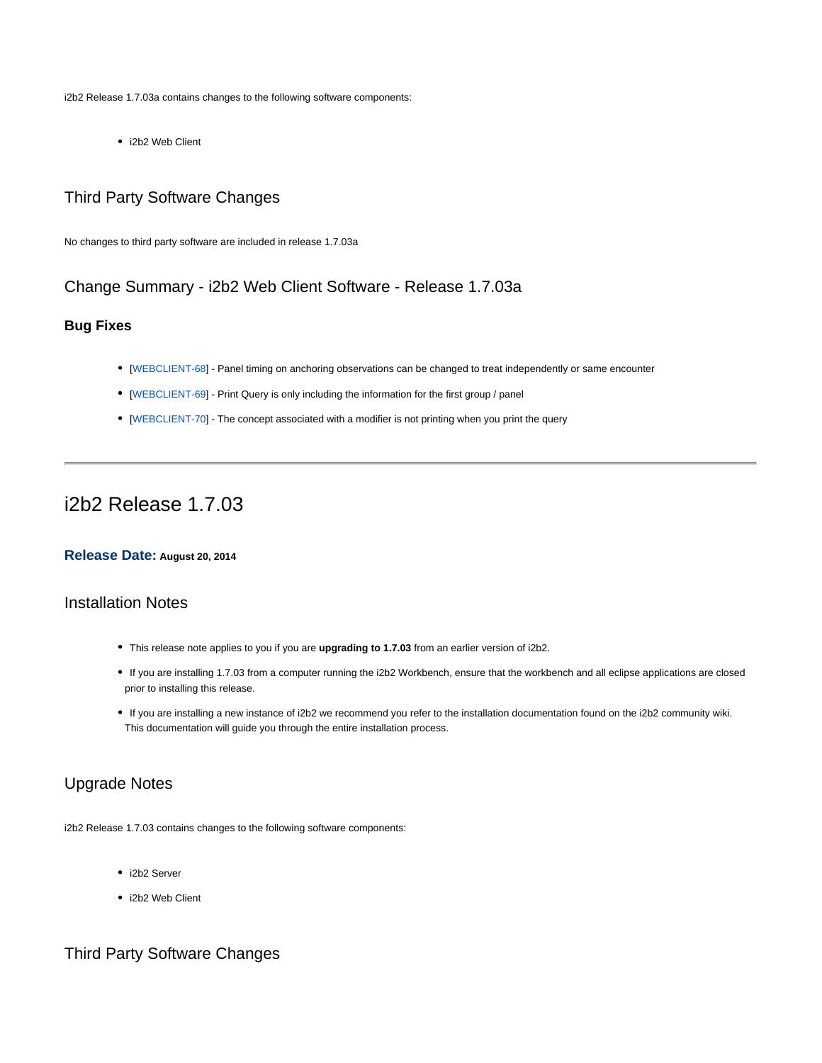i2b2 Release 1.7.03a contains changes to the following software components:

- i2b2 Web Client

## Third Party Software Changes

No changes to third party software are included in release 1.7.03a

## Change Summary - i2b2 Web Client Software - Release 1.7.03a

### Bug Fixes

- [WEBCLIENT-68] - Panel timing on anchoring observations can be changed to treat independently or same encounter
- [WEBCLIENT-69] - Print Query is only including the information for the first group / panel
- [WEBCLIENT-70] - The concept associated with a modifier is not printing when you print the query

---

# i2b2 Release 1.7.03

**Release Date: August 20, 2014**

## Installation Notes

- This release note applies to you if you are **upgrading to 1.7.03** from an earlier version of i2b2.
- If you are installing 1.7.03 from a computer running the i2b2 Workbench, ensure that the workbench and all eclipse applications are closed prior to installing this release.
- If you are installing a new instance of i2b2 we recommend you refer to the installation documentation found on the i2b2 community wiki. This documentation will guide you through the entire installation process.

## Upgrade Notes

i2b2 Release 1.7.03 contains changes to the following software components:

- i2b2 Server
- i2b2 Web Client

## Third Party Software Changes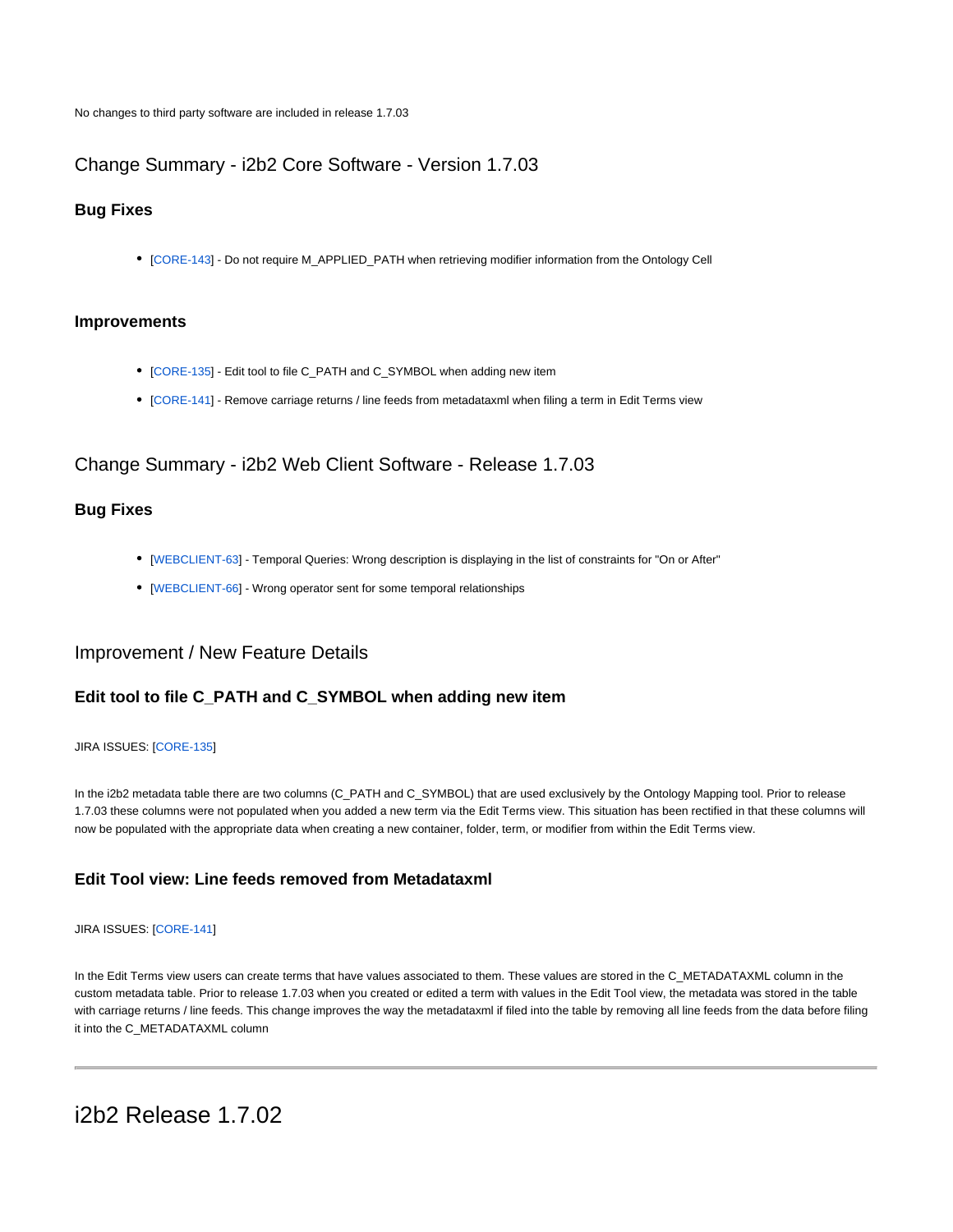No changes to third party software are included in release 1.7.03

## Change Summary - i2b2 Core Software - Version 1.7.03

### Bug Fixes

- [CORE-143] - Do not require M_APPLIED_PATH when retrieving modifier information from the Ontology Cell

### Improvements

- [CORE-135] - Edit tool to file C_PATH and C_SYMBOL when adding new item
- [CORE-141] - Remove carriage returns / line feeds from metadataxml when filing a term in Edit Terms view

## Change Summary - i2b2 Web Client Software - Release 1.7.03

### Bug Fixes

- [WEBCLIENT-63] - Temporal Queries: Wrong description is displaying in the list of constraints for "On or After"
- [WEBCLIENT-66] - Wrong operator sent for some temporal relationships

## Improvement / New Feature Details

### Edit tool to file C_PATH and C_SYMBOL when adding new item

JIRA ISSUES: [CORE-135]

In the i2b2 metadata table there are two columns (C_PATH and C_SYMBOL) that are used exclusively by the Ontology Mapping tool. Prior to release 1.7.03 these columns were not populated when you added a new term via the Edit Terms view. This situation has been rectified in that these columns will now be populated with the appropriate data when creating a new container, folder, term, or modifier from within the Edit Terms view.

### Edit Tool view: Line feeds removed from Metadataxml

JIRA ISSUES: [CORE-141]

In the Edit Terms view users can create terms that have values associated to them. These values are stored in the C_METADATAXML column in the custom metadata table. Prior to release 1.7.03 when you created or edited a term with values in the Edit Tool view, the metadata was stored in the table with carriage returns / line feeds. This change improves the way the metadataxml if filed into the table by removing all line feeds from the data before filing it into the C_METADATAXML column

---

# i2b2 Release 1.7.02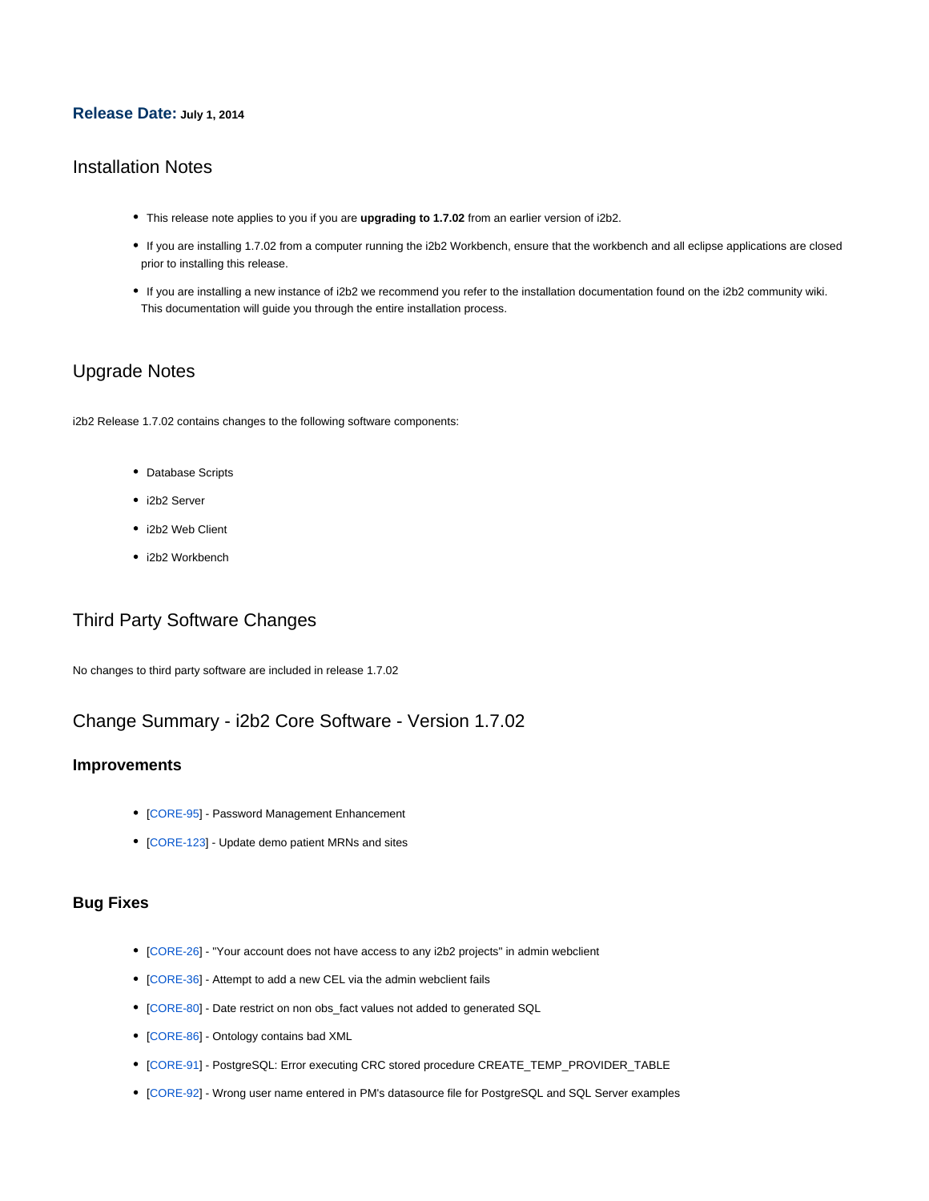**Release Date:** **July 1, 2014**

## Installation Notes

- This release note applies to you if you are **upgrading to 1.7.02** from an earlier version of i2b2.
- If you are installing 1.7.02 from a computer running the i2b2 Workbench, ensure that the workbench and all eclipse applications are closed prior to installing this release.
- If you are installing a new instance of i2b2 we recommend you refer to the installation documentation found on the i2b2 community wiki. This documentation will guide you through the entire installation process.

## Upgrade Notes

i2b2 Release 1.7.02 contains changes to the following software components:

- Database Scripts
- i2b2 Server
- i2b2 Web Client
- i2b2 Workbench

## Third Party Software Changes

No changes to third party software are included in release 1.7.02

## Change Summary - i2b2 Core Software - Version 1.7.02

### Improvements

- [CORE-95] - Password Management Enhancement
- [CORE-123] - Update demo patient MRNs and sites

### Bug Fixes

- [CORE-26] - "Your account does not have access to any i2b2 projects" in admin webclient
- [CORE-36] - Attempt to add a new CEL via the admin webclient fails
- [CORE-80] - Date restrict on non obs_fact values not added to generated SQL
- [CORE-86] - Ontology contains bad XML
- [CORE-91] - PostgreSQL: Error executing CRC stored procedure CREATE_TEMP_PROVIDER_TABLE
- [CORE-92] - Wrong user name entered in PM's datasource file for PostgreSQL and SQL Server examples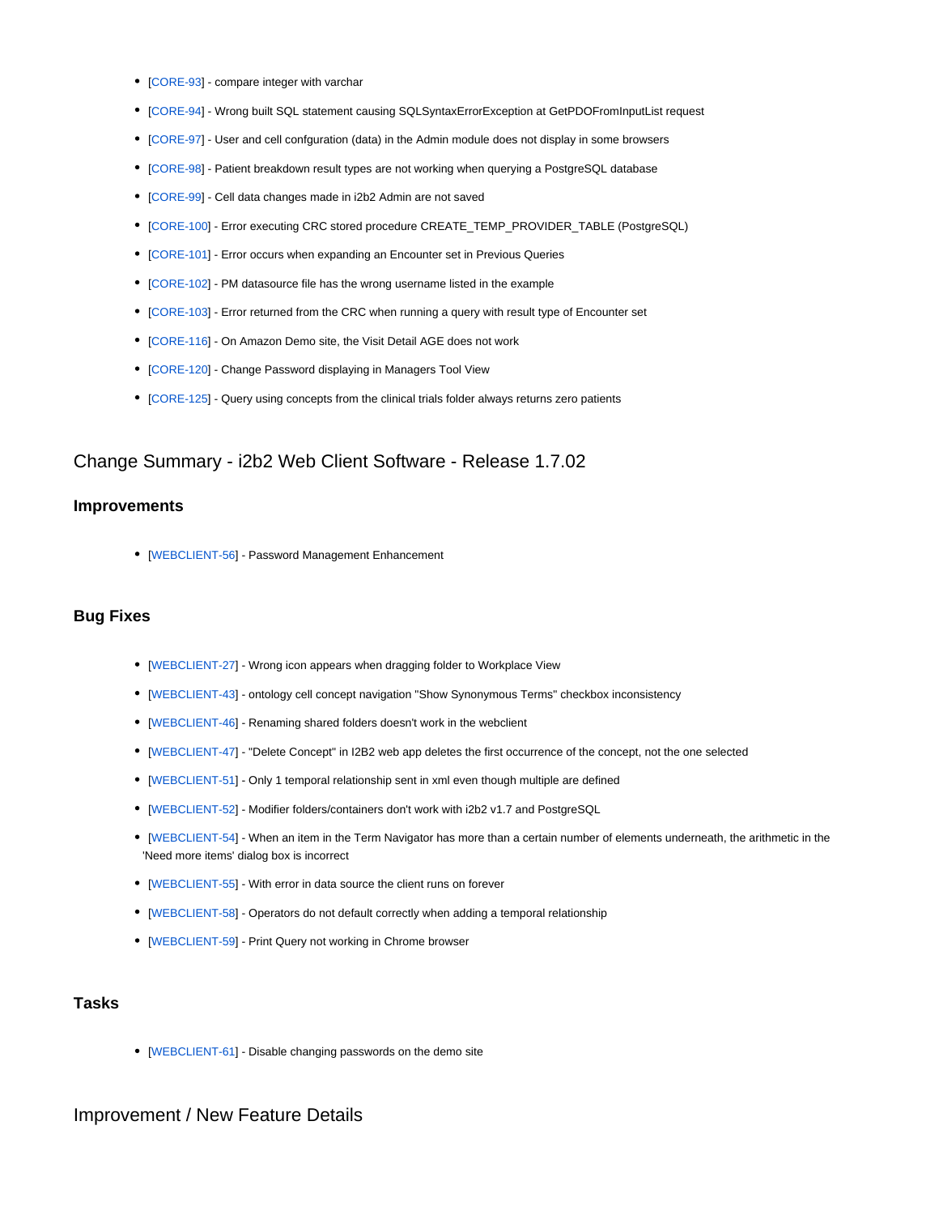- [CORE-93] - compare integer with varchar
- [CORE-94] - Wrong built SQL statement causing SQLSyntaxErrorException at GetPDOFromInputList request
- [CORE-97] - User and cell confguration (data) in the Admin module does not display in some browsers
- [CORE-98] - Patient breakdown result types are not working when querying a PostgreSQL database
- [CORE-99] - Cell data changes made in i2b2 Admin are not saved
- [CORE-100] - Error executing CRC stored procedure CREATE_TEMP_PROVIDER_TABLE (PostgreSQL)
- [CORE-101] - Error occurs when expanding an Encounter set in Previous Queries
- [CORE-102] - PM datasource file has the wrong username listed in the example
- [CORE-103] - Error returned from the CRC when running a query with result type of Encounter set
- [CORE-116] - On Amazon Demo site, the Visit Detail AGE does not work
- [CORE-120] - Change Password displaying in Managers Tool View
- [CORE-125] - Query using concepts from the clinical trials folder always returns zero patients

## Change Summary - i2b2 Web Client Software - Release 1.7.02

### Improvements

- [WEBCLIENT-56] - Password Management Enhancement

### Bug Fixes

- [WEBCLIENT-27] - Wrong icon appears when dragging folder to Workplace View
- [WEBCLIENT-43] - ontology cell concept navigation "Show Synonymous Terms" checkbox inconsistency
- [WEBCLIENT-46] - Renaming shared folders doesn't work in the webclient
- [WEBCLIENT-47] - "Delete Concept" in I2B2 web app deletes the first occurrence of the concept, not the one selected
- [WEBCLIENT-51] - Only 1 temporal relationship sent in xml even though multiple are defined
- [WEBCLIENT-52] - Modifier folders/containers don't work with i2b2 v1.7 and PostgreSQL
- [WEBCLIENT-54] - When an item in the Term Navigator has more than a certain number of elements underneath, the arithmetic in the 'Need more items' dialog box is incorrect
- [WEBCLIENT-55] - With error in data source the client runs on forever
- [WEBCLIENT-58] - Operators do not default correctly when adding a temporal relationship
- [WEBCLIENT-59] - Print Query not working in Chrome browser

### Tasks

- [WEBCLIENT-61] - Disable changing passwords on the demo site

## Improvement / New Feature Details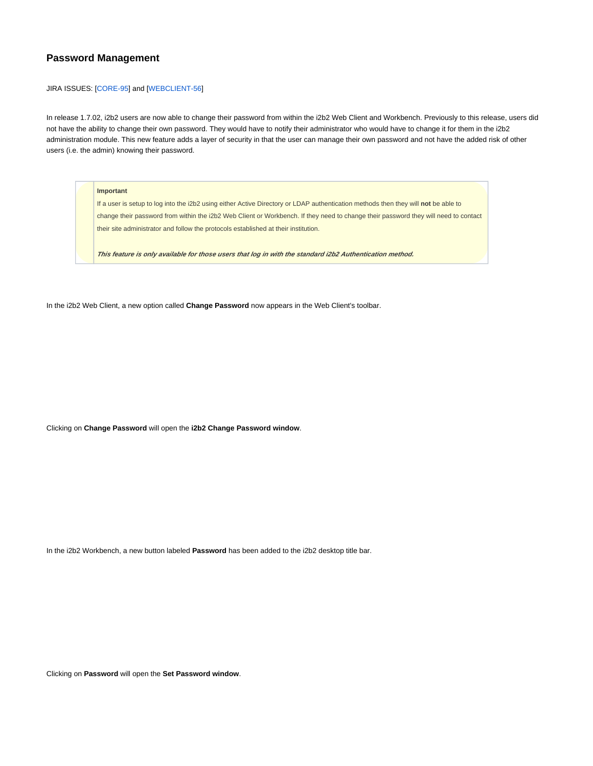## Password Management

JIRA ISSUES: [CORE-95] and [WEBCLIENT-56]

In release 1.7.02, i2b2 users are now able to change their password from within the i2b2 Web Client and Workbench. Previously to this release, users did not have the ability to change their own password. They would have to notify their administrator who would have to change it for them in the i2b2 administration module. This new feature adds a layer of security in that the user can manage their own password and not have the added risk of other users (i.e. the admin) knowing their password.

> **Important**
>
> If a user is setup to log into the i2b2 using either Active Directory or LDAP authentication methods then they will **not** be able to change their password from within the i2b2 Web Client or Workbench. If they need to change their password they will need to contact their site administrator and follow the protocols established at their institution.
>
> ***This feature is only available for those users that log in with the standard i2b2 Authentication method.***

In the i2b2 Web Client, a new option called **Change Password** now appears in the Web Client's toolbar.

Clicking on **Change Password** will open the **i2b2 Change Password window**.

In the i2b2 Workbench, a new button labeled **Password** has been added to the i2b2 desktop title bar.

Clicking on **Password** will open the **Set Password window**.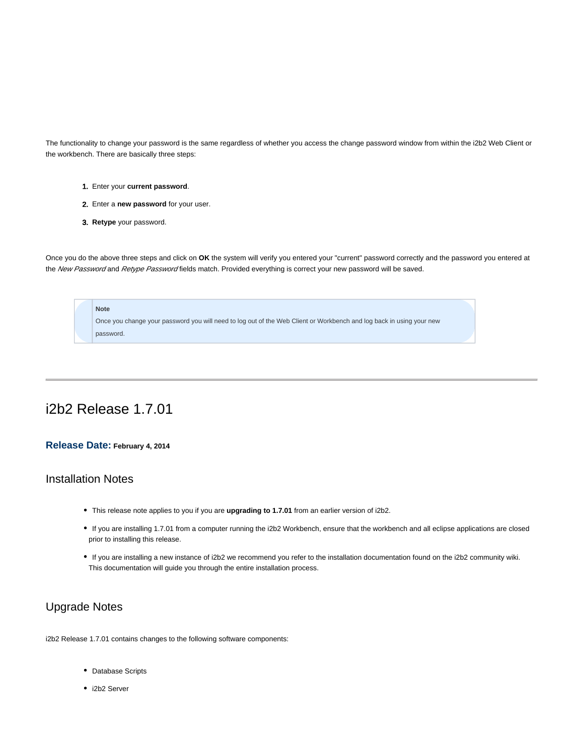The functionality to change your password is the same regardless of whether you access the change password window from within the i2b2 Web Client or the workbench. There are basically three steps:

1. Enter your **current password**.
2. Enter a **new password** for your user.
3. **Retype** your password.

Once you do the above three steps and click on **OK** the system will verify you entered your "current" password correctly and the password you entered at the *New Password* and *Retype Password* fields match. Provided everything is correct your new password will be saved.

> **Note**
> Once you change your password you will need to log out of the Web Client or Workbench and log back in using your new password.

---

# i2b2 Release 1.7.01

### Release Date: February 4, 2014

## Installation Notes

- This release note applies to you if you are **upgrading to 1.7.01** from an earlier version of i2b2.
- If you are installing 1.7.01 from a computer running the i2b2 Workbench, ensure that the workbench and all eclipse applications are closed prior to installing this release.
- If you are installing a new instance of i2b2 we recommend you refer to the installation documentation found on the i2b2 community wiki. This documentation will guide you through the entire installation process.

## Upgrade Notes

i2b2 Release 1.7.01 contains changes to the following software components:

- Database Scripts
- i2b2 Server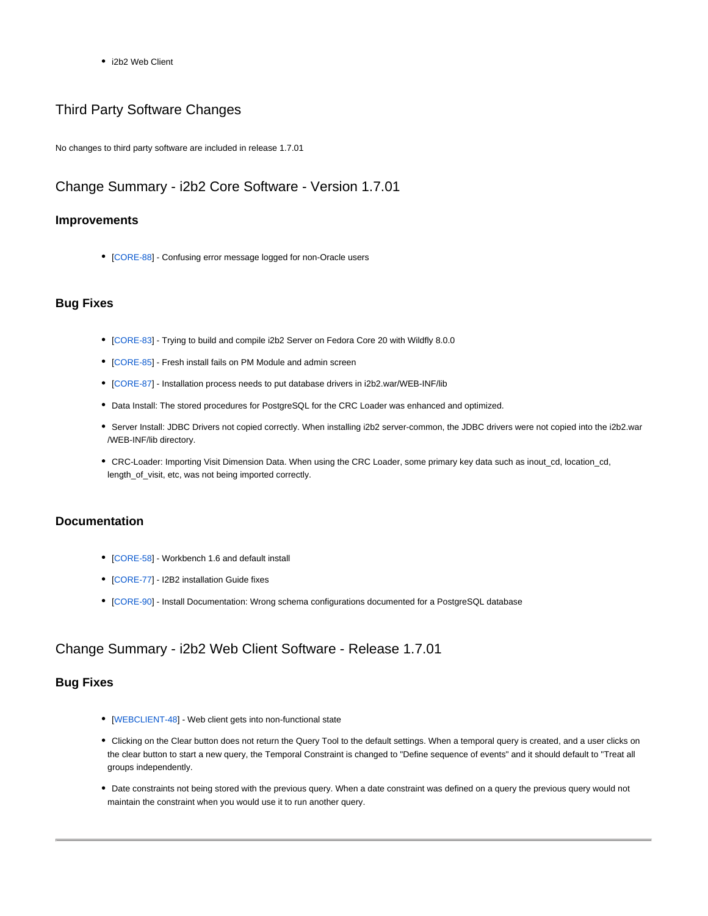- i2b2 Web Client

## Third Party Software Changes

No changes to third party software are included in release 1.7.01

## Change Summary - i2b2 Core Software - Version 1.7.01

### Improvements

- [CORE-88] - Confusing error message logged for non-Oracle users

### Bug Fixes

- [CORE-83] - Trying to build and compile i2b2 Server on Fedora Core 20 with Wildfly 8.0.0
- [CORE-85] - Fresh install fails on PM Module and admin screen
- [CORE-87] - Installation process needs to put database drivers in i2b2.war/WEB-INF/lib
- Data Install: The stored procedures for PostgreSQL for the CRC Loader was enhanced and optimized.
- Server Install: JDBC Drivers not copied correctly. When installing i2b2 server-common, the JDBC drivers were not copied into the i2b2.war /WEB-INF/lib directory.
- CRC-Loader: Importing Visit Dimension Data. When using the CRC Loader, some primary key data such as inout_cd, location_cd, length_of_visit, etc, was not being imported correctly.

### Documentation

- [CORE-58] - Workbench 1.6 and default install
- [CORE-77] - I2B2 installation Guide fixes
- [CORE-90] - Install Documentation: Wrong schema configurations documented for a PostgreSQL database

## Change Summary - i2b2 Web Client Software - Release 1.7.01

### Bug Fixes

- [WEBCLIENT-48] - Web client gets into non-functional state
- Clicking on the Clear button does not return the Query Tool to the default settings. When a temporal query is created, and a user clicks on the clear button to start a new query, the Temporal Constraint is changed to "Define sequence of events" and it should default to "Treat all groups independently.
- Date constraints not being stored with the previous query. When a date constraint was defined on a query the previous query would not maintain the constraint when you would use it to run another query.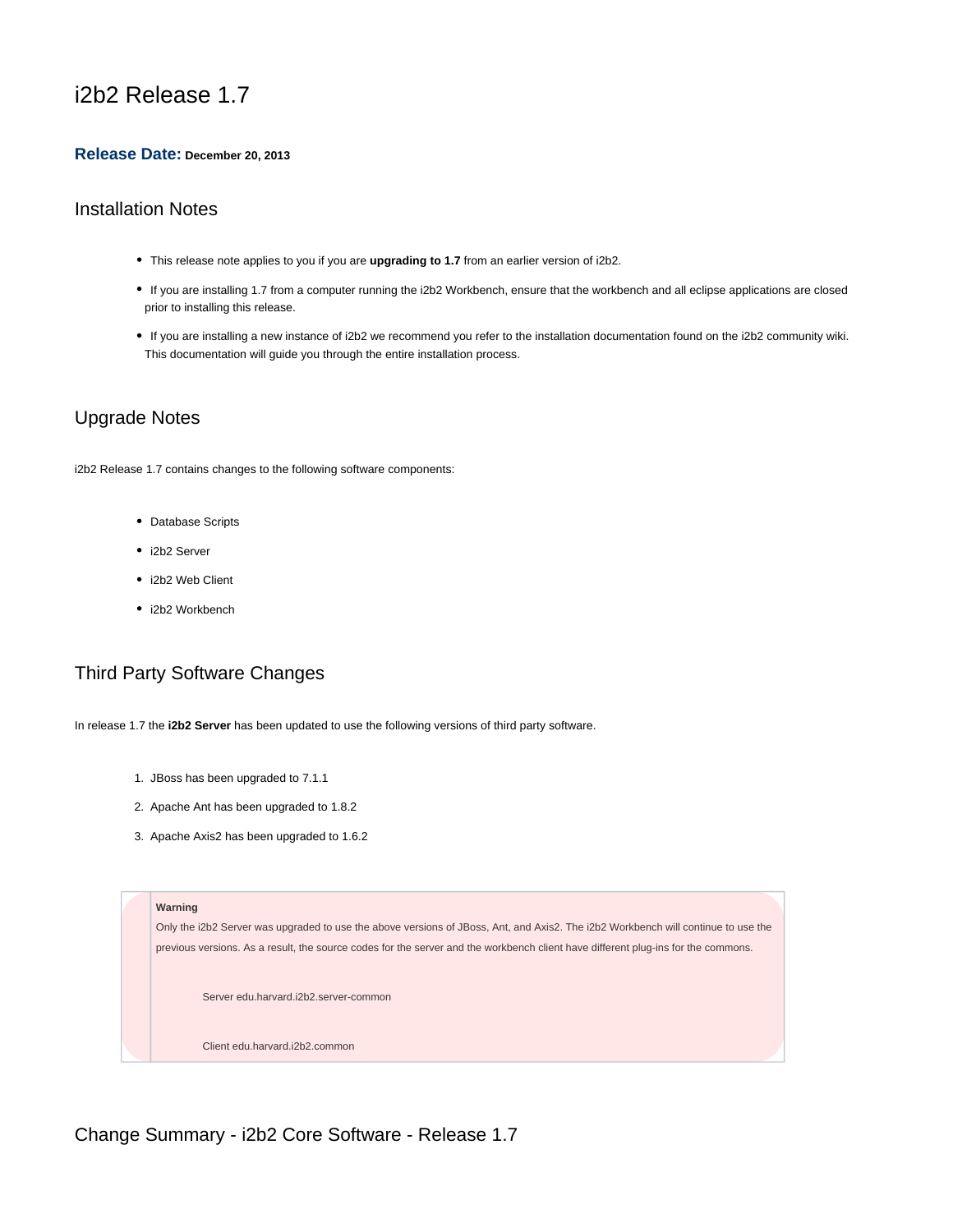# i2b2 Release 1.7

**Release Date:** **December 20, 2013**

## Installation Notes

- This release note applies to you if you are **upgrading to 1.7** from an earlier version of i2b2.
- If you are installing 1.7 from a computer running the i2b2 Workbench, ensure that the workbench and all eclipse applications are closed prior to installing this release.
- If you are installing a new instance of i2b2 we recommend you refer to the installation documentation found on the i2b2 community wiki. This documentation will guide you through the entire installation process.

## Upgrade Notes

i2b2 Release 1.7 contains changes to the following software components:

- Database Scripts
- i2b2 Server
- i2b2 Web Client
- i2b2 Workbench

## Third Party Software Changes

In release 1.7 the **i2b2 Server** has been updated to use the following versions of third party software.

1. JBoss has been upgraded to 7.1.1
2. Apache Ant has been upgraded to 1.8.2
3. Apache Axis2 has been upgraded to 1.6.2

> **Warning**
>
> Only the i2b2 Server was upgraded to use the above versions of JBoss, Ant, and Axis2. The i2b2 Workbench will continue to use the previous versions. As a result, the source codes for the server and the workbench client have different plug-ins for the commons.
>
> Server edu.harvard.i2b2.server-common
>
> Client edu.harvard.i2b2.common

## Change Summary - i2b2 Core Software - Release 1.7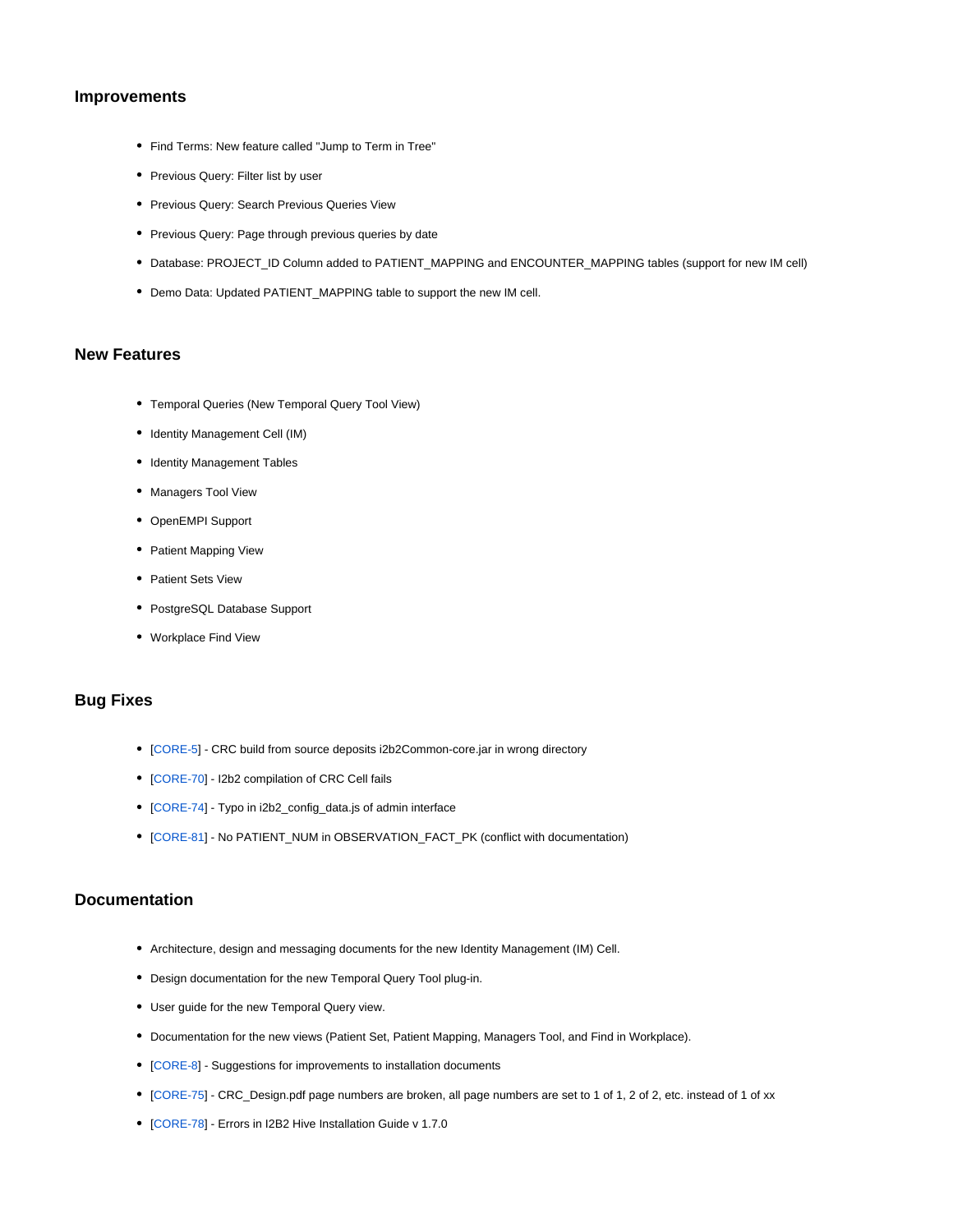### Improvements

- Find Terms: New feature called "Jump to Term in Tree"
- Previous Query: Filter list by user
- Previous Query: Search Previous Queries View
- Previous Query: Page through previous queries by date
- Database: PROJECT_ID Column added to PATIENT_MAPPING and ENCOUNTER_MAPPING tables (support for new IM cell)
- Demo Data: Updated PATIENT_MAPPING table to support the new IM cell.

### New Features

- Temporal Queries (New Temporal Query Tool View)
- Identity Management Cell (IM)
- Identity Management Tables
- Managers Tool View
- OpenEMPI Support
- Patient Mapping View
- Patient Sets View
- PostgreSQL Database Support
- Workplace Find View

### Bug Fixes

- [CORE-5] - CRC build from source deposits i2b2Common-core.jar in wrong directory
- [CORE-70] - I2b2 compilation of CRC Cell fails
- [CORE-74] - Typo in i2b2_config_data.js of admin interface
- [CORE-81] - No PATIENT_NUM in OBSERVATION_FACT_PK (conflict with documentation)

### Documentation

- Architecture, design and messaging documents for the new Identity Management (IM) Cell.
- Design documentation for the new Temporal Query Tool plug-in.
- User guide for the new Temporal Query view.
- Documentation for the new views (Patient Set, Patient Mapping, Managers Tool, and Find in Workplace).
- [CORE-8] - Suggestions for improvements to installation documents
- [CORE-75] - CRC_Design.pdf page numbers are broken, all page numbers are set to 1 of 1, 2 of 2, etc. instead of 1 of xx
- [CORE-78] - Errors in I2B2 Hive Installation Guide v 1.7.0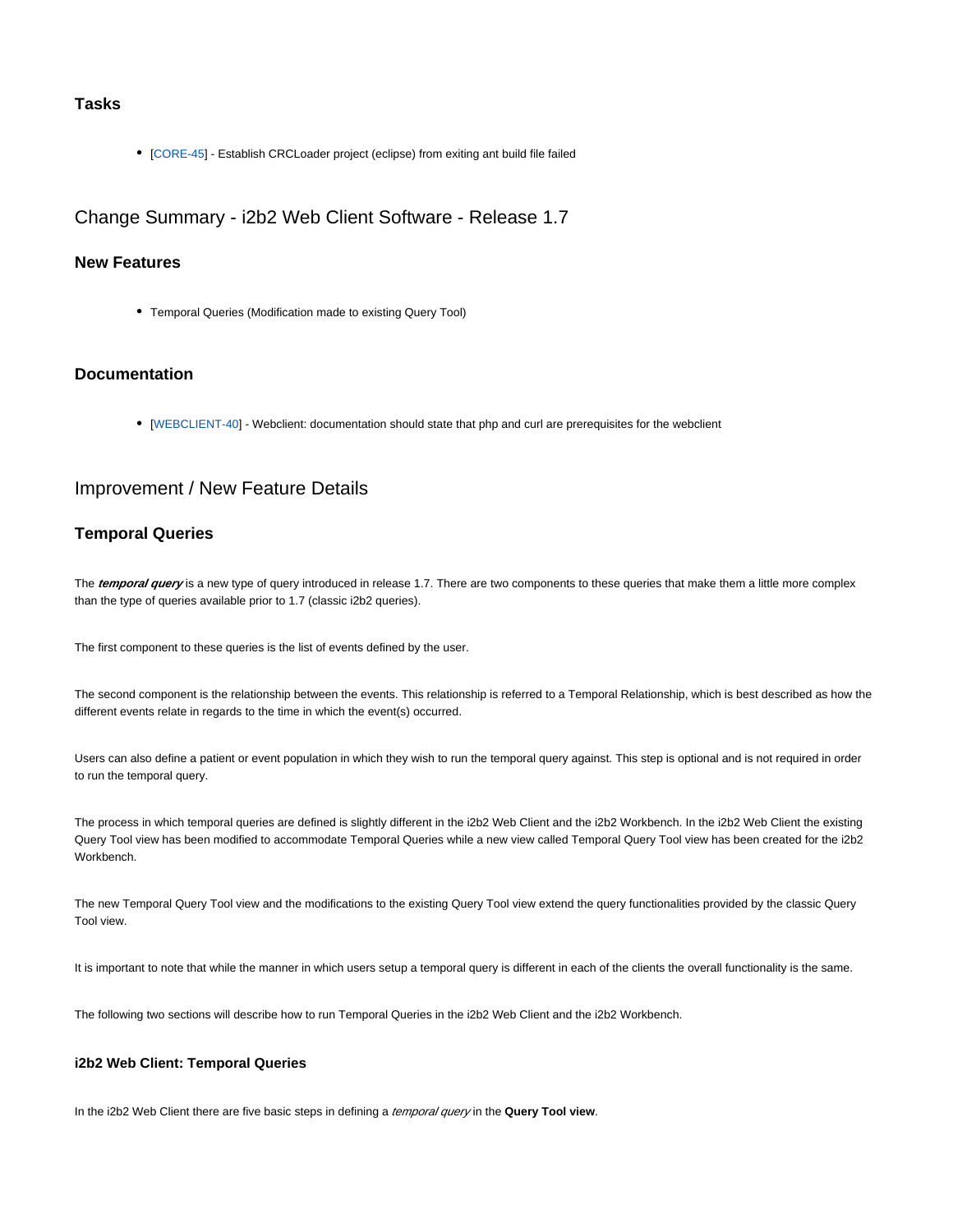### Tasks

- [CORE-45] - Establish CRCLoader project (eclipse) from exiting ant build file failed

## Change Summary - i2b2 Web Client Software - Release 1.7

### New Features

- Temporal Queries (Modification made to existing Query Tool)

### Documentation

- [WEBCLIENT-40] - Webclient: documentation should state that php and curl are prerequisites for the webclient

## Improvement / New Feature Details

### Temporal Queries

The ***temporal query*** is a new type of query introduced in release 1.7. There are two components to these queries that make them a little more complex than the type of queries available prior to 1.7 (classic i2b2 queries).

The first component to these queries is the list of events defined by the user.

The second component is the relationship between the events. This relationship is referred to a Temporal Relationship, which is best described as how the different events relate in regards to the time in which the event(s) occurred.

Users can also define a patient or event population in which they wish to run the temporal query against. This step is optional and is not required in order to run the temporal query.

The process in which temporal queries are defined is slightly different in the i2b2 Web Client and the i2b2 Workbench. In the i2b2 Web Client the existing Query Tool view has been modified to accommodate Temporal Queries while a new view called Temporal Query Tool view has been created for the i2b2 Workbench.

The new Temporal Query Tool view and the modifications to the existing Query Tool view extend the query functionalities provided by the classic Query Tool view.

It is important to note that while the manner in which users setup a temporal query is different in each of the clients the overall functionality is the same.

The following two sections will describe how to run Temporal Queries in the i2b2 Web Client and the i2b2 Workbench.

#### i2b2 Web Client: Temporal Queries

In the i2b2 Web Client there are five basic steps in defining a *temporal query* in the **Query Tool view**.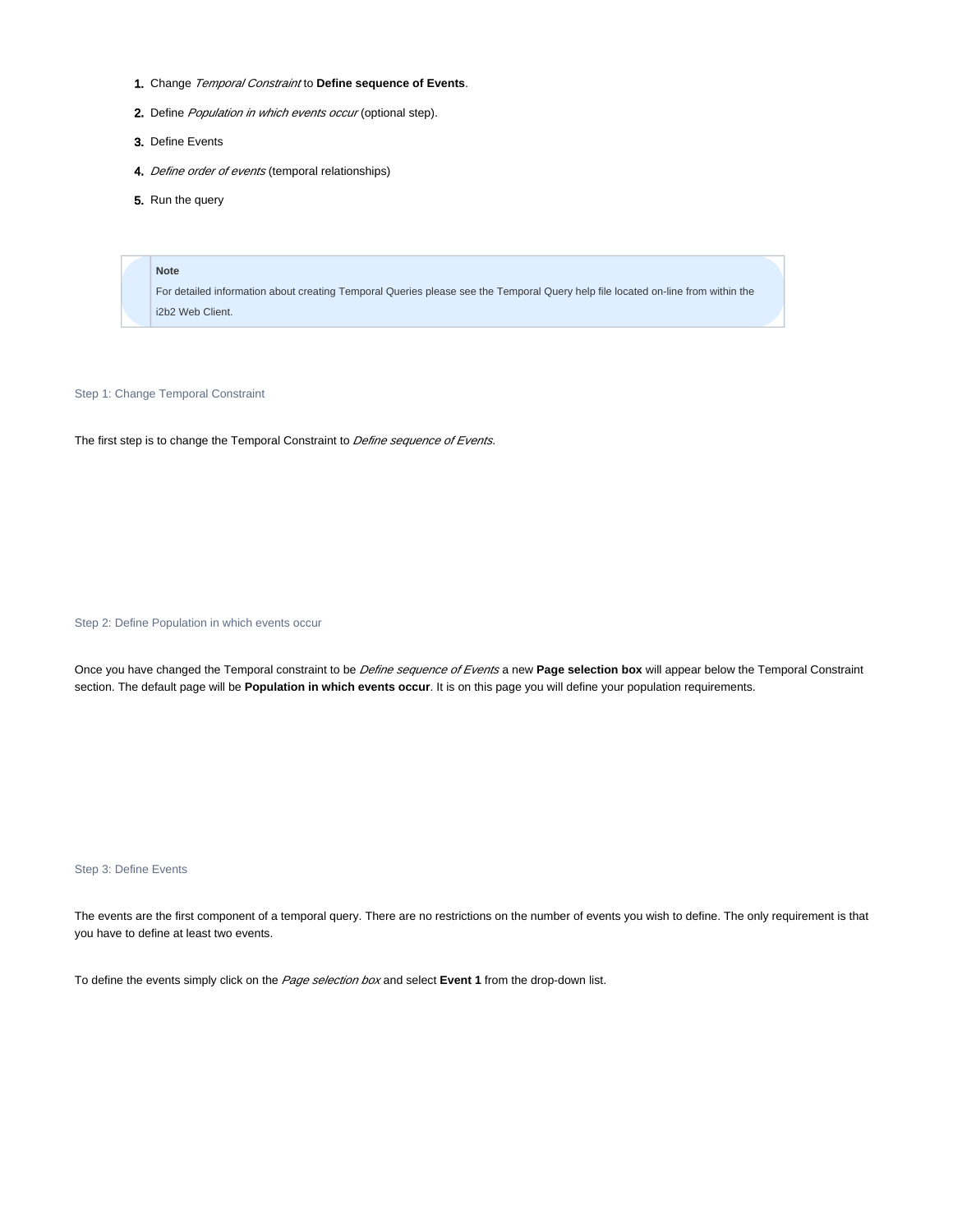1. Change *Temporal Constraint* to **Define sequence of Events**.
2. Define *Population in which events occur* (optional step).
3. Define Events
4. *Define order of events* (temporal relationships)
5. Run the query

> **Note**
>
> For detailed information about creating Temporal Queries please see the Temporal Query help file located on-line from within the i2b2 Web Client.

### Step 1: Change Temporal Constraint

The first step is to change the Temporal Constraint to *Define sequence of Events*.

### Step 2: Define Population in which events occur

Once you have changed the Temporal constraint to be *Define sequence of Events* a new **Page selection box** will appear below the Temporal Constraint section. The default page will be **Population in which events occur**. It is on this page you will define your population requirements.

### Step 3: Define Events

The events are the first component of a temporal query. There are no restrictions on the number of events you wish to define. The only requirement is that you have to define at least two events.

To define the events simply click on the *Page selection box* and select **Event 1** from the drop-down list.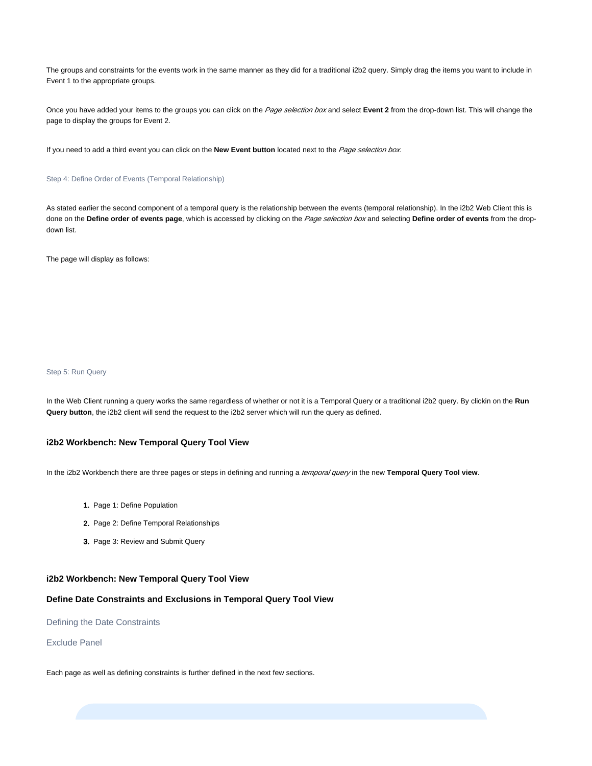The groups and constraints for the events work in the same manner as they did for a traditional i2b2 query. Simply drag the items you want to include in Event 1 to the appropriate groups.

Once you have added your items to the groups you can click on the *Page selection box* and select **Event 2** from the drop-down list. This will change the page to display the groups for Event 2.

If you need to add a third event you can click on the **New Event button** located next to the *Page selection box*.

#### Step 4: Define Order of Events (Temporal Relationship)

As stated earlier the second component of a temporal query is the relationship between the events (temporal relationship). In the i2b2 Web Client this is done on the **Define order of events page**, which is accessed by clicking on the *Page selection box* and selecting **Define order of events** from the drop-down list.

The page will display as follows:

#### Step 5: Run Query

In the Web Client running a query works the same regardless of whether or not it is a Temporal Query or a traditional i2b2 query. By clickin on the **Run Query button**, the i2b2 client will send the request to the i2b2 server which will run the query as defined.

### i2b2 Workbench: New Temporal Query Tool View

In the i2b2 Workbench there are three pages or steps in defining and running a *temporal query* in the new **Temporal Query Tool view**.

1. Page 1: Define Population
2. Page 2: Define Temporal Relationships
3. Page 3: Review and Submit Query

### i2b2 Workbench: New Temporal Query Tool View

### Define Date Constraints and Exclusions in Temporal Query Tool View

#### Defining the Date Constraints

#### Exclude Panel

Each page as well as defining constraints is further defined in the next few sections.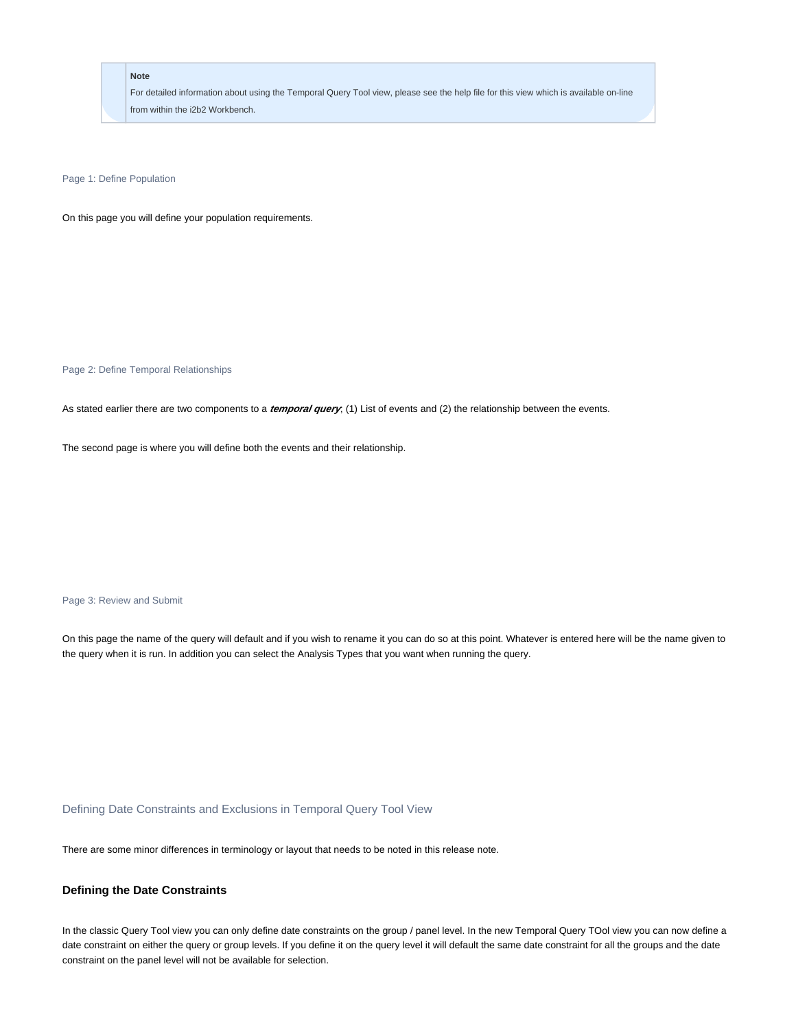> **Note**
> For detailed information about using the Temporal Query Tool view, please see the help file for this view which is available on-line from within the i2b2 Workbench.

#### Page 1: Define Population

On this page you will define your population requirements.

#### Page 2: Define Temporal Relationships

As stated earlier there are two components to a ***temporal query***; (1) List of events and (2) the relationship between the events.

The second page is where you will define both the events and their relationship.

#### Page 3: Review and Submit

On this page the name of the query will default and if you wish to rename it you can do so at this point. Whatever is entered here will be the name given to the query when it is run. In addition you can select the Analysis Types that you want when running the query.

## Defining Date Constraints and Exclusions in Temporal Query Tool View

There are some minor differences in terminology or layout that needs to be noted in this release note.

### Defining the Date Constraints

In the classic Query Tool view you can only define date constraints on the group / panel level. In the new Temporal Query TOol view you can now define a date constraint on either the query or group levels. If you define it on the query level it will default the same date constraint for all the groups and the date constraint on the panel level will not be available for selection.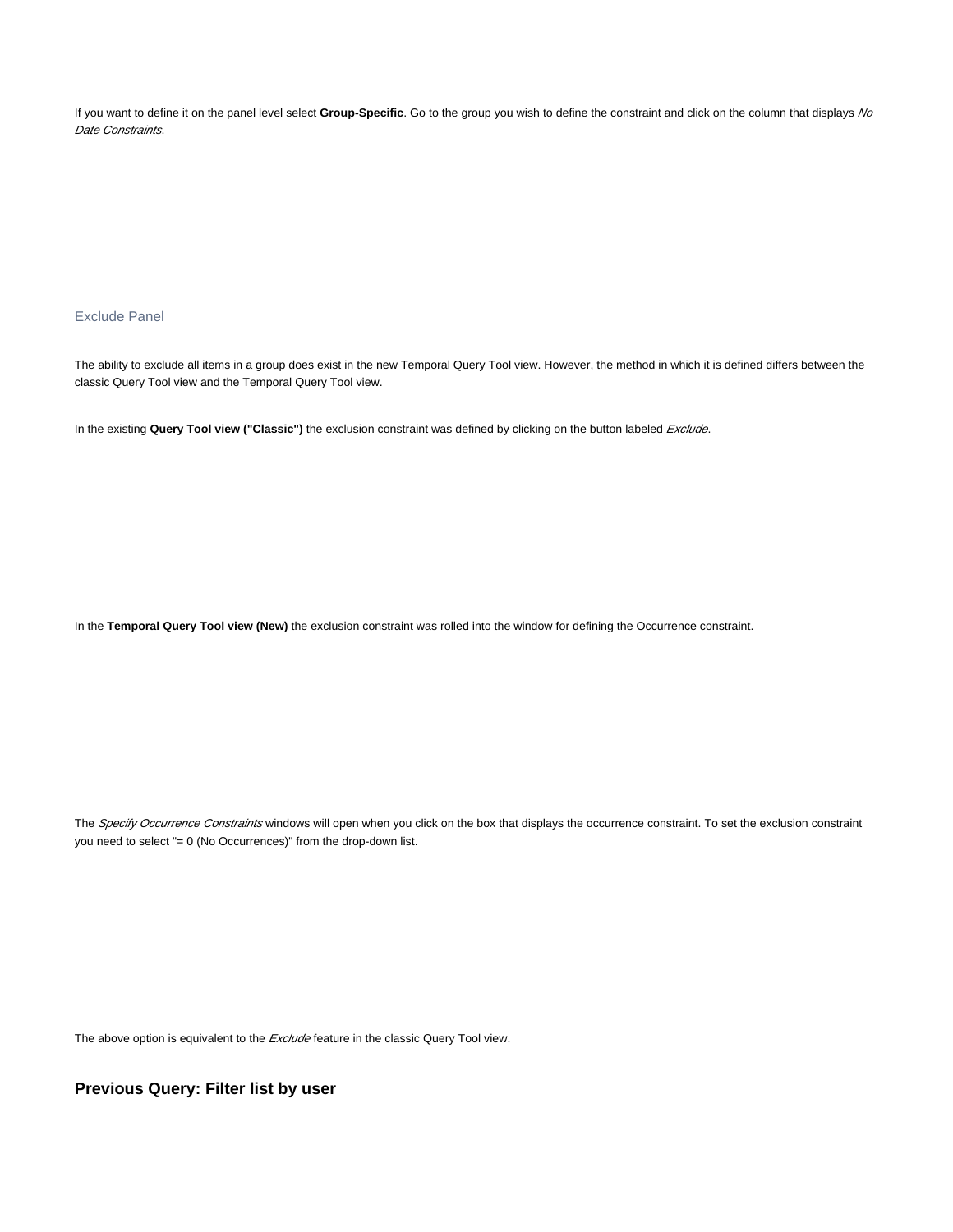If you want to define it on the panel level select **Group-Specific**. Go to the group you wish to define the constraint and click on the column that displays *No Date Constraints*.

### Exclude Panel

The ability to exclude all items in a group does exist in the new Temporal Query Tool view. However, the method in which it is defined differs between the classic Query Tool view and the Temporal Query Tool view.

In the existing **Query Tool view ("Classic")** the exclusion constraint was defined by clicking on the button labeled *Exclude*.

In the **Temporal Query Tool view (New)** the exclusion constraint was rolled into the window for defining the Occurrence constraint.

The *Specify Occurrence Constraints* windows will open when you click on the box that displays the occurrence constraint. To set the exclusion constraint you need to select "= 0 (No Occurrences)" from the drop-down list.

The above option is equivalent to the *Exclude* feature in the classic Query Tool view.

## Previous Query: Filter list by user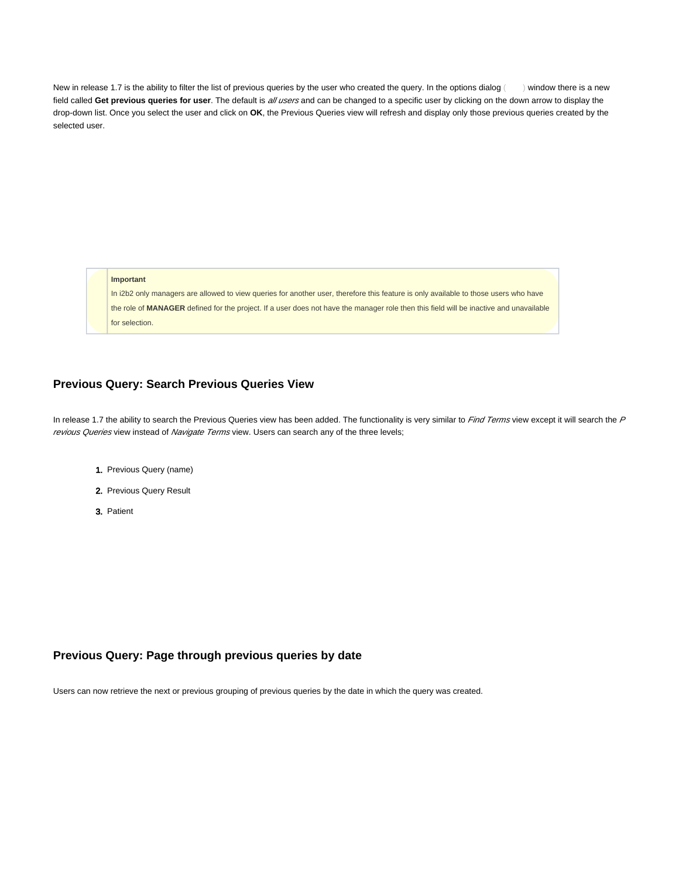New in release 1.7 is the ability to filter the list of previous queries by the user who created the query. In the options dialog ( ) window there is a new field called **Get previous queries for user**. The default is *all users* and can be changed to a specific user by clicking on the down arrow to display the drop-down list. Once you select the user and click on **OK**, the Previous Queries view will refresh and display only those previous queries created by the selected user.

> **Important**
> In i2b2 only managers are allowed to view queries for another user, therefore this feature is only available to those users who have the role of **MANAGER** defined for the project. If a user does not have the manager role then this field will be inactive and unavailable for selection.

## Previous Query: Search Previous Queries View

In release 1.7 the ability to search the Previous Queries view has been added. The functionality is very similar to *Find Terms* view except it will search the *Previous Queries* view instead of *Navigate Terms* view. Users can search any of the three levels;

1. Previous Query (name)
2. Previous Query Result
3. Patient

## Previous Query: Page through previous queries by date

Users can now retrieve the next or previous grouping of previous queries by the date in which the query was created.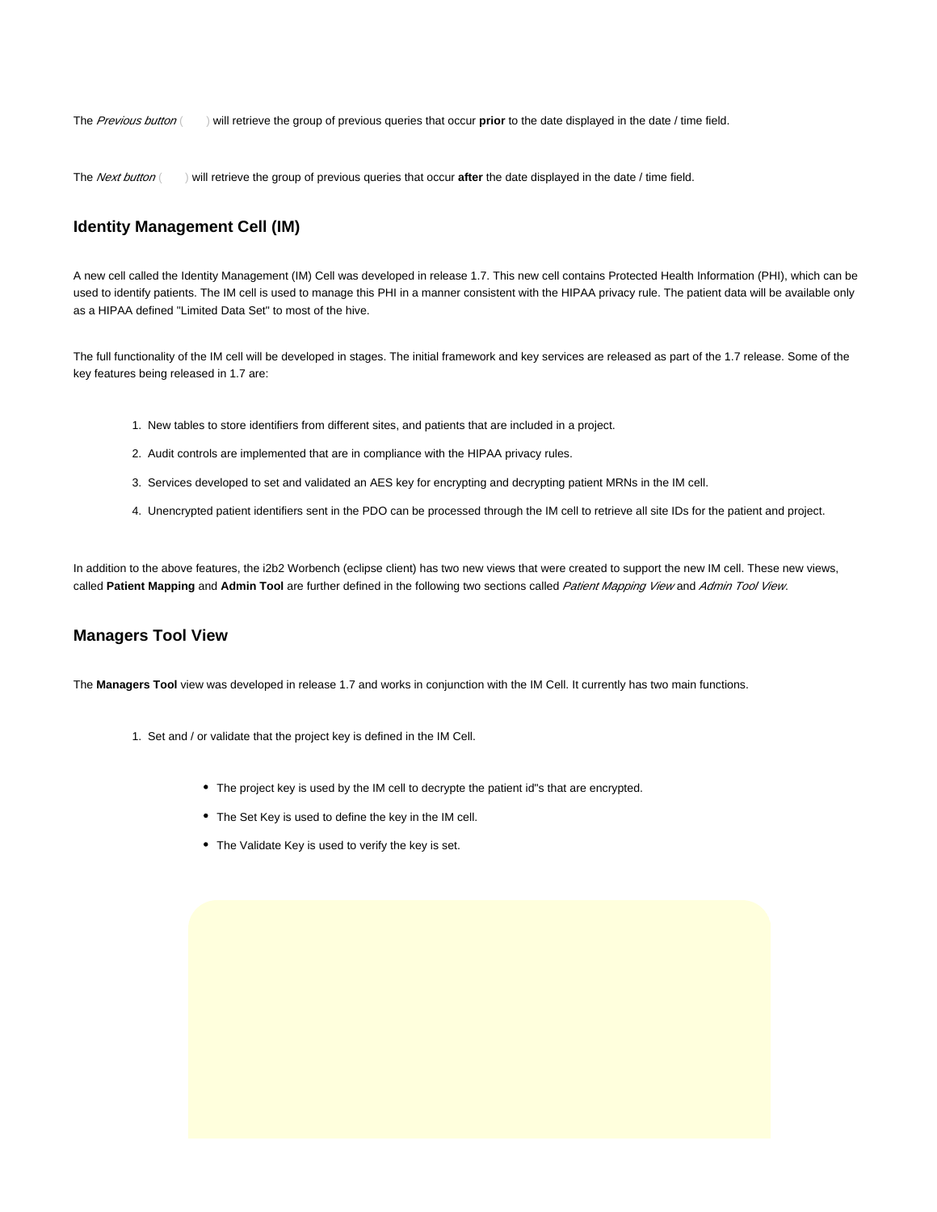The *Previous button* ( ) will retrieve the group of previous queries that occur **prior** to the date displayed in the date / time field.

The *Next button* ( ) will retrieve the group of previous queries that occur **after** the date displayed in the date / time field.

## Identity Management Cell (IM)

A new cell called the Identity Management (IM) Cell was developed in release 1.7. This new cell contains Protected Health Information (PHI), which can be used to identify patients. The IM cell is used to manage this PHI in a manner consistent with the HIPAA privacy rule. The patient data will be available only as a HIPAA defined "Limited Data Set" to most of the hive.

The full functionality of the IM cell will be developed in stages. The initial framework and key services are released as part of the 1.7 release. Some of the key features being released in 1.7 are:

1. New tables to store identifiers from different sites, and patients that are included in a project.
2. Audit controls are implemented that are in compliance with the HIPAA privacy rules.
3. Services developed to set and validated an AES key for encrypting and decrypting patient MRNs in the IM cell.
4. Unencrypted patient identifiers sent in the PDO can be processed through the IM cell to retrieve all site IDs for the patient and project.

In addition to the above features, the i2b2 Worbench (eclipse client) has two new views that were created to support the new IM cell. These new views, called **Patient Mapping** and **Admin Tool** are further defined in the following two sections called *Patient Mapping View* and *Admin Tool View*.

## Managers Tool View

The **Managers Tool** view was developed in release 1.7 and works in conjunction with the IM Cell. It currently has two main functions.

1. Set and / or validate that the project key is defined in the IM Cell.
    - The project key is used by the IM cell to decrypte the patient id"s that are encrypted.
    - The Set Key is used to define the key in the IM cell.
    - The Validate Key is used to verify the key is set.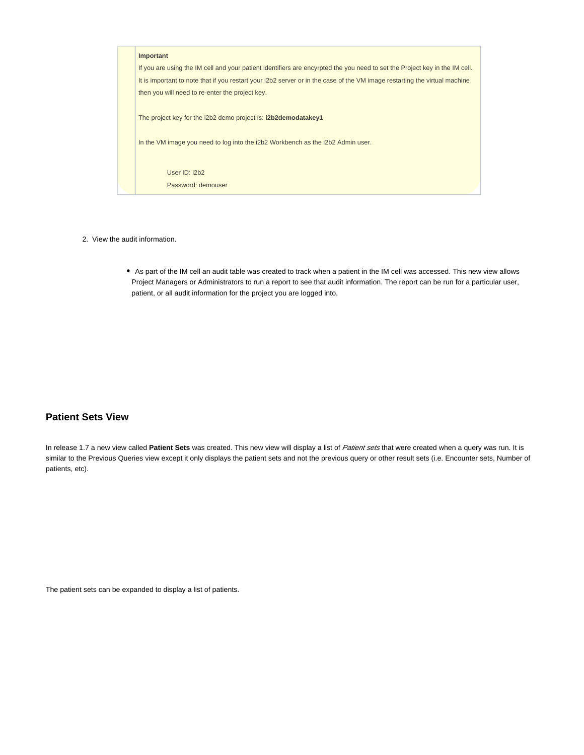> **Important**
>
> If you are using the IM cell and your patient identifiers are encyrpted the you need to set the Project key in the IM cell. It is important to note that if you restart your i2b2 server or in the case of the VM image restarting the virtual machine then you will need to re-enter the project key.
>
> The project key for the i2b2 demo project is: **i2b2demodatakey1**
>
> In the VM image you need to log into the i2b2 Workbench as the i2b2 Admin user.
>
> User ID: i2b2
> Password: demouser

2. View the audit information.

    - As part of the IM cell an audit table was created to track when a patient in the IM cell was accessed. This new view allows Project Managers or Administrators to run a report to see that audit information. The report can be run for a particular user, patient, or all audit information for the project you are logged into.

## Patient Sets View

In release 1.7 a new view called **Patient Sets** was created. This new view will display a list of *Patient sets* that were created when a query was run. It is similar to the Previous Queries view except it only displays the patient sets and not the previous query or other result sets (i.e. Encounter sets, Number of patients, etc).

The patient sets can be expanded to display a list of patients.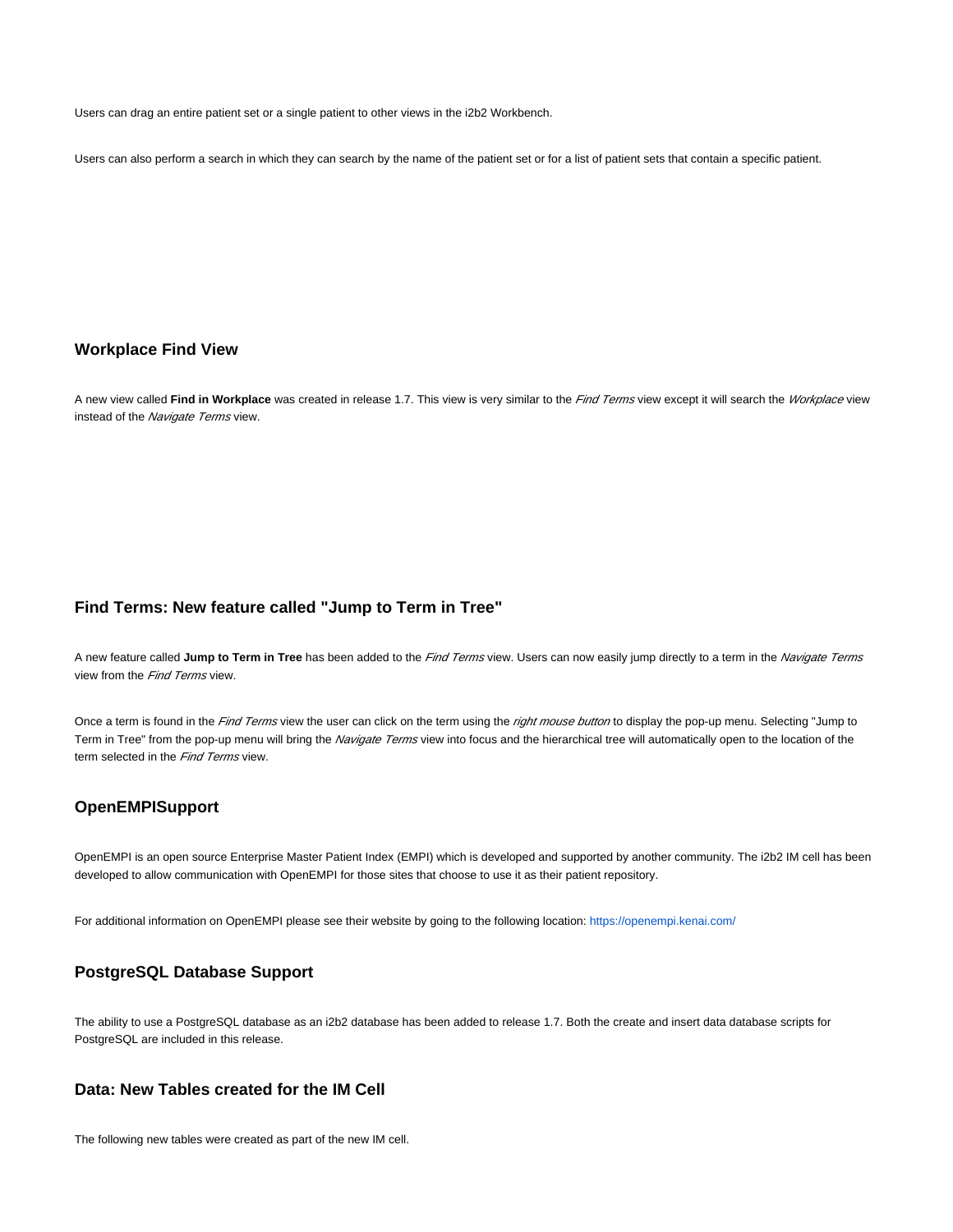Users can drag an entire patient set or a single patient to other views in the i2b2 Workbench.

Users can also perform a search in which they can search by the name of the patient set or for a list of patient sets that contain a specific patient.

### Workplace Find View

A new view called **Find in Workplace** was created in release 1.7. This view is very similar to the *Find Terms* view except it will search the *Workplace* view instead of the *Navigate Terms* view.

### Find Terms: New feature called "Jump to Term in Tree"

A new feature called **Jump to Term in Tree** has been added to the *Find Terms* view. Users can now easily jump directly to a term in the *Navigate Terms* view from the *Find Terms* view.

Once a term is found in the *Find Terms* view the user can click on the term using the *right mouse button* to display the pop-up menu. Selecting "Jump to Term in Tree" from the pop-up menu will bring the *Navigate Terms* view into focus and the hierarchical tree will automatically open to the location of the term selected in the *Find Terms* view.

### OpenEMPISupport

OpenEMPI is an open source Enterprise Master Patient Index (EMPI) which is developed and supported by another community. The i2b2 IM cell has been developed to allow communication with OpenEMPI for those sites that choose to use it as their patient repository.

For additional information on OpenEMPI please see their website by going to the following location: https://openempi.kenai.com/

### PostgreSQL Database Support

The ability to use a PostgreSQL database as an i2b2 database has been added to release 1.7. Both the create and insert data database scripts for PostgreSQL are included in this release.

### Data: New Tables created for the IM Cell

The following new tables were created as part of the new IM cell.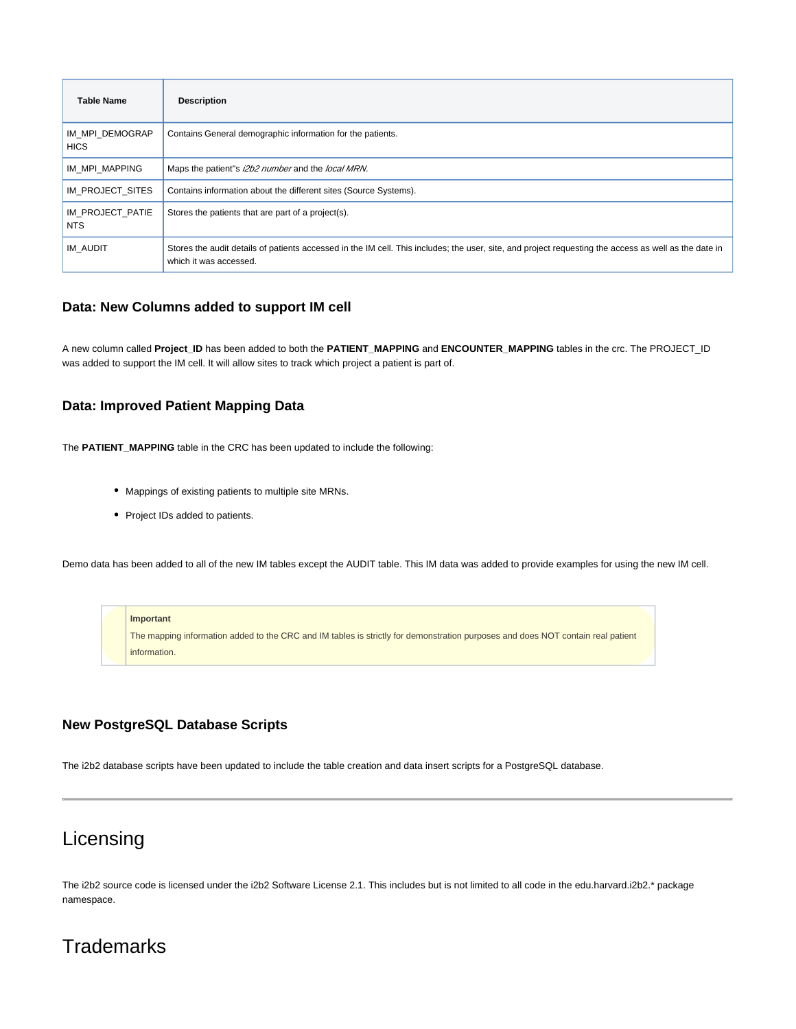| Table Name | Description |
|---|---|
| IM_MPI_DEMOGRAPHICS | Contains General demographic information for the patients. |
| IM_MPI_MAPPING | Maps the patient"s *i2b2 number* and the *local MRN*. |
| IM_PROJECT_SITES | Contains information about the different sites (Source Systems). |
| IM_PROJECT_PATIENTS | Stores the patients that are part of a project(s). |
| IM_AUDIT | Stores the audit details of patients accessed in the IM cell. This includes; the user, site, and project requesting the access as well as the date in which it was accessed. |

### Data: New Columns added to support IM cell

A new column called **Project_ID** has been added to both the **PATIENT_MAPPING** and **ENCOUNTER_MAPPING** tables in the crc. The PROJECT_ID was added to support the IM cell. It will allow sites to track which project a patient is part of.

### Data: Improved Patient Mapping Data

The **PATIENT_MAPPING** table in the CRC has been updated to include the following:

- Mappings of existing patients to multiple site MRNs.
- Project IDs added to patients.

Demo data has been added to all of the new IM tables except the AUDIT table. This IM data was added to provide examples for using the new IM cell.

> **Important**
> The mapping information added to the CRC and IM tables is strictly for demonstration purposes and does NOT contain real patient information.

### New PostgreSQL Database Scripts

The i2b2 database scripts have been updated to include the table creation and data insert scripts for a PostgreSQL database.

---

# Licensing

The i2b2 source code is licensed under the i2b2 Software License 2.1. This includes but is not limited to all code in the edu.harvard.i2b2.* package namespace.

# Trademarks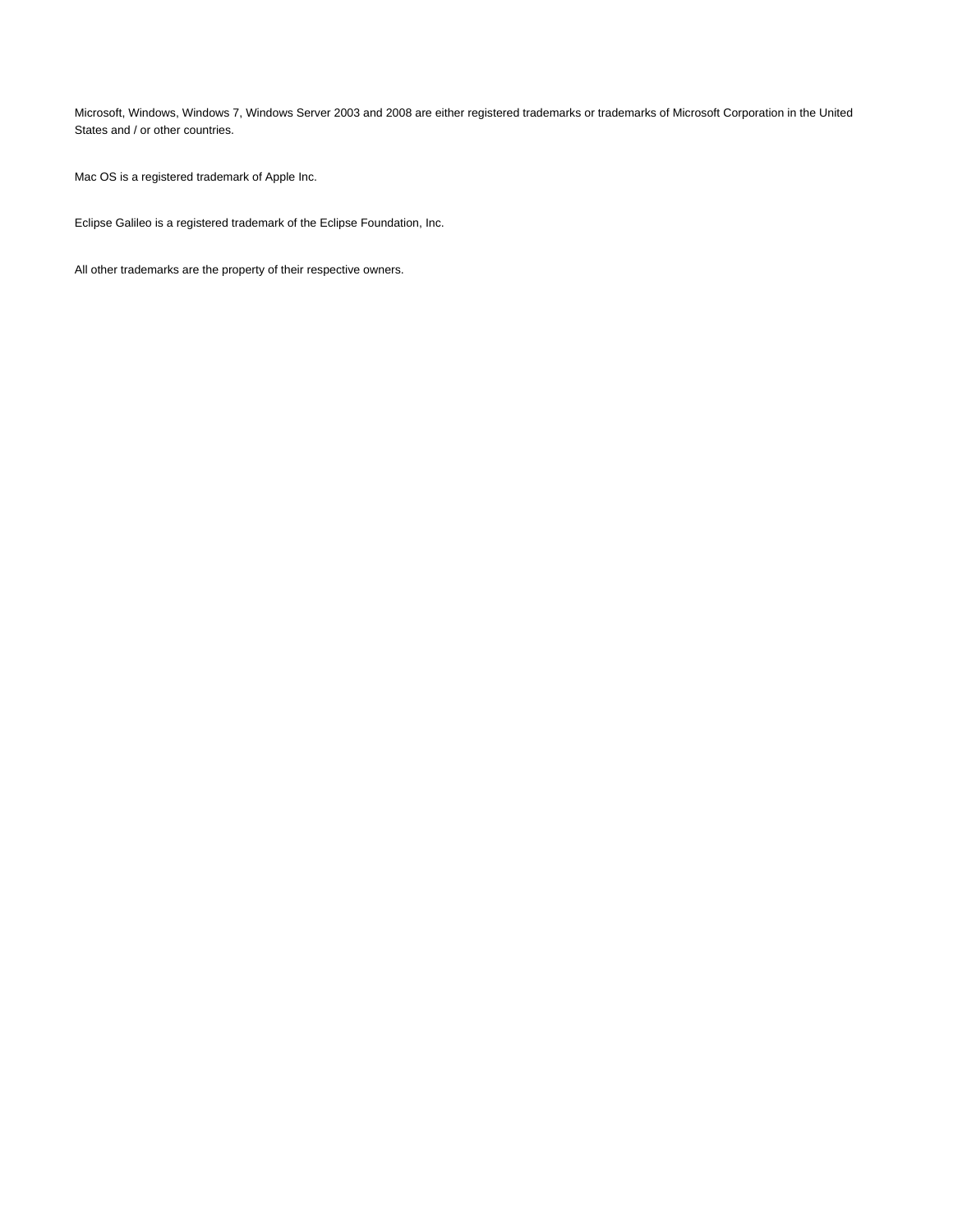Microsoft, Windows, Windows 7, Windows Server 2003 and 2008 are either registered trademarks or trademarks of Microsoft Corporation in the United States and / or other countries.

Mac OS is a registered trademark of Apple Inc.

Eclipse Galileo is a registered trademark of the Eclipse Foundation, Inc.

All other trademarks are the property of their respective owners.